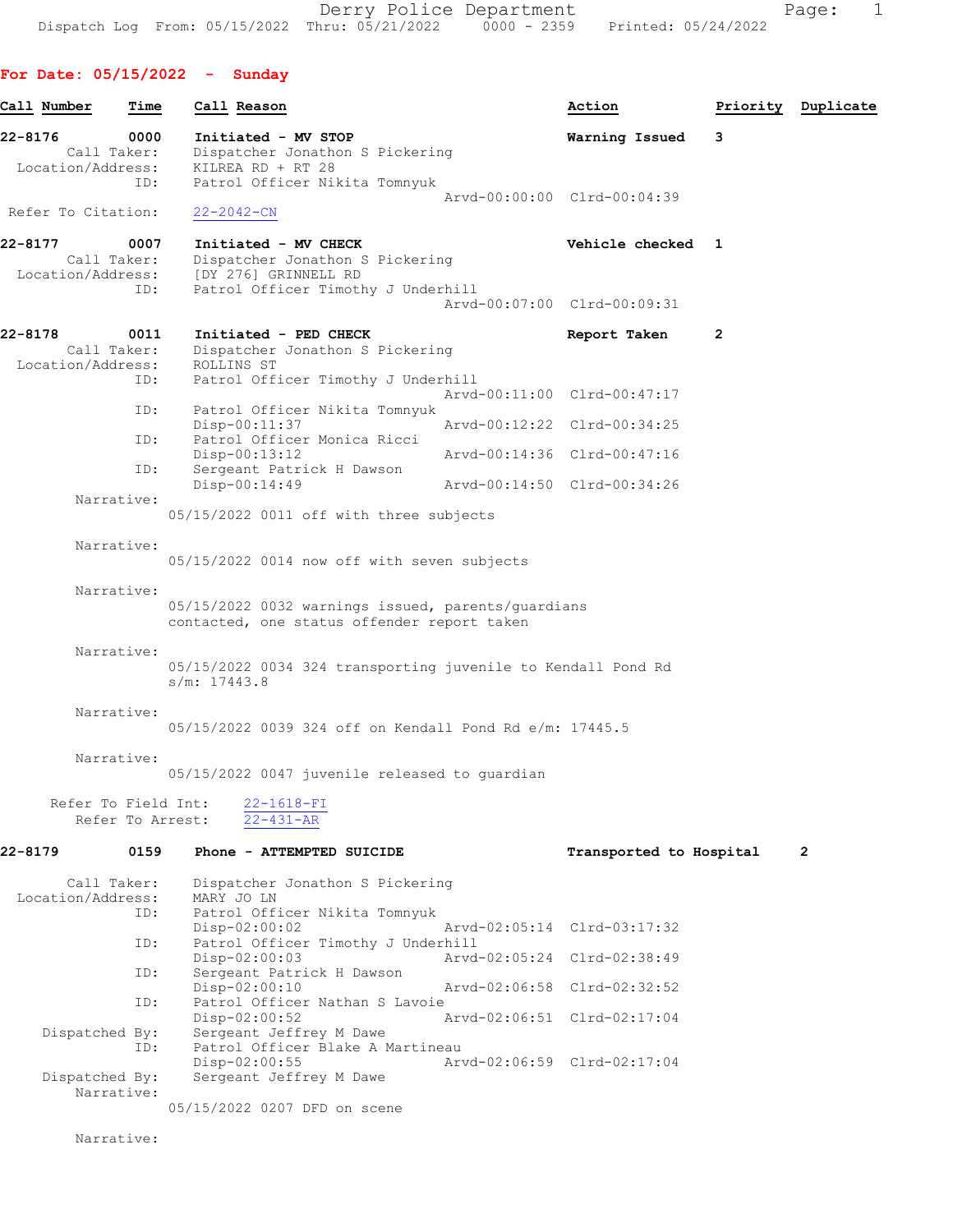**For Date: 05/15/2022 - Sunday**

| Call Number | Time | Call Reason | Action | Priority | Duplicate |
|---|---|---|---|---|---|

**22-8176** 0000 Initiated - MV STOP — Warning Issued — 3

Call Taker: Dispatcher Jonathon S Pickering
Location/Address: KILREA RD + RT 28
ID: Patrol Officer Nikita Tomnyuk
Arvd-00:00:00 Clrd-00:04:39

Refer To Citation: 22-2042-CN

**22-8177** 0007 Initiated - MV CHECK — Vehicle checked — 1

Call Taker: Dispatcher Jonathon S Pickering
Location/Address: [DY 276] GRINNELL RD
ID: Patrol Officer Timothy J Underhill
Arvd-00:07:00 Clrd-00:09:31

**22-8178** 0011 Initiated - PED CHECK — Report Taken — 2

Call Taker: Dispatcher Jonathon S Pickering
Location/Address: ROLLINS ST
ID: Patrol Officer Timothy J Underhill
Arvd-00:11:00 Clrd-00:47:17
ID: Patrol Officer Nikita Tomnyuk
Disp-00:11:37 Arvd-00:12:22 Clrd-00:34:25
ID: Patrol Officer Monica Ricci
Disp-00:13:12 Arvd-00:14:36 Clrd-00:47:16
ID: Sergeant Patrick H Dawson
Disp-00:14:49 Arvd-00:14:50 Clrd-00:34:26

Narrative:
05/15/2022 0011 off with three subjects

Narrative:
05/15/2022 0014 now off with seven subjects

Narrative:
05/15/2022 0032 warnings issued, parents/guardians contacted, one status offender report taken

Narrative:
05/15/2022 0034 324 transporting juvenile to Kendall Pond Rd s/m: 17443.8

Narrative:
05/15/2022 0039 324 off on Kendall Pond Rd e/m: 17445.5

Narrative:
05/15/2022 0047 juvenile released to guardian

Refer To Field Int: 22-1618-FI
Refer To Arrest: 22-431-AR

**22-8179** 0159 Phone - ATTEMPTED SUICIDE — Transported to Hospital — 2

Call Taker: Dispatcher Jonathon S Pickering
Location/Address: MARY JO LN
ID: Patrol Officer Nikita Tomnyuk
Disp-02:00:02 Arvd-02:05:14 Clrd-03:17:32
ID: Patrol Officer Timothy J Underhill
Disp-02:00:03 Arvd-02:05:24 Clrd-02:38:49
ID: Sergeant Patrick H Dawson
Disp-02:00:10 Arvd-02:06:58 Clrd-02:32:52
ID: Patrol Officer Nathan S Lavoie
Disp-02:00:52 Arvd-02:06:51 Clrd-02:17:04
Dispatched By: Sergeant Jeffrey M Dawe
ID: Patrol Officer Blake A Martineau
Disp-02:00:55 Arvd-02:06:59 Clrd-02:17:04
Dispatched By: Sergeant Jeffrey M Dawe

Narrative:
05/15/2022 0207 DFD on scene

Narrative: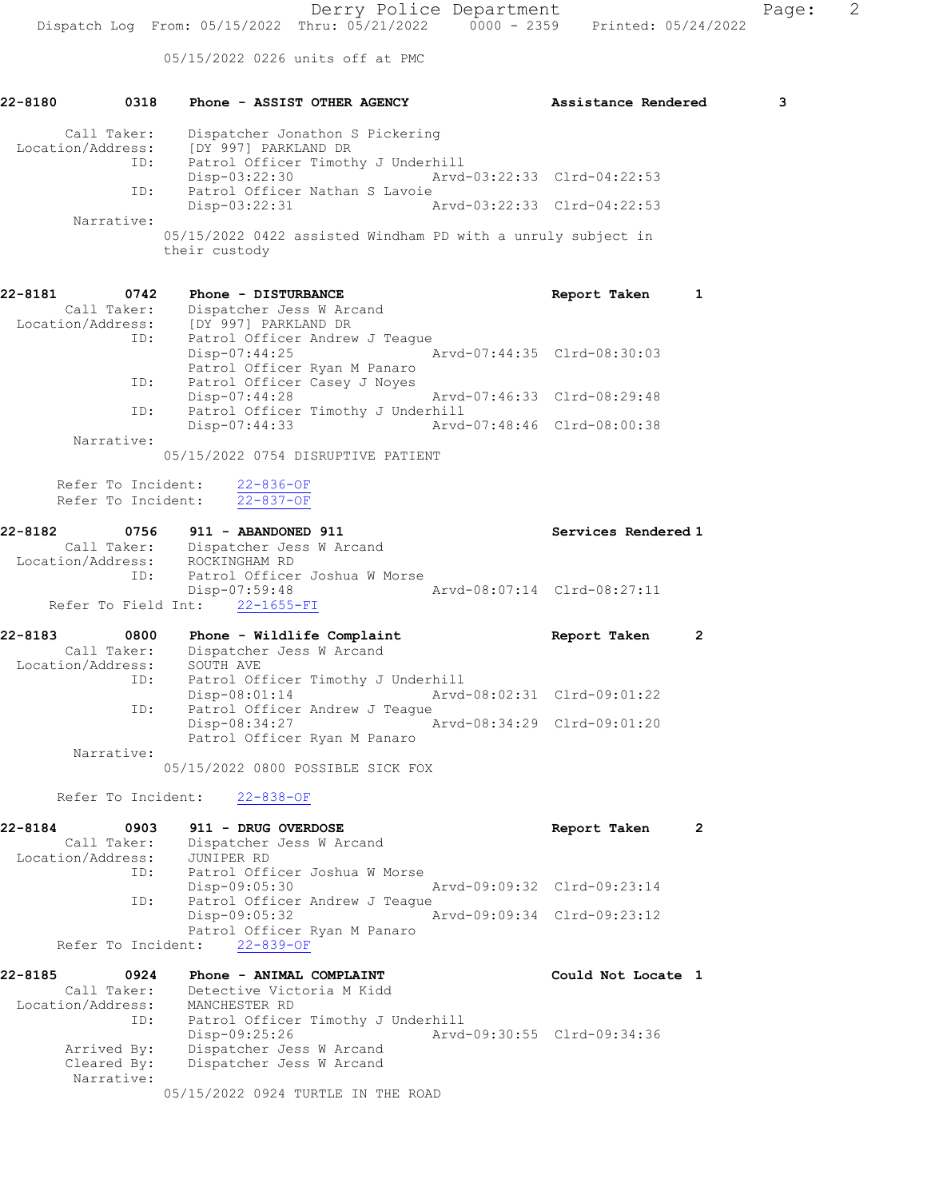05/15/2022 0226 units off at PMC

**22-8180 0318 Phone - ASSIST OTHER AGENCY** — Assistance Rendered 3

Call Taker: Dispatcher Jonathon S Pickering
Location/Address: [DY 997] PARKLAND DR
ID: Patrol Officer Timothy J Underhill
Disp-03:22:30 Arvd-03:22:33 Clrd-04:22:53
ID: Patrol Officer Nathan S Lavoie
Disp-03:22:31 Arvd-03:22:33 Clrd-04:22:53
Narrative:
05/15/2022 0422 assisted Windham PD with a unruly subject in their custody

**22-8181 0742 Phone - DISTURBANCE** — Report Taken 1

Call Taker: Dispatcher Jess W Arcand
Location/Address: [DY 997] PARKLAND DR
ID: Patrol Officer Andrew J Teague
Disp-07:44:25 Arvd-07:44:35 Clrd-08:30:03
Patrol Officer Ryan M Panaro
ID: Patrol Officer Casey J Noyes
Disp-07:44:28 Arvd-07:46:33 Clrd-08:29:48
ID: Patrol Officer Timothy J Underhill
Disp-07:44:33 Arvd-07:48:46 Clrd-08:00:38
Narrative:
05/15/2022 0754 DISRUPTIVE PATIENT

Refer To Incident: 22-836-OF
Refer To Incident: 22-837-OF

**22-8182 0756 911 - ABANDONED 911** — Services Rendered 1

Call Taker: Dispatcher Jess W Arcand
Location/Address: ROCKINGHAM RD
ID: Patrol Officer Joshua W Morse
Disp-07:59:48 Arvd-08:07:14 Clrd-08:27:11
Refer To Field Int: 22-1655-FI

**22-8183 0800 Phone - Wildlife Complaint** — Report Taken 2

Call Taker: Dispatcher Jess W Arcand
Location/Address: SOUTH AVE
ID: Patrol Officer Timothy J Underhill
Disp-08:01:14 Arvd-08:02:31 Clrd-09:01:22
ID: Patrol Officer Andrew J Teague
Disp-08:34:27 Arvd-08:34:29 Clrd-09:01:20
Patrol Officer Ryan M Panaro
Narrative:
05/15/2022 0800 POSSIBLE SICK FOX

Refer To Incident: 22-838-OF

**22-8184 0903 911 - DRUG OVERDOSE** — Report Taken 2

Call Taker: Dispatcher Jess W Arcand
Location/Address: JUNIPER RD
ID: Patrol Officer Joshua W Morse
Disp-09:05:30 Arvd-09:09:32 Clrd-09:23:14
ID: Patrol Officer Andrew J Teague
Disp-09:05:32 Arvd-09:09:34 Clrd-09:23:12
Patrol Officer Ryan M Panaro
Refer To Incident: 22-839-OF

**22-8185 0924 Phone - ANIMAL COMPLAINT** — Could Not Locate 1

Call Taker: Detective Victoria M Kidd
Location/Address: MANCHESTER RD
ID: Patrol Officer Timothy J Underhill
Disp-09:25:26 Arvd-09:30:55 Clrd-09:34:36
Arrived By: Dispatcher Jess W Arcand
Cleared By: Dispatcher Jess W Arcand
Narrative:
05/15/2022 0924 TURTLE IN THE ROAD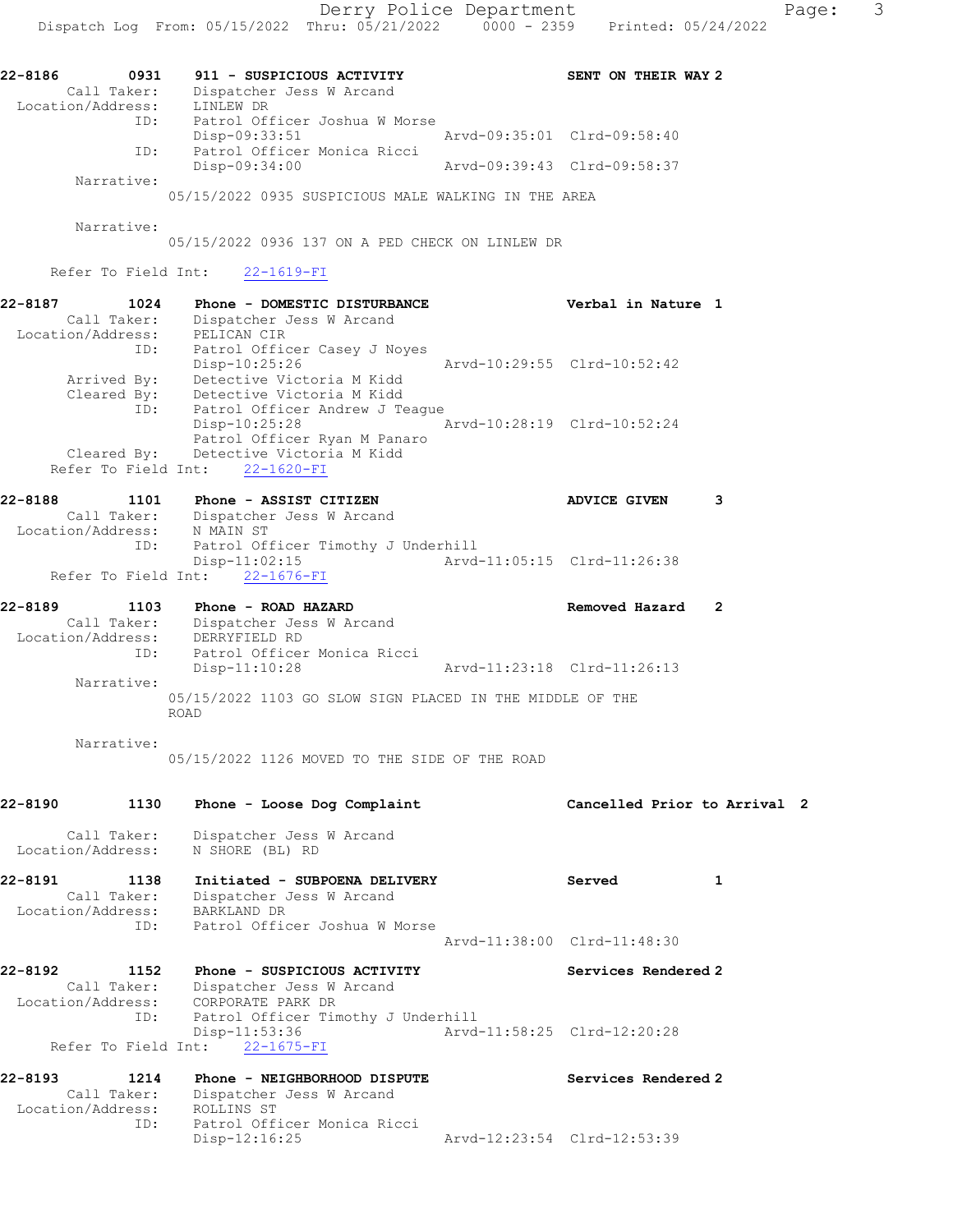```
22-8186        0931    911 - SUSPICIOUS ACTIVITY                    SENT ON THEIR WAY 2
        Call Taker:    Dispatcher Jess W Arcand
  Location/Address:    LINLEW DR
                ID:    Patrol Officer Joshua W Morse
                       Disp-09:33:51                Arvd-09:35:01  Clrd-09:58:40
                ID:    Patrol Officer Monica Ricci
                       Disp-09:34:00                Arvd-09:39:43  Clrd-09:58:37
         Narrative:
                 05/15/2022 0935 SUSPICIOUS MALE WALKING IN THE AREA

         Narrative:
                 05/15/2022 0936 137 ON A PED CHECK ON LINLEW DR

     Refer To Field Int:    22-1619-FI

22-8187        1024    Phone - DOMESTIC DISTURBANCE                 Verbal in Nature  1
        Call Taker:    Dispatcher Jess W Arcand
  Location/Address:    PELICAN CIR
                ID:    Patrol Officer Casey J Noyes
                       Disp-10:25:26                Arvd-10:29:55  Clrd-10:52:42
        Arrived By:    Detective Victoria M Kidd
        Cleared By:    Detective Victoria M Kidd
                ID:    Patrol Officer Andrew J Teague
                       Disp-10:25:28                Arvd-10:28:19  Clrd-10:52:24
                       Patrol Officer Ryan M Panaro
        Cleared By:    Detective Victoria M Kidd
     Refer To Field Int:    22-1620-FI

22-8188        1101    Phone - ASSIST CITIZEN                       ADVICE GIVEN      3
        Call Taker:    Dispatcher Jess W Arcand
  Location/Address:    N MAIN ST
                ID:    Patrol Officer Timothy J Underhill
                       Disp-11:02:15                Arvd-11:05:15  Clrd-11:26:38
     Refer To Field Int:    22-1676-FI

22-8189        1103    Phone - ROAD HAZARD                          Removed Hazard    2
        Call Taker:    Dispatcher Jess W Arcand
  Location/Address:    DERRYFIELD RD
                ID:    Patrol Officer Monica Ricci
                       Disp-11:10:28                Arvd-11:23:18  Clrd-11:26:13
         Narrative:
                 05/15/2022 1103 GO SLOW SIGN PLACED IN THE MIDDLE OF THE
                 ROAD

         Narrative:
                 05/15/2022 1126 MOVED TO THE SIDE OF THE ROAD


22-8190        1130    Phone - Loose Dog Complaint                  Cancelled Prior to Arrival  2

        Call Taker:    Dispatcher Jess W Arcand
  Location/Address:    N SHORE (BL) RD

22-8191        1138    Initiated - SUBPOENA DELIVERY                Served            1
        Call Taker:    Dispatcher Jess W Arcand
  Location/Address:    BARKLAND DR
                ID:    Patrol Officer Joshua W Morse
                                                    Arvd-11:38:00  Clrd-11:48:30

22-8192        1152    Phone - SUSPICIOUS ACTIVITY                  Services Rendered 2
        Call Taker:    Dispatcher Jess W Arcand
  Location/Address:    CORPORATE PARK DR
                ID:    Patrol Officer Timothy J Underhill
                       Disp-11:53:36                Arvd-11:58:25  Clrd-12:20:28
     Refer To Field Int:    22-1675-FI

22-8193        1214    Phone - NEIGHBORHOOD DISPUTE                 Services Rendered 2
        Call Taker:    Dispatcher Jess W Arcand
  Location/Address:    ROLLINS ST
                ID:    Patrol Officer Monica Ricci
                       Disp-12:16:25                Arvd-12:23:54  Clrd-12:53:39
```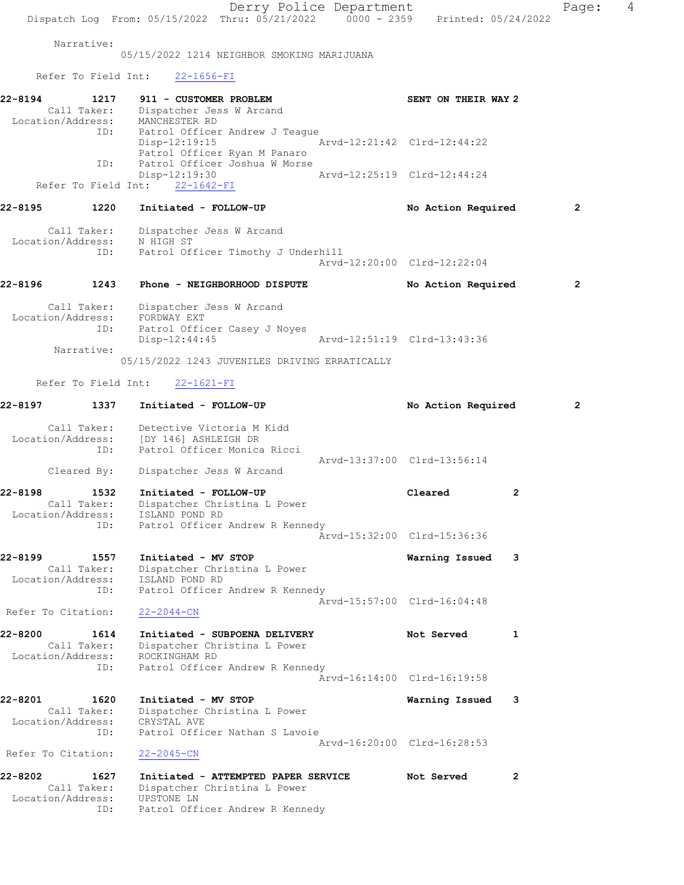Narrative:
05/15/2022 1214 NEIGHBOR SMOKING MARIJUANA

Refer To Field Int: 22-1656-FI

**22-8194 1217 911 - CUSTOMER PROBLEM** SENT ON THEIR WAY 2
Call Taker: Dispatcher Jess W Arcand
Location/Address: MANCHESTER RD
ID: Patrol Officer Andrew J Teague
Disp-12:19:15 Arvd-12:21:42 Clrd-12:44:22
Patrol Officer Ryan M Panaro
ID: Patrol Officer Joshua W Morse
Disp-12:19:30 Arvd-12:25:19 Clrd-12:44:24
Refer To Field Int: 22-1642-FI

**22-8195 1220 Initiated - FOLLOW-UP** No Action Required 2
Call Taker: Dispatcher Jess W Arcand
Location/Address: N HIGH ST
ID: Patrol Officer Timothy J Underhill
Arvd-12:20:00 Clrd-12:22:04

**22-8196 1243 Phone - NEIGHBORHOOD DISPUTE** No Action Required 2
Call Taker: Dispatcher Jess W Arcand
Location/Address: FORDWAY EXT
ID: Patrol Officer Casey J Noyes
Disp-12:44:45 Arvd-12:51:19 Clrd-13:43:36
Narrative:
05/15/2022 1243 JUVENILES DRIVING ERRATICALLY

Refer To Field Int: 22-1621-FI

**22-8197 1337 Initiated - FOLLOW-UP** No Action Required 2
Call Taker: Detective Victoria M Kidd
Location/Address: [DY 146] ASHLEIGH DR
ID: Patrol Officer Monica Ricci
Arvd-13:37:00 Clrd-13:56:14
Cleared By: Dispatcher Jess W Arcand

**22-8198 1532 Initiated - FOLLOW-UP** Cleared 2
Call Taker: Dispatcher Christina L Power
Location/Address: ISLAND POND RD
ID: Patrol Officer Andrew R Kennedy
Arvd-15:32:00 Clrd-15:36:36

**22-8199 1557 Initiated - MV STOP** Warning Issued 3
Call Taker: Dispatcher Christina L Power
Location/Address: ISLAND POND RD
ID: Patrol Officer Andrew R Kennedy
Arvd-15:57:00 Clrd-16:04:48
Refer To Citation: 22-2044-CN

**22-8200 1614 Initiated - SUBPOENA DELIVERY** Not Served 1
Call Taker: Dispatcher Christina L Power
Location/Address: ROCKINGHAM RD
ID: Patrol Officer Andrew R Kennedy
Arvd-16:14:00 Clrd-16:19:58

**22-8201 1620 Initiated - MV STOP** Warning Issued 3
Call Taker: Dispatcher Christina L Power
Location/Address: CRYSTAL AVE
ID: Patrol Officer Nathan S Lavoie
Arvd-16:20:00 Clrd-16:28:53
Refer To Citation: 22-2045-CN

**22-8202 1627 Initiated - ATTEMPTED PAPER SERVICE** Not Served 2
Call Taker: Dispatcher Christina L Power
Location/Address: UPSTONE LN
ID: Patrol Officer Andrew R Kennedy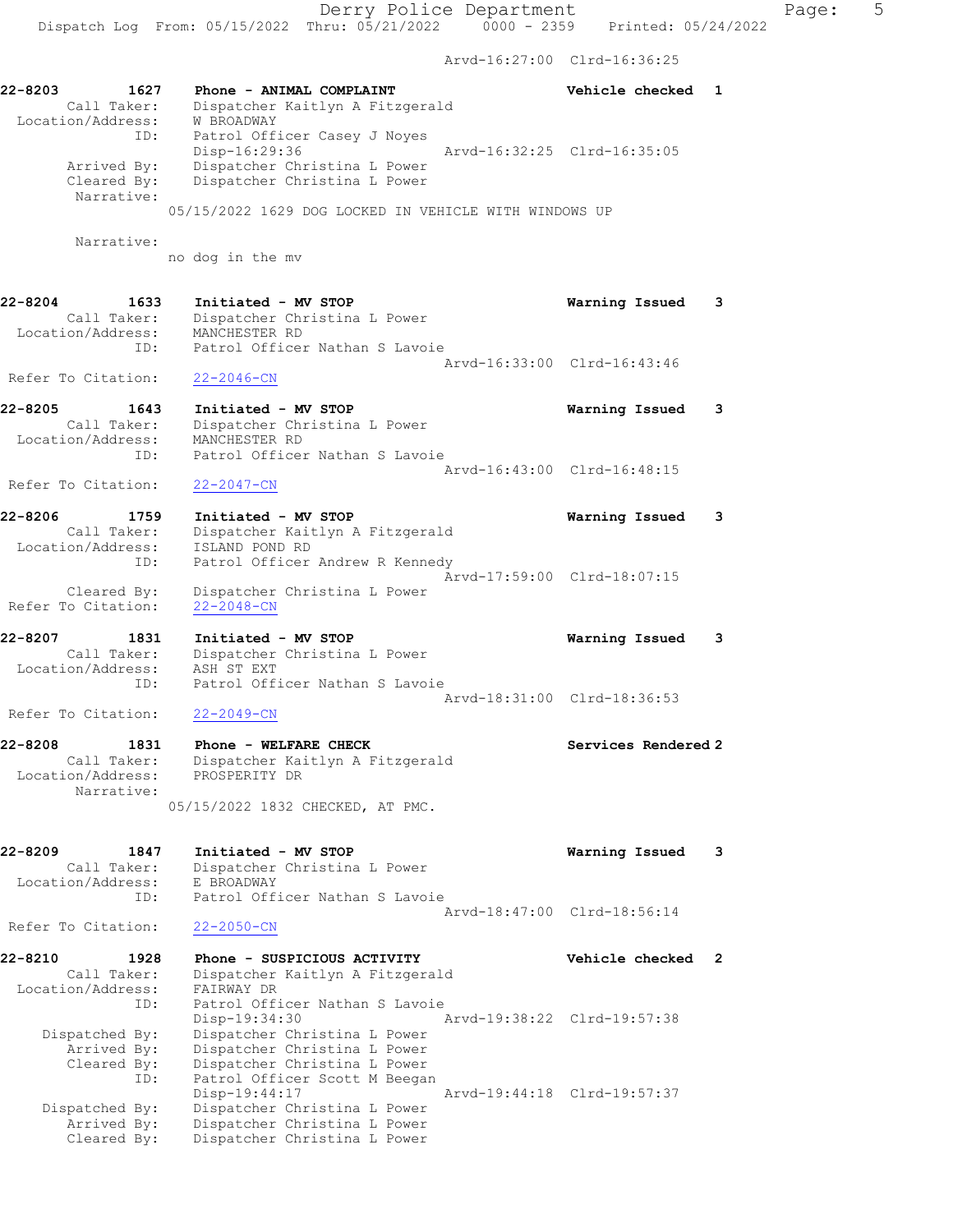Arvd-16:27:00 Clrd-16:36:25

**22-8203 1627 Phone - ANIMAL COMPLAINT** Vehicle checked 1
Call Taker: Dispatcher Kaitlyn A Fitzgerald
Location/Address: W BROADWAY
ID: Patrol Officer Casey J Noyes
Disp-16:29:36 Arvd-16:32:25 Clrd-16:35:05
Arrived By: Dispatcher Christina L Power
Cleared By: Dispatcher Christina L Power
Narrative:
05/15/2022 1629 DOG LOCKED IN VEHICLE WITH WINDOWS UP

Narrative:
no dog in the mv

**22-8204 1633 Initiated - MV STOP** Warning Issued 3
Call Taker: Dispatcher Christina L Power
Location/Address: MANCHESTER RD
ID: Patrol Officer Nathan S Lavoie
Arvd-16:33:00 Clrd-16:43:46
Refer To Citation: 22-2046-CN

**22-8205 1643 Initiated - MV STOP** Warning Issued 3
Call Taker: Dispatcher Christina L Power
Location/Address: MANCHESTER RD
ID: Patrol Officer Nathan S Lavoie
Arvd-16:43:00 Clrd-16:48:15
Refer To Citation: 22-2047-CN

**22-8206 1759 Initiated - MV STOP** Warning Issued 3
Call Taker: Dispatcher Kaitlyn A Fitzgerald
Location/Address: ISLAND POND RD
ID: Patrol Officer Andrew R Kennedy
Arvd-17:59:00 Clrd-18:07:15
Cleared By: Dispatcher Christina L Power
Refer To Citation: 22-2048-CN

**22-8207 1831 Initiated - MV STOP** Warning Issued 3
Call Taker: Dispatcher Christina L Power
Location/Address: ASH ST EXT
ID: Patrol Officer Nathan S Lavoie
Arvd-18:31:00 Clrd-18:36:53
Refer To Citation: 22-2049-CN

**22-8208 1831 Phone - WELFARE CHECK** Services Rendered 2
Call Taker: Dispatcher Kaitlyn A Fitzgerald
Location/Address: PROSPERITY DR
Narrative:
05/15/2022 1832 CHECKED, AT PMC.

**22-8209 1847 Initiated - MV STOP** Warning Issued 3
Call Taker: Dispatcher Christina L Power
Location/Address: E BROADWAY
ID: Patrol Officer Nathan S Lavoie
Arvd-18:47:00 Clrd-18:56:14
Refer To Citation: 22-2050-CN

**22-8210 1928 Phone - SUSPICIOUS ACTIVITY** Vehicle checked 2
Call Taker: Dispatcher Kaitlyn A Fitzgerald
Location/Address: FAIRWAY DR
ID: Patrol Officer Nathan S Lavoie
Disp-19:34:30 Arvd-19:38:22 Clrd-19:57:38
Dispatched By: Dispatcher Christina L Power
Arrived By: Dispatcher Christina L Power
Cleared By: Dispatcher Christina L Power
ID: Patrol Officer Scott M Beegan
Disp-19:44:17 Arvd-19:44:18 Clrd-19:57:37
Dispatched By: Dispatcher Christina L Power
Arrived By: Dispatcher Christina L Power
Cleared By: Dispatcher Christina L Power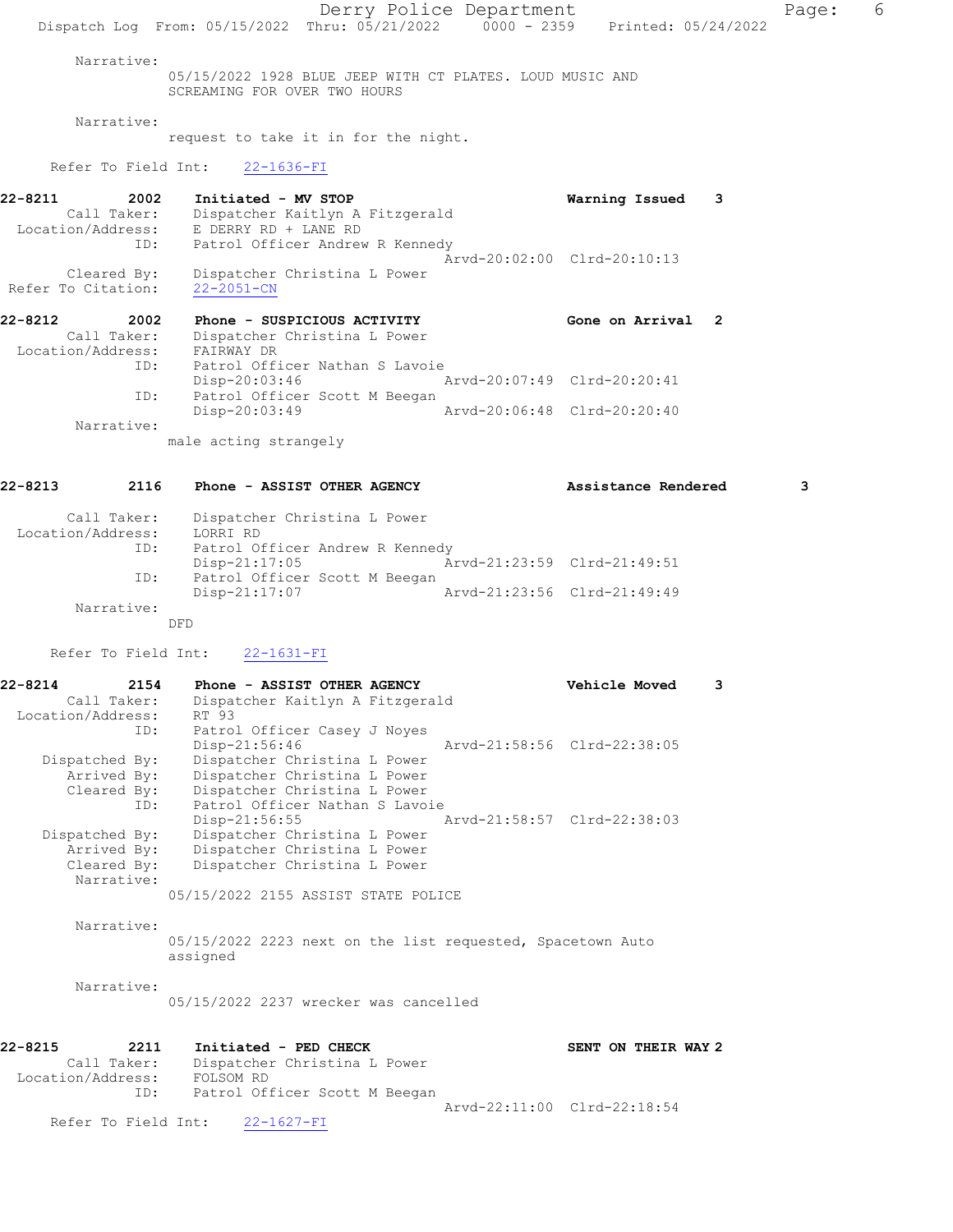Narrative:
05/15/2022 1928 BLUE JEEP WITH CT PLATES. LOUD MUSIC AND SCREAMING FOR OVER TWO HOURS

Narrative:
request to take it in for the night.

Refer To Field Int: 22-1636-FI

**22-8211 2002 Initiated - MV STOP — Warning Issued 3**

Call Taker: Dispatcher Kaitlyn A Fitzgerald
Location/Address: E DERRY RD + LANE RD
ID: Patrol Officer Andrew R Kennedy
Arvd-20:02:00 Clrd-20:10:13
Cleared By: Dispatcher Christina L Power
Refer To Citation: 22-2051-CN

**22-8212 2002 Phone - SUSPICIOUS ACTIVITY — Gone on Arrival 2**

Call Taker: Dispatcher Christina L Power
Location/Address: FAIRWAY DR
ID: Patrol Officer Nathan S Lavoie
Disp-20:03:46 Arvd-20:07:49 Clrd-20:20:41
ID: Patrol Officer Scott M Beegan
Disp-20:03:49 Arvd-20:06:48 Clrd-20:20:40
Narrative:
male acting strangely

**22-8213 2116 Phone - ASSIST OTHER AGENCY — Assistance Rendered 3**

Call Taker: Dispatcher Christina L Power
Location/Address: LORRI RD
ID: Patrol Officer Andrew R Kennedy
Disp-21:17:05 Arvd-21:23:59 Clrd-21:49:51
ID: Patrol Officer Scott M Beegan
Disp-21:17:07 Arvd-21:23:56 Clrd-21:49:49
Narrative:
DFD

Refer To Field Int: 22-1631-FI

**22-8214 2154 Phone - ASSIST OTHER AGENCY — Vehicle Moved 3**

Call Taker: Dispatcher Kaitlyn A Fitzgerald
Location/Address: RT 93
ID: Patrol Officer Casey J Noyes
Disp-21:56:46 Arvd-21:58:56 Clrd-22:38:05
Dispatched By: Dispatcher Christina L Power
Arrived By: Dispatcher Christina L Power
Cleared By: Dispatcher Christina L Power
ID: Patrol Officer Nathan S Lavoie
Disp-21:56:55 Arvd-21:58:57 Clrd-22:38:03
Dispatched By: Dispatcher Christina L Power
Arrived By: Dispatcher Christina L Power
Cleared By: Dispatcher Christina L Power
Narrative:
05/15/2022 2155 ASSIST STATE POLICE

Narrative:
05/15/2022 2223 next on the list requested, Spacetown Auto assigned

Narrative:
05/15/2022 2237 wrecker was cancelled

**22-8215 2211 Initiated - PED CHECK — SENT ON THEIR WAY 2**

Call Taker: Dispatcher Christina L Power
Location/Address: FOLSOM RD
ID: Patrol Officer Scott M Beegan
Arvd-22:11:00 Clrd-22:18:54
Refer To Field Int: 22-1627-FI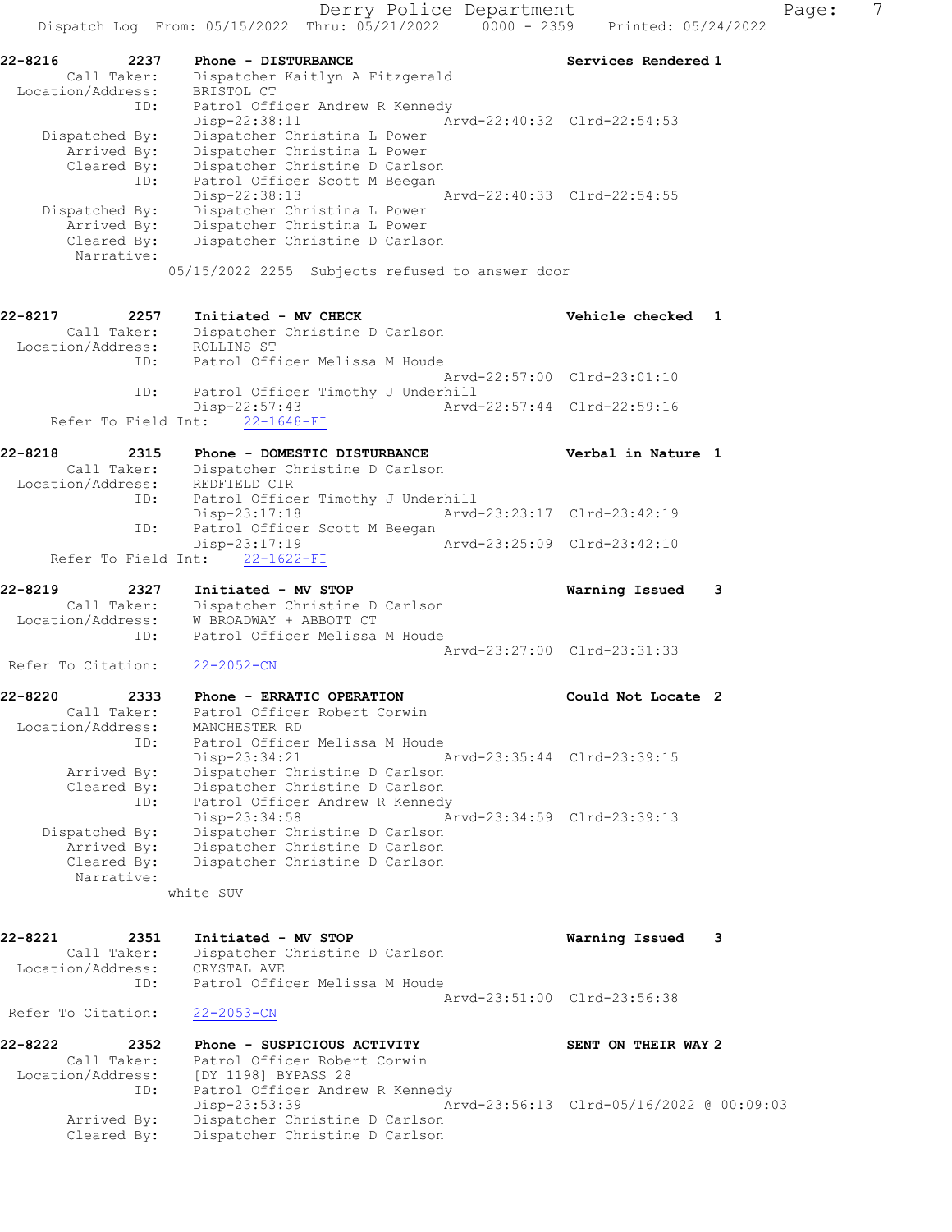**22-8216 2237 Phone - DISTURBANCE** — Services Rendered 1

Call Taker: Dispatcher Kaitlyn A Fitzgerald
Location/Address: BRISTOL CT
ID: Patrol Officer Andrew R Kennedy
Disp-22:38:11 Arvd-22:40:32 Clrd-22:54:53
Dispatched By: Dispatcher Christina L Power
Arrived By: Dispatcher Christina L Power
Cleared By: Dispatcher Christine D Carlson
ID: Patrol Officer Scott M Beegan
Disp-22:38:13 Arvd-22:40:33 Clrd-22:54:55
Dispatched By: Dispatcher Christina L Power
Arrived By: Dispatcher Christina L Power
Cleared By: Dispatcher Christine D Carlson
Narrative:
05/15/2022 2255 Subjects refused to answer door

**22-8217 2257 Initiated - MV CHECK** — Vehicle checked 1

Call Taker: Dispatcher Christine D Carlson
Location/Address: ROLLINS ST
ID: Patrol Officer Melissa M Houde
Arvd-22:57:00 Clrd-23:01:10
ID: Patrol Officer Timothy J Underhill
Disp-22:57:43 Arvd-22:57:44 Clrd-22:59:16
Refer To Field Int: 22-1648-FI

**22-8218 2315 Phone - DOMESTIC DISTURBANCE** — Verbal in Nature 1

Call Taker: Dispatcher Christine D Carlson
Location/Address: REDFIELD CIR
ID: Patrol Officer Timothy J Underhill
Disp-23:17:18 Arvd-23:23:17 Clrd-23:42:19
ID: Patrol Officer Scott M Beegan
Disp-23:17:19 Arvd-23:25:09 Clrd-23:42:10
Refer To Field Int: 22-1622-FI

**22-8219 2327 Initiated - MV STOP** — Warning Issued 3

Call Taker: Dispatcher Christine D Carlson
Location/Address: W BROADWAY + ABBOTT CT
ID: Patrol Officer Melissa M Houde
Arvd-23:27:00 Clrd-23:31:33
Refer To Citation: 22-2052-CN

**22-8220 2333 Phone - ERRATIC OPERATION** — Could Not Locate 2

Call Taker: Patrol Officer Robert Corwin
Location/Address: MANCHESTER RD
ID: Patrol Officer Melissa M Houde
Disp-23:34:21 Arvd-23:35:44 Clrd-23:39:15
Arrived By: Dispatcher Christine D Carlson
Cleared By: Dispatcher Christine D Carlson
ID: Patrol Officer Andrew R Kennedy
Disp-23:34:58 Arvd-23:34:59 Clrd-23:39:13
Dispatched By: Dispatcher Christine D Carlson
Arrived By: Dispatcher Christine D Carlson
Cleared By: Dispatcher Christine D Carlson
Narrative:
white SUV

**22-8221 2351 Initiated - MV STOP** — Warning Issued 3

Call Taker: Dispatcher Christine D Carlson
Location/Address: CRYSTAL AVE
ID: Patrol Officer Melissa M Houde
Arvd-23:51:00 Clrd-23:56:38
Refer To Citation: 22-2053-CN

**22-8222 2352 Phone - SUSPICIOUS ACTIVITY** — SENT ON THEIR WAY 2

Call Taker: Patrol Officer Robert Corwin
Location/Address: [DY 1198] BYPASS 28
ID: Patrol Officer Andrew R Kennedy
Disp-23:53:39 Arvd-23:56:13 Clrd-05/16/2022 @ 00:09:03
Arrived By: Dispatcher Christine D Carlson
Cleared By: Dispatcher Christine D Carlson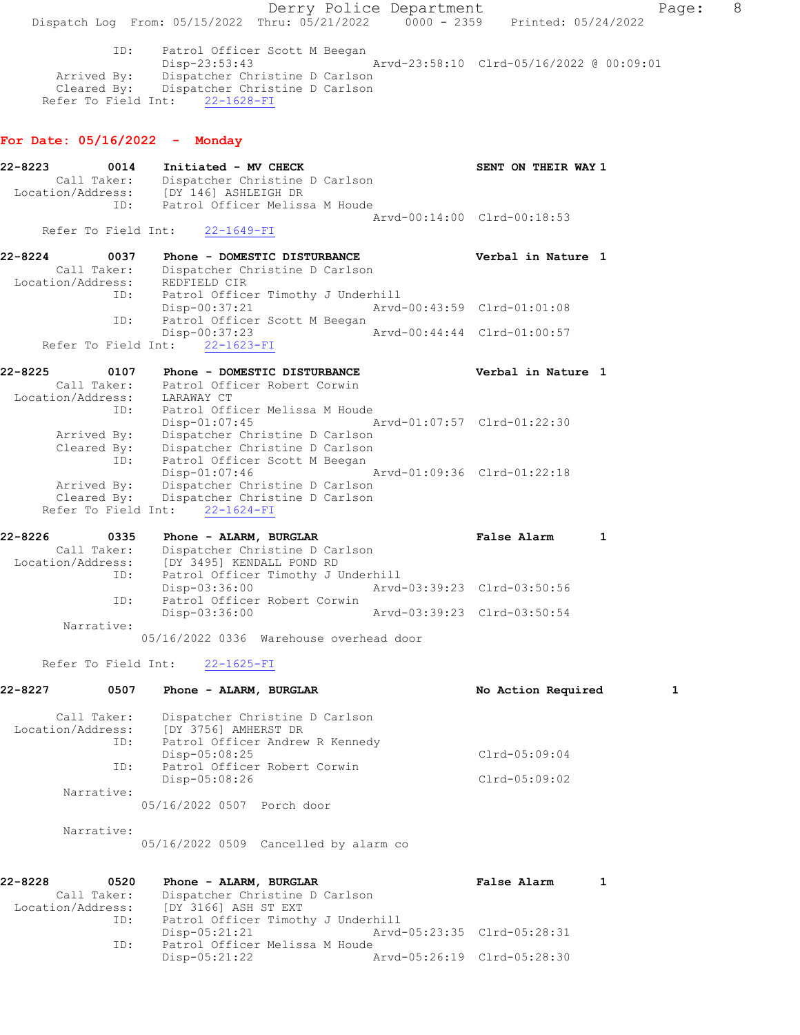```
        ID:      Patrol Officer Scott M Beegan
                 Disp-23:53:43                  Arvd-23:58:10  Clrd-05/16/2022 @ 00:09:01
   Arrived By:   Dispatcher Christine D Carlson
   Cleared By:   Dispatcher Christine D Carlson
  Refer To Field Int:    22-1628-FI
```

**For Date: 05/16/2022 - Monday**

```
22-8223        0014    Initiated - MV CHECK                        SENT ON THEIR WAY 1
       Call Taker:    Dispatcher Christine D Carlson
 Location/Address:    [DY 146] ASHLEIGH DR
               ID:    Patrol Officer Melissa M Houde
                                                Arvd-00:14:00  Clrd-00:18:53
   Refer To Field Int:    22-1649-FI

22-8224        0037    Phone - DOMESTIC DISTURBANCE                Verbal in Nature  1
       Call Taker:    Dispatcher Christine D Carlson
 Location/Address:    REDFIELD CIR
               ID:    Patrol Officer Timothy J Underhill
                      Disp-00:37:21             Arvd-00:43:59  Clrd-01:01:08
               ID:    Patrol Officer Scott M Beegan
                      Disp-00:37:23             Arvd-00:44:44  Clrd-01:00:57
   Refer To Field Int:    22-1623-FI

22-8225        0107    Phone - DOMESTIC DISTURBANCE                Verbal in Nature  1
       Call Taker:    Patrol Officer Robert Corwin
 Location/Address:    LARAWAY CT
               ID:    Patrol Officer Melissa M Houde
                      Disp-01:07:45             Arvd-01:07:57  Clrd-01:22:30
      Arrived By:     Dispatcher Christine D Carlson
      Cleared By:     Dispatcher Christine D Carlson
               ID:    Patrol Officer Scott M Beegan
                      Disp-01:07:46             Arvd-01:09:36  Clrd-01:22:18
      Arrived By:     Dispatcher Christine D Carlson
      Cleared By:     Dispatcher Christine D Carlson
   Refer To Field Int:    22-1624-FI

22-8226        0335    Phone - ALARM, BURGLAR                      False Alarm       1
       Call Taker:    Dispatcher Christine D Carlson
 Location/Address:    [DY 3495] KENDALL POND RD
               ID:    Patrol Officer Timothy J Underhill
                      Disp-03:36:00             Arvd-03:39:23  Clrd-03:50:56
               ID:    Patrol Officer Robert Corwin
                      Disp-03:36:00             Arvd-03:39:23  Clrd-03:50:54
        Narrative:
                    05/16/2022 0336  Warehouse overhead door

   Refer To Field Int:    22-1625-FI

22-8227        0507    Phone - ALARM, BURGLAR                      No Action Required        1

       Call Taker:    Dispatcher Christine D Carlson
 Location/Address:    [DY 3756] AMHERST DR
               ID:    Patrol Officer Andrew R Kennedy
                      Disp-05:08:25                            Clrd-05:09:04
               ID:    Patrol Officer Robert Corwin
                      Disp-05:08:26                            Clrd-05:09:02
        Narrative:
                    05/16/2022 0507  Porch door

        Narrative:
                    05/16/2022 0509  Cancelled by alarm co

22-8228        0520    Phone - ALARM, BURGLAR                      False Alarm       1
       Call Taker:    Dispatcher Christine D Carlson
 Location/Address:    [DY 3166] ASH ST EXT
               ID:    Patrol Officer Timothy J Underhill
                      Disp-05:21:21             Arvd-05:23:35  Clrd-05:28:31
               ID:    Patrol Officer Melissa M Houde
                      Disp-05:21:22             Arvd-05:26:19  Clrd-05:28:30
```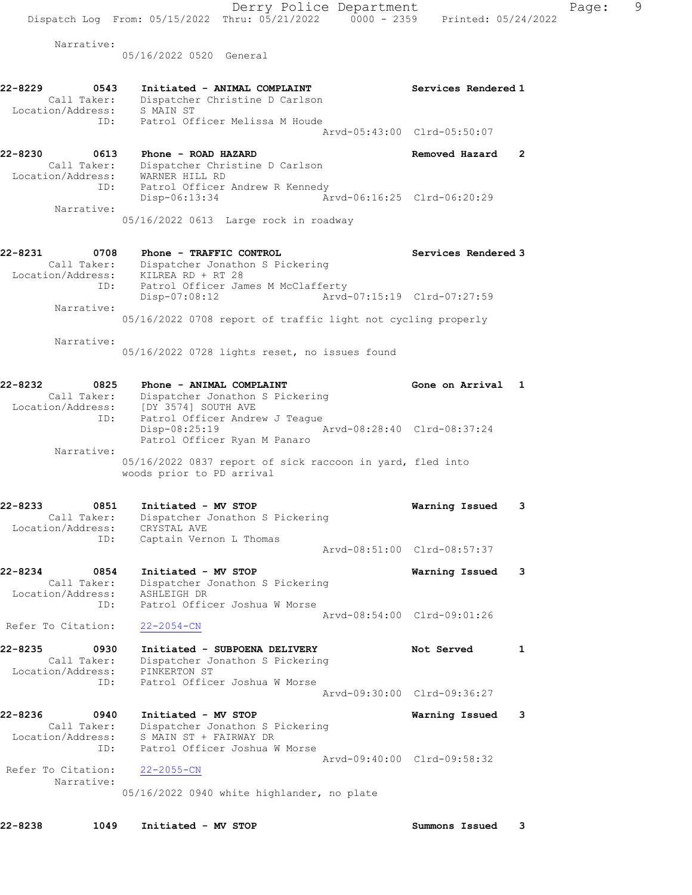Narrative:
05/16/2022 0520 General

**22-8229 0543 Initiated - ANIMAL COMPLAINT** Services Rendered 1
Call Taker: Dispatcher Christine D Carlson
Location/Address: S MAIN ST
ID: Patrol Officer Melissa M Houde
Arvd-05:43:00 Clrd-05:50:07

**22-8230 0613 Phone - ROAD HAZARD** Removed Hazard 2
Call Taker: Dispatcher Christine D Carlson
Location/Address: WARNER HILL RD
ID: Patrol Officer Andrew R Kennedy
Disp-06:13:34 Arvd-06:16:25 Clrd-06:20:29
Narrative:
05/16/2022 0613 Large rock in roadway

**22-8231 0708 Phone - TRAFFIC CONTROL** Services Rendered 3
Call Taker: Dispatcher Jonathon S Pickering
Location/Address: KILREA RD + RT 28
ID: Patrol Officer James M McClafferty
Disp-07:08:12 Arvd-07:15:19 Clrd-07:27:59
Narrative:
05/16/2022 0708 report of traffic light not cycling properly

Narrative:
05/16/2022 0728 lights reset, no issues found

**22-8232 0825 Phone - ANIMAL COMPLAINT** Gone on Arrival 1
Call Taker: Dispatcher Jonathon S Pickering
Location/Address: [DY 3574] SOUTH AVE
ID: Patrol Officer Andrew J Teague
Disp-08:25:19 Arvd-08:28:40 Clrd-08:37:24
Patrol Officer Ryan M Panaro
Narrative:
05/16/2022 0837 report of sick raccoon in yard, fled into woods prior to PD arrival

**22-8233 0851 Initiated - MV STOP** Warning Issued 3
Call Taker: Dispatcher Jonathon S Pickering
Location/Address: CRYSTAL AVE
ID: Captain Vernon L Thomas
Arvd-08:51:00 Clrd-08:57:37

**22-8234 0854 Initiated - MV STOP** Warning Issued 3
Call Taker: Dispatcher Jonathon S Pickering
Location/Address: ASHLEIGH DR
ID: Patrol Officer Joshua W Morse
Arvd-08:54:00 Clrd-09:01:26
Refer To Citation: 22-2054-CN

**22-8235 0930 Initiated - SUBPOENA DELIVERY** Not Served 1
Call Taker: Dispatcher Jonathon S Pickering
Location/Address: PINKERTON ST
ID: Patrol Officer Joshua W Morse
Arvd-09:30:00 Clrd-09:36:27

**22-8236 0940 Initiated - MV STOP** Warning Issued 3
Call Taker: Dispatcher Jonathon S Pickering
Location/Address: S MAIN ST + FAIRWAY DR
ID: Patrol Officer Joshua W Morse
Arvd-09:40:00 Clrd-09:58:32
Refer To Citation: 22-2055-CN
Narrative:
05/16/2022 0940 white highlander, no plate

**22-8238 1049 Initiated - MV STOP** Summons Issued 3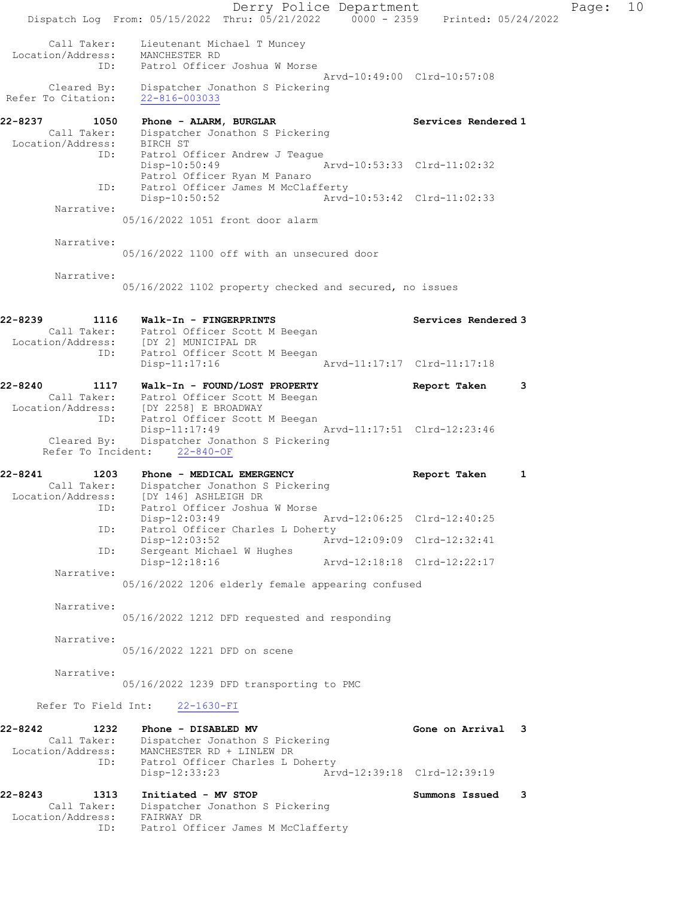```
        Call Taker:    Lieutenant Michael T Muncey
  Location/Address:    MANCHESTER RD
                ID:    Patrol Officer Joshua W Morse
                                                  Arvd-10:49:00  Clrd-10:57:08
        Cleared By:    Dispatcher Jonathon S Pickering
 Refer To Citation:    22-816-003033

22-8237        1050    Phone - ALARM, BURGLAR                      Services Rendered 1
        Call Taker:    Dispatcher Jonathon S Pickering
  Location/Address:    BIRCH ST
                ID:    Patrol Officer Andrew J Teague
                       Disp-10:50:49              Arvd-10:53:33  Clrd-11:02:32
                       Patrol Officer Ryan M Panaro
                ID:    Patrol Officer James M McClafferty
                       Disp-10:50:52              Arvd-10:53:42  Clrd-11:02:33
         Narrative:
                    05/16/2022 1051 front door alarm

         Narrative:
                    05/16/2022 1100 off with an unsecured door

         Narrative:
                    05/16/2022 1102 property checked and secured, no issues


22-8239        1116    Walk-In - FINGERPRINTS                      Services Rendered 3
        Call Taker:    Patrol Officer Scott M Beegan
  Location/Address:    [DY 2] MUNICIPAL DR
                ID:    Patrol Officer Scott M Beegan
                       Disp-11:17:16              Arvd-11:17:17  Clrd-11:17:18

22-8240        1117    Walk-In - FOUND/LOST PROPERTY               Report Taken      3
        Call Taker:    Patrol Officer Scott M Beegan
  Location/Address:    [DY 2258] E BROADWAY
                ID:    Patrol Officer Scott M Beegan
                       Disp-11:17:49              Arvd-11:17:51  Clrd-12:23:46
        Cleared By:    Dispatcher Jonathon S Pickering
    Refer To Incident:    22-840-OF

22-8241        1203    Phone - MEDICAL EMERGENCY                   Report Taken      1
        Call Taker:    Dispatcher Jonathon S Pickering
  Location/Address:    [DY 146] ASHLEIGH DR
                ID:    Patrol Officer Joshua W Morse
                       Disp-12:03:49              Arvd-12:06:25  Clrd-12:40:25
                ID:    Patrol Officer Charles L Doherty
                       Disp-12:03:52              Arvd-12:09:09  Clrd-12:32:41
                ID:    Sergeant Michael W Hughes
                       Disp-12:18:16              Arvd-12:18:18  Clrd-12:22:17
         Narrative:
                    05/16/2022 1206 elderly female appearing confused

         Narrative:
                    05/16/2022 1212 DFD requested and responding

         Narrative:
                    05/16/2022 1221 DFD on scene

         Narrative:
                    05/16/2022 1239 DFD transporting to PMC

     Refer To Field Int:    22-1630-FI

22-8242        1232    Phone - DISABLED MV                         Gone on Arrival   3
        Call Taker:    Dispatcher Jonathon S Pickering
  Location/Address:    MANCHESTER RD + LINLEW DR
                ID:    Patrol Officer Charles L Doherty
                       Disp-12:33:23              Arvd-12:39:18  Clrd-12:39:19

22-8243        1313    Initiated - MV STOP                         Summons Issued    3
        Call Taker:    Dispatcher Jonathon S Pickering
  Location/Address:    FAIRWAY DR
                ID:    Patrol Officer James M McClafferty
```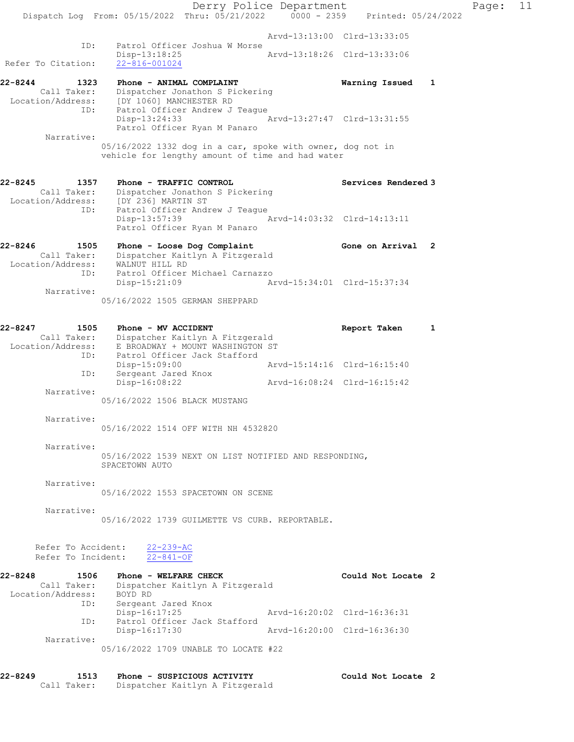Arvd-13:13:00 Clrd-13:33:05
ID: Patrol Officer Joshua W Morse
Disp-13:18:25 Arvd-13:18:26 Clrd-13:33:06
Refer To Citation: 22-816-001024

**22-8244 1323 Phone - ANIMAL COMPLAINT** **Warning Issued 1**
Call Taker: Dispatcher Jonathon S Pickering
Location/Address: [DY 1060] MANCHESTER RD
ID: Patrol Officer Andrew J Teague
Disp-13:24:33 Arvd-13:27:47 Clrd-13:31:55
Patrol Officer Ryan M Panaro
Narrative:
05/16/2022 1332 dog in a car, spoke with owner, dog not in vehicle for lengthy amount of time and had water

**22-8245 1357 Phone - TRAFFIC CONTROL** **Services Rendered 3**
Call Taker: Dispatcher Jonathon S Pickering
Location/Address: [DY 236] MARTIN ST
ID: Patrol Officer Andrew J Teague
Disp-13:57:39 Arvd-14:03:32 Clrd-14:13:11
Patrol Officer Ryan M Panaro

**22-8246 1505 Phone - Loose Dog Complaint** **Gone on Arrival 2**
Call Taker: Dispatcher Kaitlyn A Fitzgerald
Location/Address: WALNUT HILL RD
ID: Patrol Officer Michael Carnazzo
Disp-15:21:09 Arvd-15:34:01 Clrd-15:37:34
Narrative:
05/16/2022 1505 GERMAN SHEPPARD

**22-8247 1505 Phone - MV ACCIDENT** **Report Taken 1**
Call Taker: Dispatcher Kaitlyn A Fitzgerald
Location/Address: E BROADWAY + MOUNT WASHINGTON ST
ID: Patrol Officer Jack Stafford
Disp-15:09:00 Arvd-15:14:16 Clrd-16:15:40
ID: Sergeant Jared Knox
Disp-16:08:22 Arvd-16:08:24 Clrd-16:15:42
Narrative:
05/16/2022 1506 BLACK MUSTANG

Narrative:
05/16/2022 1514 OFF WITH NH 4532820

Narrative:
05/16/2022 1539 NEXT ON LIST NOTIFIED AND RESPONDING, SPACETOWN AUTO

Narrative:
05/16/2022 1553 SPACETOWN ON SCENE

Narrative:
05/16/2022 1739 GUILMETTE VS CURB. REPORTABLE.

Refer To Accident: 22-239-AC
Refer To Incident: 22-841-OF

**22-8248 1506 Phone - WELFARE CHECK** **Could Not Locate 2**
Call Taker: Dispatcher Kaitlyn A Fitzgerald
Location/Address: BOYD RD
ID: Sergeant Jared Knox
Disp-16:17:25 Arvd-16:20:02 Clrd-16:36:31
ID: Patrol Officer Jack Stafford
Disp-16:17:30 Arvd-16:20:00 Clrd-16:36:30
Narrative:
05/16/2022 1709 UNABLE TO LOCATE #22

**22-8249 1513 Phone - SUSPICIOUS ACTIVITY** **Could Not Locate 2**
Call Taker: Dispatcher Kaitlyn A Fitzgerald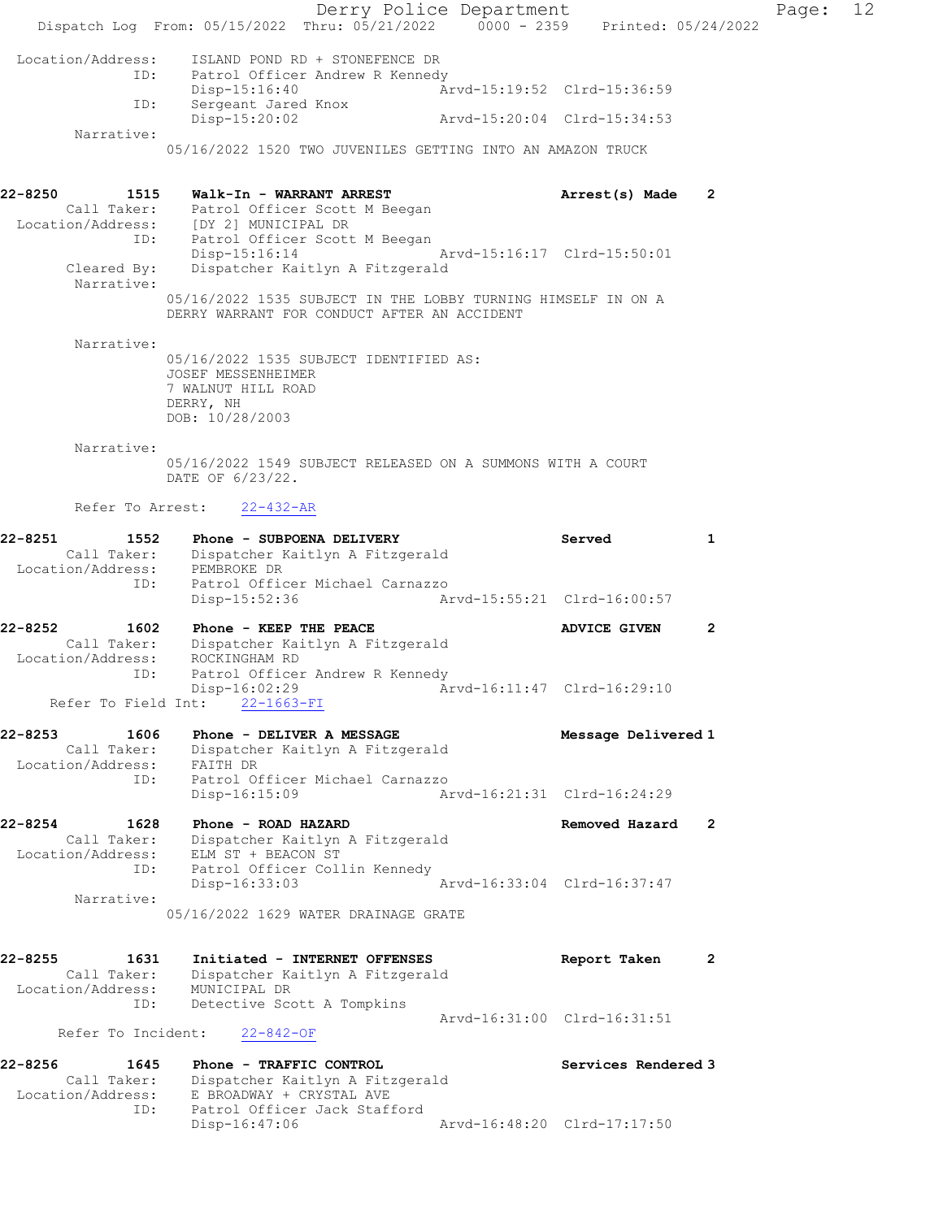```
 Location/Address:    ISLAND POND RD + STONEFENCE DR
               ID:    Patrol Officer Andrew R Kennedy
                      Disp-15:16:40                 Arvd-15:19:52  Clrd-15:36:59
               ID:    Sergeant Jared Knox
                      Disp-15:20:02                 Arvd-15:20:04  Clrd-15:34:53
        Narrative:
                      05/16/2022 1520 TWO JUVENILES GETTING INTO AN AMAZON TRUCK


22-8250        1515    Walk-In - WARRANT ARREST                    Arrest(s) Made    2
       Call Taker:    Patrol Officer Scott M Beegan
 Location/Address:    [DY 2] MUNICIPAL DR
               ID:    Patrol Officer Scott M Beegan
                      Disp-15:16:14                 Arvd-15:16:17  Clrd-15:50:01
       Cleared By:    Dispatcher Kaitlyn A Fitzgerald
        Narrative:
                      05/16/2022 1535 SUBJECT IN THE LOBBY TURNING HIMSELF IN ON A
                      DERRY WARRANT FOR CONDUCT AFTER AN ACCIDENT

        Narrative:
                      05/16/2022 1535 SUBJECT IDENTIFIED AS:
                      JOSEF MESSENHEIMER
                      7 WALNUT HILL ROAD
                      DERRY, NH
                      DOB: 10/28/2003

        Narrative:
                      05/16/2022 1549 SUBJECT RELEASED ON A SUMMONS WITH A COURT
                      DATE OF 6/23/22.

        Refer To Arrest:    22-432-AR

22-8251        1552    Phone - SUBPOENA DELIVERY                   Served            1
       Call Taker:    Dispatcher Kaitlyn A Fitzgerald
 Location/Address:    PEMBROKE DR
               ID:    Patrol Officer Michael Carnazzo
                      Disp-15:52:36                 Arvd-15:55:21  Clrd-16:00:57

22-8252        1602    Phone - KEEP THE PEACE                      ADVICE GIVEN      2
       Call Taker:    Dispatcher Kaitlyn A Fitzgerald
 Location/Address:    ROCKINGHAM RD
               ID:    Patrol Officer Andrew R Kennedy
                      Disp-16:02:29                 Arvd-16:11:47  Clrd-16:29:10
    Refer To Field Int:    22-1663-FI

22-8253        1606    Phone - DELIVER A MESSAGE                   Message Delivered 1
       Call Taker:    Dispatcher Kaitlyn A Fitzgerald
 Location/Address:    FAITH DR
               ID:    Patrol Officer Michael Carnazzo
                      Disp-16:15:09                 Arvd-16:21:31  Clrd-16:24:29

22-8254        1628    Phone - ROAD HAZARD                         Removed Hazard    2
       Call Taker:    Dispatcher Kaitlyn A Fitzgerald
 Location/Address:    ELM ST + BEACON ST
               ID:    Patrol Officer Collin Kennedy
                      Disp-16:33:03                 Arvd-16:33:04  Clrd-16:37:47
        Narrative:
                      05/16/2022 1629 WATER DRAINAGE GRATE


22-8255        1631    Initiated - INTERNET OFFENSES               Report Taken      2
       Call Taker:    Dispatcher Kaitlyn A Fitzgerald
 Location/Address:    MUNICIPAL DR
               ID:    Detective Scott A Tompkins
                                                    Arvd-16:31:00  Clrd-16:31:51
      Refer To Incident:    22-842-OF

22-8256        1645    Phone - TRAFFIC CONTROL                     Services Rendered 3
       Call Taker:    Dispatcher Kaitlyn A Fitzgerald
 Location/Address:    E BROADWAY + CRYSTAL AVE
               ID:    Patrol Officer Jack Stafford
                      Disp-16:47:06                 Arvd-16:48:20  Clrd-17:17:50
```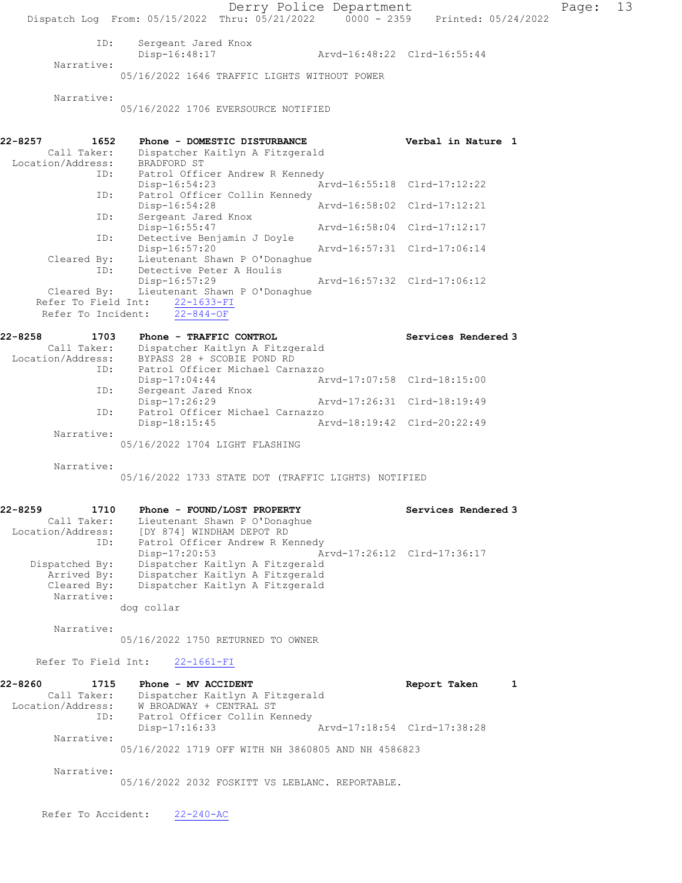```
          ID:      Sergeant Jared Knox
                   Disp-16:48:17                Arvd-16:48:22  Clrd-16:55:44
   Narrative:
                05/16/2022 1646 TRAFFIC LIGHTS WITHOUT POWER

   Narrative:
                05/16/2022 1706 EVERSOURCE NOTIFIED


22-8257        1652    Phone - DOMESTIC DISTURBANCE              Verbal in Nature  1
      Call Taker:      Dispatcher Kaitlyn A Fitzgerald
 Location/Address:     BRADFORD ST
             ID:       Patrol Officer Andrew R Kennedy
                       Disp-16:54:23               Arvd-16:55:18  Clrd-17:12:22
             ID:       Patrol Officer Collin Kennedy
                       Disp-16:54:28               Arvd-16:58:02  Clrd-17:12:21
             ID:       Sergeant Jared Knox
                       Disp-16:55:47               Arvd-16:58:04  Clrd-17:12:17
             ID:       Detective Benjamin J Doyle
                       Disp-16:57:20               Arvd-16:57:31  Clrd-17:06:14
      Cleared By:      Lieutenant Shawn P O'Donaghue
             ID:       Detective Peter A Houlis
                       Disp-16:57:29               Arvd-16:57:32  Clrd-17:06:12
      Cleared By:      Lieutenant Shawn P O'Donaghue
   Refer To Field Int:    22-1633-FI
     Refer To Incident:   22-844-OF

22-8258        1703    Phone - TRAFFIC CONTROL                   Services Rendered 3
      Call Taker:      Dispatcher Kaitlyn A Fitzgerald
 Location/Address:     BYPASS 28 + SCOBIE POND RD
             ID:       Patrol Officer Michael Carnazzo
                       Disp-17:04:44               Arvd-17:07:58  Clrd-18:15:00
             ID:       Sergeant Jared Knox
                       Disp-17:26:29               Arvd-17:26:31  Clrd-18:19:49
             ID:       Patrol Officer Michael Carnazzo
                       Disp-18:15:45               Arvd-18:19:42  Clrd-20:22:49
       Narrative:
                05/16/2022 1704 LIGHT FLASHING

       Narrative:
                05/16/2022 1733 STATE DOT (TRAFFIC LIGHTS) NOTIFIED


22-8259        1710    Phone - FOUND/LOST PROPERTY               Services Rendered 3
      Call Taker:      Lieutenant Shawn P O'Donaghue
 Location/Address:     [DY 874] WINDHAM DEPOT RD
             ID:       Patrol Officer Andrew R Kennedy
                       Disp-17:20:53               Arvd-17:26:12  Clrd-17:36:17
   Dispatched By:      Dispatcher Kaitlyn A Fitzgerald
      Arrived By:      Dispatcher Kaitlyn A Fitzgerald
      Cleared By:      Dispatcher Kaitlyn A Fitzgerald
       Narrative:
                dog collar

       Narrative:
                05/16/2022 1750 RETURNED TO OWNER

   Refer To Field Int:    22-1661-FI

22-8260        1715    Phone - MV ACCIDENT                       Report Taken      1
      Call Taker:      Dispatcher Kaitlyn A Fitzgerald
 Location/Address:     W BROADWAY + CENTRAL ST
             ID:       Patrol Officer Collin Kennedy
                       Disp-17:16:33               Arvd-17:18:54  Clrd-17:38:28
       Narrative:
                05/16/2022 1719 OFF WITH NH 3860805 AND NH 4586823

       Narrative:
                05/16/2022 2032 FOSKITT VS LEBLANC. REPORTABLE.


     Refer To Accident:   22-240-AC
```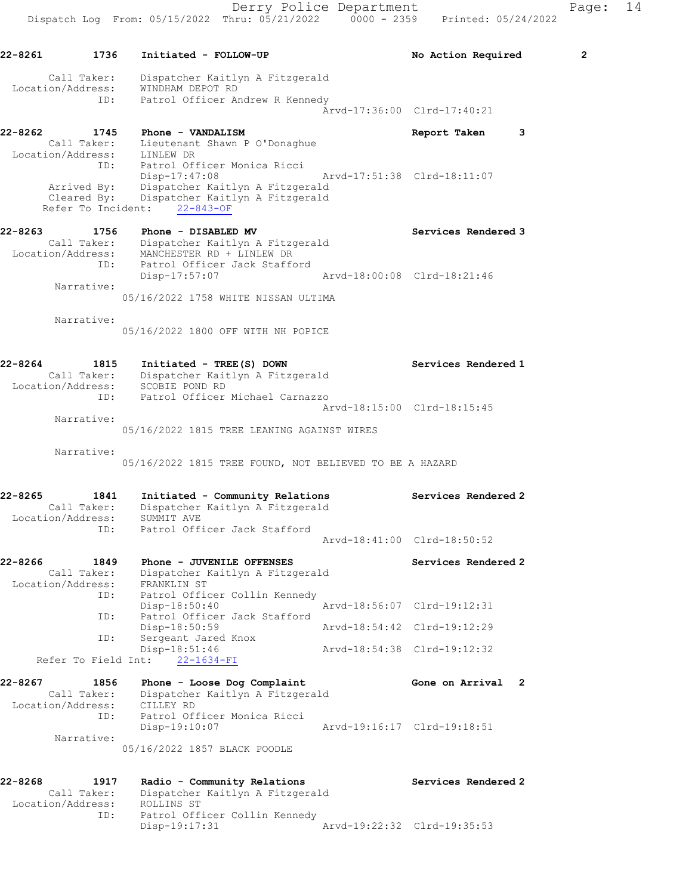**22-8261 1736 Initiated - FOLLOW-UP** — No Action Required 2

Call Taker: Dispatcher Kaitlyn A Fitzgerald
Location/Address: WINDHAM DEPOT RD
ID: Patrol Officer Andrew R Kennedy
Arvd-17:36:00 Clrd-17:40:21

**22-8262 1745 Phone - VANDALISM** — Report Taken 3

Call Taker: Lieutenant Shawn P O'Donaghue
Location/Address: LINLEW DR
ID: Patrol Officer Monica Ricci
Disp-17:47:08 Arvd-17:51:38 Clrd-18:11:07
Arrived By: Dispatcher Kaitlyn A Fitzgerald
Cleared By: Dispatcher Kaitlyn A Fitzgerald
Refer To Incident: 22-843-OF

**22-8263 1756 Phone - DISABLED MV** — Services Rendered 3

Call Taker: Dispatcher Kaitlyn A Fitzgerald
Location/Address: MANCHESTER RD + LINLEW DR
ID: Patrol Officer Jack Stafford
Disp-17:57:07 Arvd-18:00:08 Clrd-18:21:46
Narrative:
05/16/2022 1758 WHITE NISSAN ULTIMA

Narrative:
05/16/2022 1800 OFF WITH NH POPICE

**22-8264 1815 Initiated - TREE(S) DOWN** — Services Rendered 1

Call Taker: Dispatcher Kaitlyn A Fitzgerald
Location/Address: SCOBIE POND RD
ID: Patrol Officer Michael Carnazzo
Arvd-18:15:00 Clrd-18:15:45
Narrative:
05/16/2022 1815 TREE LEANING AGAINST WIRES

Narrative:
05/16/2022 1815 TREE FOUND, NOT BELIEVED TO BE A HAZARD

**22-8265 1841 Initiated - Community Relations** — Services Rendered 2

Call Taker: Dispatcher Kaitlyn A Fitzgerald
Location/Address: SUMMIT AVE
ID: Patrol Officer Jack Stafford
Arvd-18:41:00 Clrd-18:50:52

**22-8266 1849 Phone - JUVENILE OFFENSES** — Services Rendered 2

Call Taker: Dispatcher Kaitlyn A Fitzgerald
Location/Address: FRANKLIN ST
ID: Patrol Officer Collin Kennedy
Disp-18:50:40 Arvd-18:56:07 Clrd-19:12:31
ID: Patrol Officer Jack Stafford
Disp-18:50:59 Arvd-18:54:42 Clrd-19:12:29
ID: Sergeant Jared Knox
Disp-18:51:46 Arvd-18:54:38 Clrd-19:12:32
Refer To Field Int: 22-1634-FI

**22-8267 1856 Phone - Loose Dog Complaint** — Gone on Arrival 2

Call Taker: Dispatcher Kaitlyn A Fitzgerald
Location/Address: CILLEY RD
ID: Patrol Officer Monica Ricci
Disp-19:10:07 Arvd-19:16:17 Clrd-19:18:51
Narrative:
05/16/2022 1857 BLACK POODLE

**22-8268 1917 Radio - Community Relations** — Services Rendered 2

Call Taker: Dispatcher Kaitlyn A Fitzgerald
Location/Address: ROLLINS ST
ID: Patrol Officer Collin Kennedy
Disp-19:17:31 Arvd-19:22:32 Clrd-19:35:53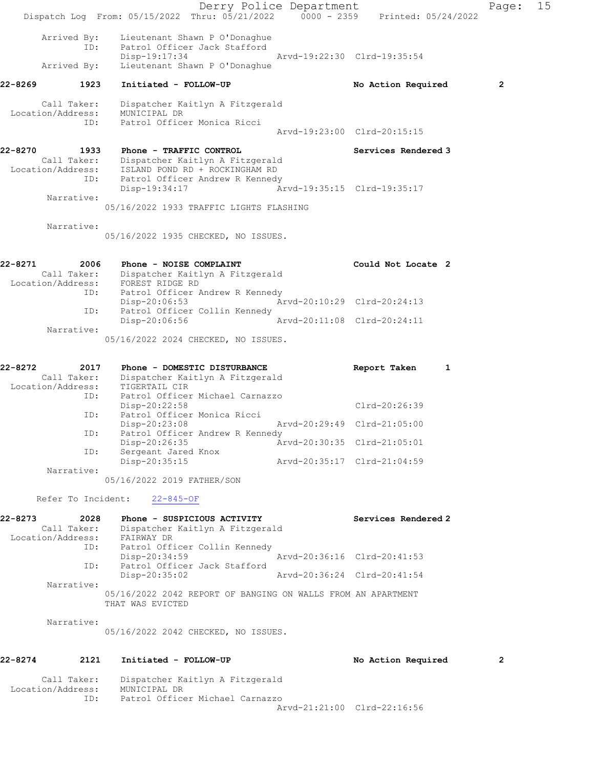```
      Arrived By:    Lieutenant Shawn P O'Donaghue
             ID:    Patrol Officer Jack Stafford
                    Disp-19:17:34              Arvd-19:22:30  Clrd-19:35:54
      Arrived By:    Lieutenant Shawn P O'Donaghue

22-8269        1923    Initiated - FOLLOW-UP                      No Action Required         2

      Call Taker:    Dispatcher Kaitlyn A Fitzgerald
Location/Address:    MUNICIPAL DR
             ID:    Patrol Officer Monica Ricci
                                               Arvd-19:23:00  Clrd-20:15:15

22-8270        1933    Phone - TRAFFIC CONTROL                    Services Rendered 3
      Call Taker:    Dispatcher Kaitlyn A Fitzgerald
Location/Address:    ISLAND POND RD + ROCKINGHAM RD
             ID:    Patrol Officer Andrew R Kennedy
                    Disp-19:34:17              Arvd-19:35:15  Clrd-19:35:17
       Narrative:
                 05/16/2022 1933 TRAFFIC LIGHTS FLASHING

       Narrative:
                 05/16/2022 1935 CHECKED, NO ISSUES.

22-8271        2006    Phone - NOISE COMPLAINT                    Could Not Locate  2
      Call Taker:    Dispatcher Kaitlyn A Fitzgerald
Location/Address:    FOREST RIDGE RD
             ID:    Patrol Officer Andrew R Kennedy
                    Disp-20:06:53              Arvd-20:10:29  Clrd-20:24:13
             ID:    Patrol Officer Collin Kennedy
                    Disp-20:06:56              Arvd-20:11:08  Clrd-20:24:11
       Narrative:
                 05/16/2022 2024 CHECKED, NO ISSUES.

22-8272        2017    Phone - DOMESTIC DISTURBANCE               Report Taken       1
      Call Taker:    Dispatcher Kaitlyn A Fitzgerald
Location/Address:    TIGERTAIL CIR
             ID:    Patrol Officer Michael Carnazzo
                    Disp-20:22:58                             Clrd-20:26:39
             ID:    Patrol Officer Monica Ricci
                    Disp-20:23:08              Arvd-20:29:49  Clrd-21:05:00
             ID:    Patrol Officer Andrew R Kennedy
                    Disp-20:26:35              Arvd-20:30:35  Clrd-21:05:01
             ID:    Sergeant Jared Knox
                    Disp-20:35:15              Arvd-20:35:17  Clrd-21:04:59
       Narrative:
                 05/16/2022 2019 FATHER/SON

     Refer To Incident:    22-845-OF

22-8273        2028    Phone - SUSPICIOUS ACTIVITY                Services Rendered 2
      Call Taker:    Dispatcher Kaitlyn A Fitzgerald
Location/Address:    FAIRWAY DR
             ID:    Patrol Officer Collin Kennedy
                    Disp-20:34:59              Arvd-20:36:16  Clrd-20:41:53
             ID:    Patrol Officer Jack Stafford
                    Disp-20:35:02              Arvd-20:36:24  Clrd-20:41:54
       Narrative:
                 05/16/2022 2042 REPORT OF BANGING ON WALLS FROM AN APARTMENT
                 THAT WAS EVICTED

       Narrative:
                 05/16/2022 2042 CHECKED, NO ISSUES.

22-8274        2121    Initiated - FOLLOW-UP                      No Action Required         2

      Call Taker:    Dispatcher Kaitlyn A Fitzgerald
Location/Address:    MUNICIPAL DR
             ID:    Patrol Officer Michael Carnazzo
                                               Arvd-21:21:00  Clrd-22:16:56
```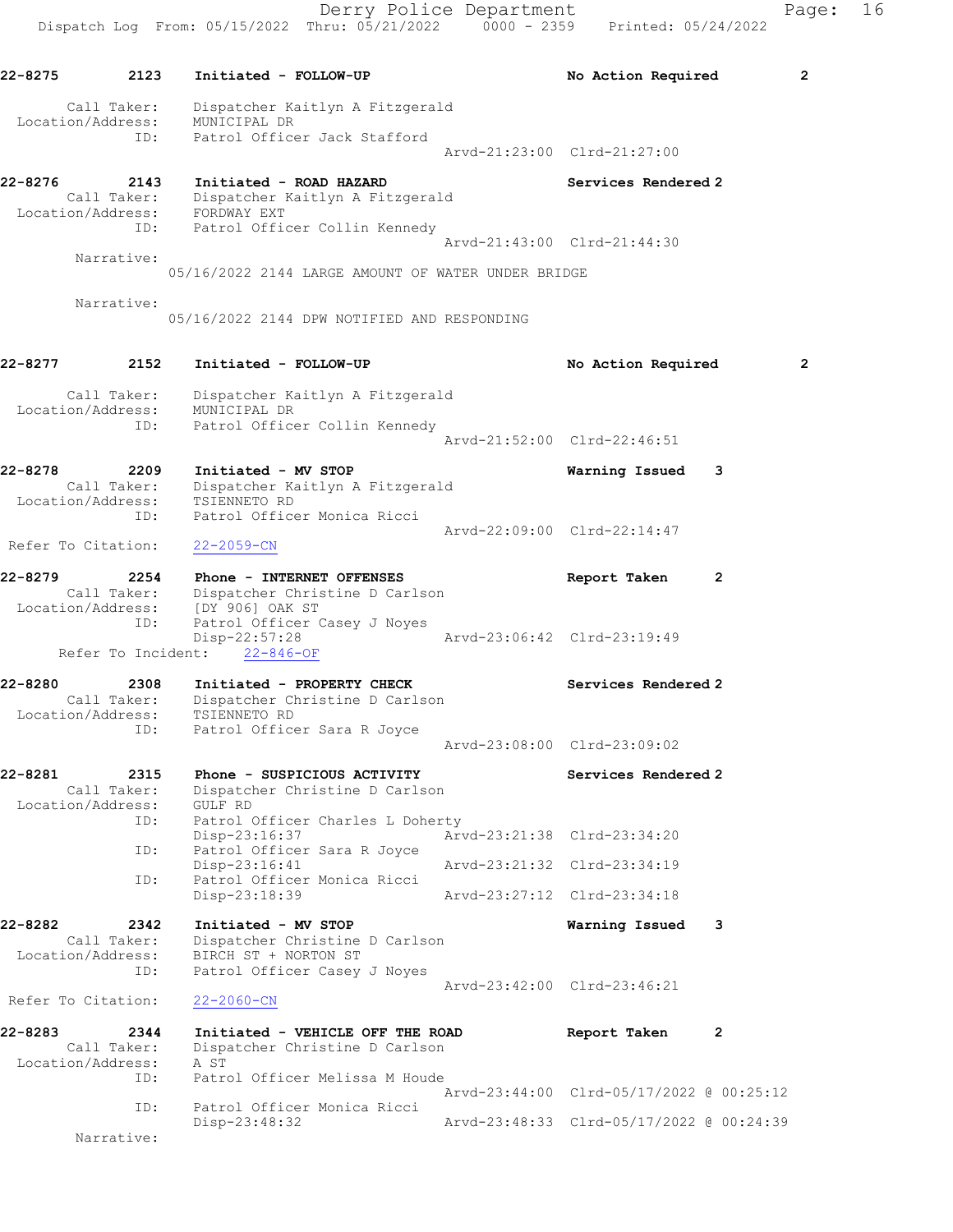22-8275 2123 Initiated - FOLLOW-UP No Action Required 2

Call Taker: Dispatcher Kaitlyn A Fitzgerald
Location/Address: MUNICIPAL DR
ID: Patrol Officer Jack Stafford
Arvd-21:23:00 Clrd-21:27:00

22-8276 2143 Initiated - ROAD HAZARD Services Rendered 2
Call Taker: Dispatcher Kaitlyn A Fitzgerald
Location/Address: FORDWAY EXT
ID: Patrol Officer Collin Kennedy
Arvd-21:43:00 Clrd-21:44:30
Narrative:
05/16/2022 2144 LARGE AMOUNT OF WATER UNDER BRIDGE

Narrative:
05/16/2022 2144 DPW NOTIFIED AND RESPONDING

22-8277 2152 Initiated - FOLLOW-UP No Action Required 2

Call Taker: Dispatcher Kaitlyn A Fitzgerald
Location/Address: MUNICIPAL DR
ID: Patrol Officer Collin Kennedy
Arvd-21:52:00 Clrd-22:46:51

22-8278 2209 Initiated - MV STOP Warning Issued 3
Call Taker: Dispatcher Kaitlyn A Fitzgerald
Location/Address: TSIENNETO RD
ID: Patrol Officer Monica Ricci
Arvd-22:09:00 Clrd-22:14:47
Refer To Citation: 22-2059-CN

22-8279 2254 Phone - INTERNET OFFENSES Report Taken 2
Call Taker: Dispatcher Christine D Carlson
Location/Address: [DY 906] OAK ST
ID: Patrol Officer Casey J Noyes
Disp-22:57:28 Arvd-23:06:42 Clrd-23:19:49
Refer To Incident: 22-846-OF

22-8280 2308 Initiated - PROPERTY CHECK Services Rendered 2
Call Taker: Dispatcher Christine D Carlson
Location/Address: TSIENNETO RD
ID: Patrol Officer Sara R Joyce
Arvd-23:08:00 Clrd-23:09:02

22-8281 2315 Phone - SUSPICIOUS ACTIVITY Services Rendered 2
Call Taker: Dispatcher Christine D Carlson
Location/Address: GULF RD
ID: Patrol Officer Charles L Doherty
Disp-23:16:37 Arvd-23:21:38 Clrd-23:34:20
ID: Patrol Officer Sara R Joyce
Disp-23:16:41 Arvd-23:21:32 Clrd-23:34:19
ID: Patrol Officer Monica Ricci
Disp-23:18:39 Arvd-23:27:12 Clrd-23:34:18

22-8282 2342 Initiated - MV STOP Warning Issued 3
Call Taker: Dispatcher Christine D Carlson
Location/Address: BIRCH ST + NORTON ST
ID: Patrol Officer Casey J Noyes
Arvd-23:42:00 Clrd-23:46:21
Refer To Citation: 22-2060-CN

22-8283 2344 Initiated - VEHICLE OFF THE ROAD Report Taken 2
Call Taker: Dispatcher Christine D Carlson
Location/Address: A ST
ID: Patrol Officer Melissa M Houde
Arvd-23:44:00 Clrd-05/17/2022 @ 00:25:12
ID: Patrol Officer Monica Ricci
Disp-23:48:32 Arvd-23:48:33 Clrd-05/17/2022 @ 00:24:39
Narrative: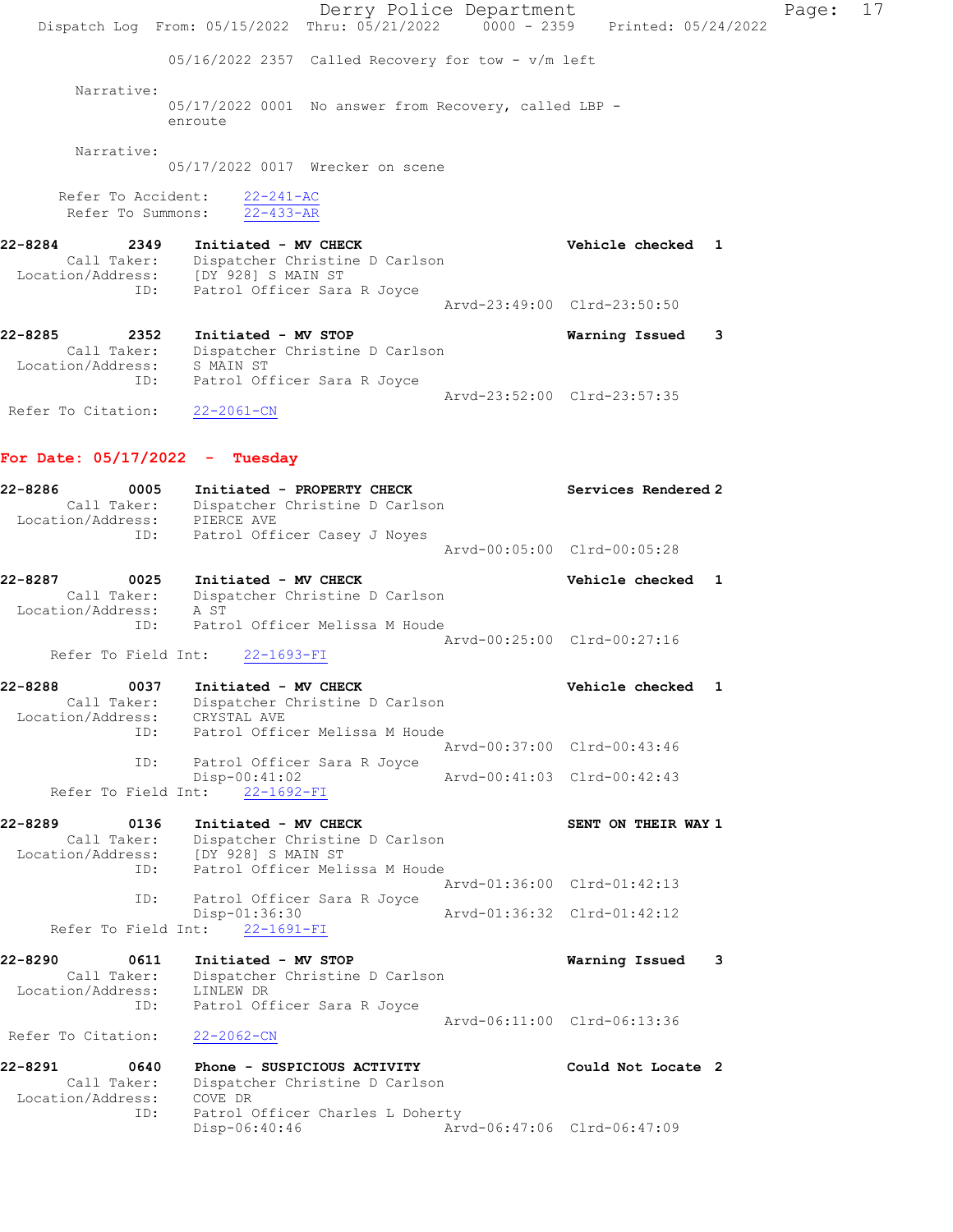05/16/2022 2357 Called Recovery for tow - v/m left

Narrative:
05/17/2022 0001 No answer from Recovery, called LBP - enroute

Narrative:
05/17/2022 0017 Wrecker on scene

Refer To Accident: 22-241-AC
Refer To Summons: 22-433-AR

**22-8284** 2349 **Initiated - MV CHECK** **Vehicle checked 1**
Call Taker: Dispatcher Christine D Carlson
Location/Address: [DY 928] S MAIN ST
ID: Patrol Officer Sara R Joyce
Arvd-23:49:00 Clrd-23:50:50

**22-8285** 2352 **Initiated - MV STOP** **Warning Issued 3**
Call Taker: Dispatcher Christine D Carlson
Location/Address: S MAIN ST
ID: Patrol Officer Sara R Joyce
Arvd-23:52:00 Clrd-23:57:35
Refer To Citation: 22-2061-CN

## For Date: 05/17/2022 - Tuesday

**22-8286** 0005 **Initiated - PROPERTY CHECK** **Services Rendered 2**
Call Taker: Dispatcher Christine D Carlson
Location/Address: PIERCE AVE
ID: Patrol Officer Casey J Noyes
Arvd-00:05:00 Clrd-00:05:28

**22-8287** 0025 **Initiated - MV CHECK** **Vehicle checked 1**
Call Taker: Dispatcher Christine D Carlson
Location/Address: A ST
ID: Patrol Officer Melissa M Houde
Arvd-00:25:00 Clrd-00:27:16
Refer To Field Int: 22-1693-FI

**22-8288** 0037 **Initiated - MV CHECK** **Vehicle checked 1**
Call Taker: Dispatcher Christine D Carlson
Location/Address: CRYSTAL AVE
ID: Patrol Officer Melissa M Houde
Arvd-00:37:00 Clrd-00:43:46
ID: Patrol Officer Sara R Joyce
Disp-00:41:02 Arvd-00:41:03 Clrd-00:42:43
Refer To Field Int: 22-1692-FI

**22-8289** 0136 **Initiated - MV CHECK** **SENT ON THEIR WAY 1**
Call Taker: Dispatcher Christine D Carlson
Location/Address: [DY 928] S MAIN ST
ID: Patrol Officer Melissa M Houde
Arvd-01:36:00 Clrd-01:42:13
ID: Patrol Officer Sara R Joyce
Disp-01:36:30 Arvd-01:36:32 Clrd-01:42:12
Refer To Field Int: 22-1691-FI

**22-8290** 0611 **Initiated - MV STOP** **Warning Issued 3**
Call Taker: Dispatcher Christine D Carlson
Location/Address: LINLEW DR
ID: Patrol Officer Sara R Joyce
Arvd-06:11:00 Clrd-06:13:36
Refer To Citation: 22-2062-CN

**22-8291** 0640 **Phone - SUSPICIOUS ACTIVITY** **Could Not Locate 2**
Call Taker: Dispatcher Christine D Carlson
Location/Address: COVE DR
ID: Patrol Officer Charles L Doherty
Disp-06:40:46 Arvd-06:47:06 Clrd-06:47:09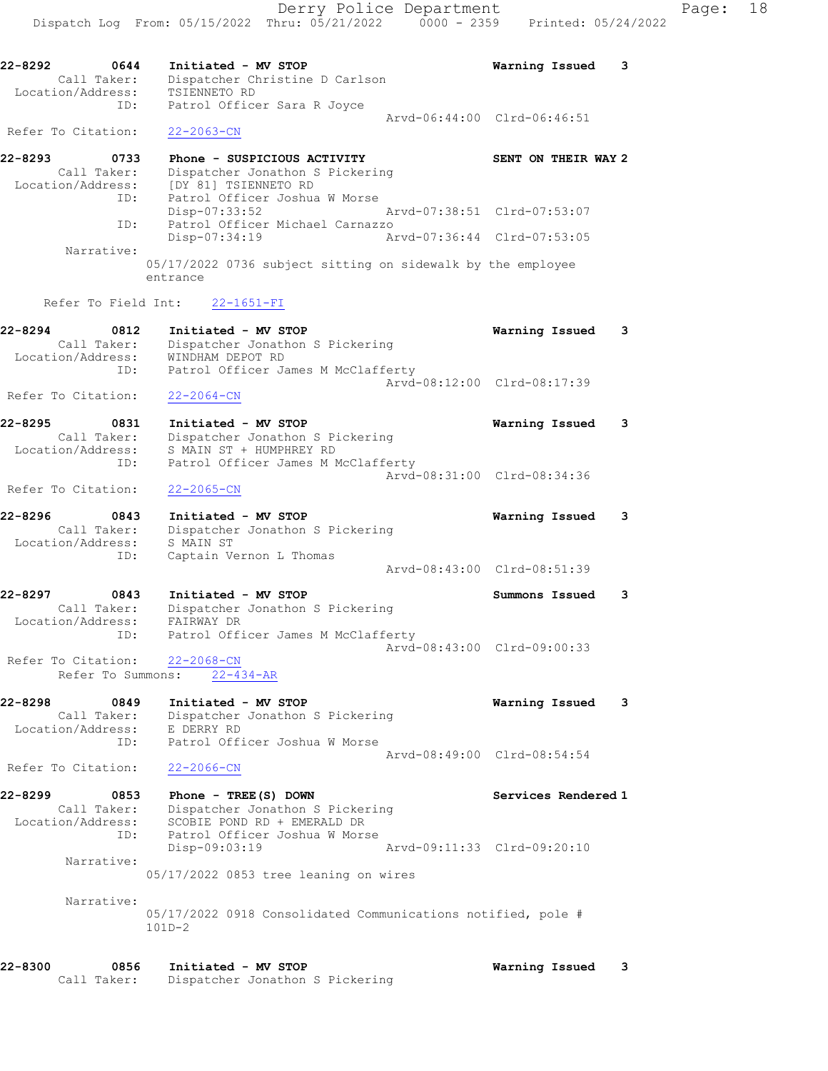22-8292 0644 Initiated - MV STOP Warning Issued 3
Call Taker: Dispatcher Christine D Carlson
Location/Address: TSIENNETO RD
ID: Patrol Officer Sara R Joyce
Arvd-06:44:00 Clrd-06:46:51
Refer To Citation: 22-2063-CN

22-8293 0733 Phone - SUSPICIOUS ACTIVITY SENT ON THEIR WAY 2
Call Taker: Dispatcher Jonathon S Pickering
Location/Address: [DY 81] TSIENNETO RD
ID: Patrol Officer Joshua W Morse
Disp-07:33:52 Arvd-07:38:51 Clrd-07:53:07
ID: Patrol Officer Michael Carnazzo
Disp-07:34:19 Arvd-07:36:44 Clrd-07:53:05
Narrative:
05/17/2022 0736 subject sitting on sidewalk by the employee entrance

Refer To Field Int: 22-1651-FI

22-8294 0812 Initiated - MV STOP Warning Issued 3
Call Taker: Dispatcher Jonathon S Pickering
Location/Address: WINDHAM DEPOT RD
ID: Patrol Officer James M McClafferty
Arvd-08:12:00 Clrd-08:17:39
Refer To Citation: 22-2064-CN

22-8295 0831 Initiated - MV STOP Warning Issued 3
Call Taker: Dispatcher Jonathon S Pickering
Location/Address: S MAIN ST + HUMPHREY RD
ID: Patrol Officer James M McClafferty
Arvd-08:31:00 Clrd-08:34:36
Refer To Citation: 22-2065-CN

22-8296 0843 Initiated - MV STOP Warning Issued 3
Call Taker: Dispatcher Jonathon S Pickering
Location/Address: S MAIN ST
ID: Captain Vernon L Thomas
Arvd-08:43:00 Clrd-08:51:39

22-8297 0843 Initiated - MV STOP Summons Issued 3
Call Taker: Dispatcher Jonathon S Pickering
Location/Address: FAIRWAY DR
ID: Patrol Officer James M McClafferty
Arvd-08:43:00 Clrd-09:00:33
Refer To Citation: 22-2068-CN
Refer To Summons: 22-434-AR

22-8298 0849 Initiated - MV STOP Warning Issued 3
Call Taker: Dispatcher Jonathon S Pickering
Location/Address: E DERRY RD
ID: Patrol Officer Joshua W Morse
Arvd-08:49:00 Clrd-08:54:54
Refer To Citation: 22-2066-CN

22-8299 0853 Phone - TREE(S) DOWN Services Rendered 1
Call Taker: Dispatcher Jonathon S Pickering
Location/Address: SCOBIE POND RD + EMERALD DR
ID: Patrol Officer Joshua W Morse
Disp-09:03:19 Arvd-09:11:33 Clrd-09:20:10
Narrative:
05/17/2022 0853 tree leaning on wires

Narrative:
05/17/2022 0918 Consolidated Communications notified, pole # 101D-2

22-8300 0856 Initiated - MV STOP Warning Issued 3
Call Taker: Dispatcher Jonathon S Pickering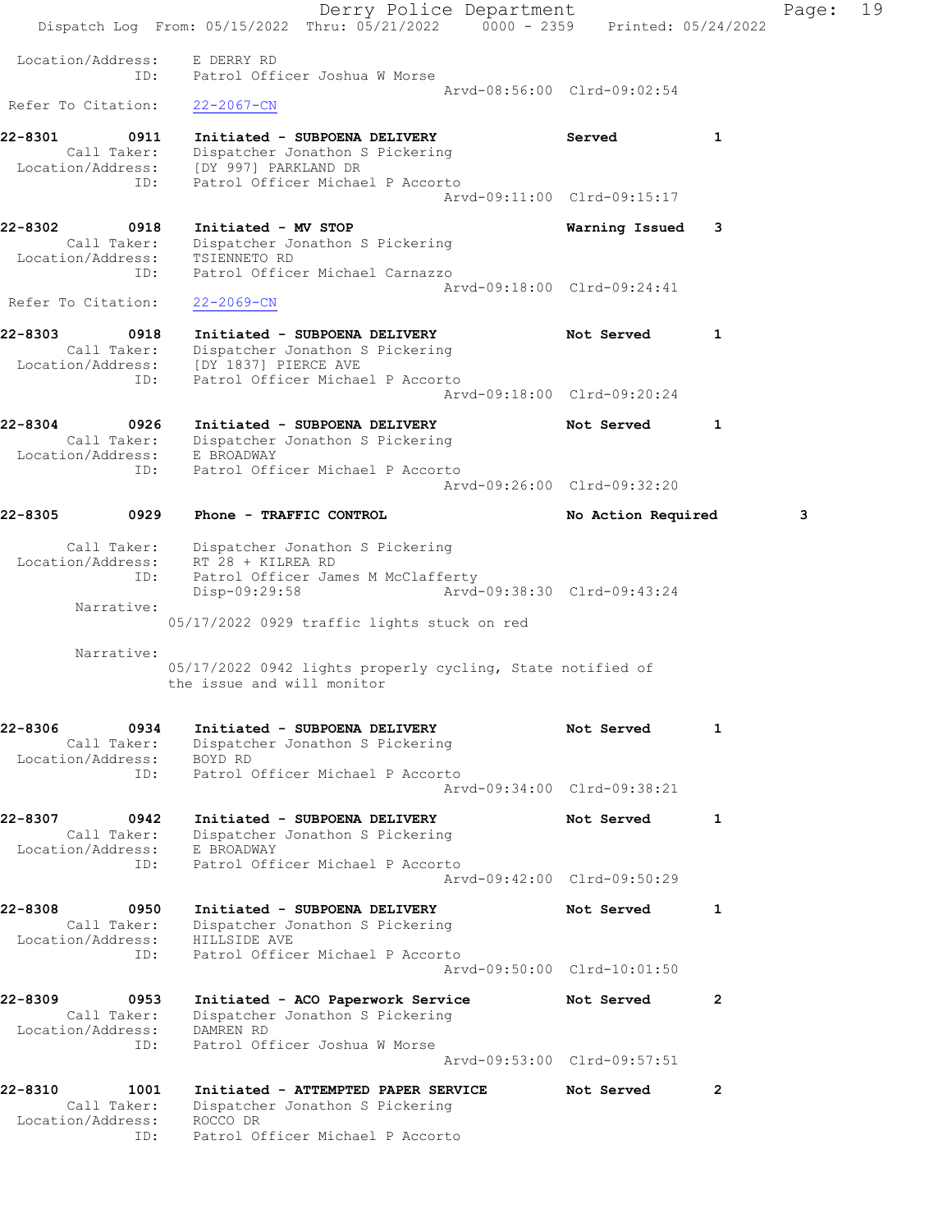```
 Location/Address:    E DERRY RD
                ID:    Patrol Officer Joshua W Morse
                                              Arvd-08:56:00  Clrd-09:02:54
 Refer To Citation:    22-2067-CN

22-8301        0911    Initiated - SUBPOENA DELIVERY              Served          1
       Call Taker:    Dispatcher Jonathon S Pickering
 Location/Address:    [DY 997] PARKLAND DR
                ID:    Patrol Officer Michael P Accorto
                                              Arvd-09:11:00  Clrd-09:15:17

22-8302        0918    Initiated - MV STOP                        Warning Issued  3
       Call Taker:    Dispatcher Jonathon S Pickering
 Location/Address:    TSIENNETO RD
                ID:    Patrol Officer Michael Carnazzo
                                              Arvd-09:18:00  Clrd-09:24:41
 Refer To Citation:    22-2069-CN

22-8303        0918    Initiated - SUBPOENA DELIVERY              Not Served      1
       Call Taker:    Dispatcher Jonathon S Pickering
 Location/Address:    [DY 1837] PIERCE AVE
                ID:    Patrol Officer Michael P Accorto
                                              Arvd-09:18:00  Clrd-09:20:24

22-8304        0926    Initiated - SUBPOENA DELIVERY              Not Served      1
       Call Taker:    Dispatcher Jonathon S Pickering
 Location/Address:    E BROADWAY
                ID:    Patrol Officer Michael P Accorto
                                              Arvd-09:26:00  Clrd-09:32:20

22-8305        0929    Phone - TRAFFIC CONTROL                    No Action Required        3

       Call Taker:    Dispatcher Jonathon S Pickering
 Location/Address:    RT 28 + KILREA RD
                ID:    Patrol Officer James M McClafferty
                       Disp-09:29:58          Arvd-09:38:30  Clrd-09:43:24
        Narrative:
                   05/17/2022 0929 traffic lights stuck on red

        Narrative:
                   05/17/2022 0942 lights properly cycling, State notified of
                   the issue and will monitor

22-8306        0934    Initiated - SUBPOENA DELIVERY              Not Served      1
       Call Taker:    Dispatcher Jonathon S Pickering
 Location/Address:    BOYD RD
                ID:    Patrol Officer Michael P Accorto
                                              Arvd-09:34:00  Clrd-09:38:21

22-8307        0942    Initiated - SUBPOENA DELIVERY              Not Served      1
       Call Taker:    Dispatcher Jonathon S Pickering
 Location/Address:    E BROADWAY
                ID:    Patrol Officer Michael P Accorto
                                              Arvd-09:42:00  Clrd-09:50:29

22-8308        0950    Initiated - SUBPOENA DELIVERY              Not Served      1
       Call Taker:    Dispatcher Jonathon S Pickering
 Location/Address:    HILLSIDE AVE
                ID:    Patrol Officer Michael P Accorto
                                              Arvd-09:50:00  Clrd-10:01:50

22-8309        0953    Initiated - ACO Paperwork Service          Not Served      2
       Call Taker:    Dispatcher Jonathon S Pickering
 Location/Address:    DAMREN RD
                ID:    Patrol Officer Joshua W Morse
                                              Arvd-09:53:00  Clrd-09:57:51

22-8310        1001    Initiated - ATTEMPTED PAPER SERVICE        Not Served      2
       Call Taker:    Dispatcher Jonathon S Pickering
 Location/Address:    ROCCO DR
                ID:    Patrol Officer Michael P Accorto
```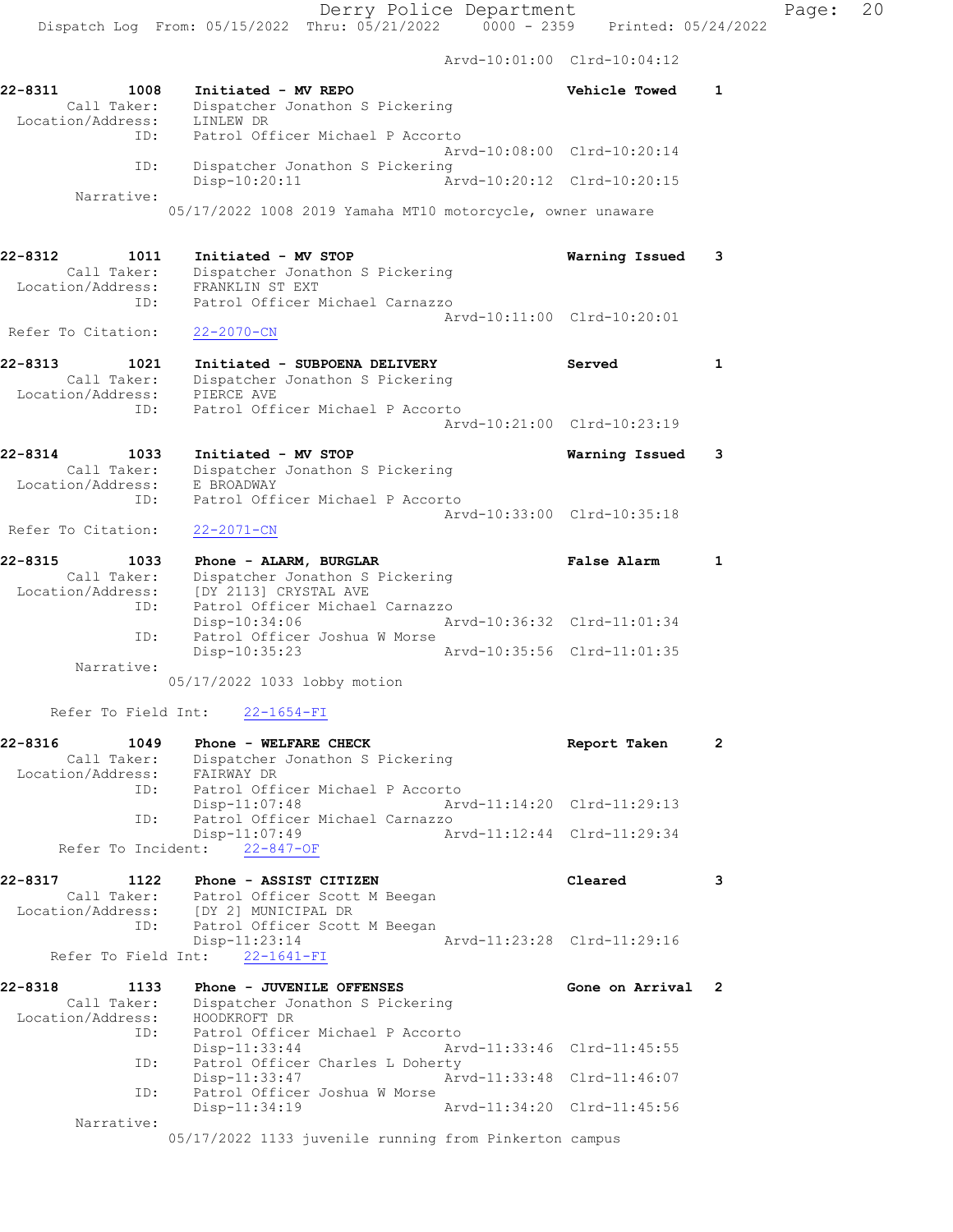Arvd-10:01:00 Clrd-10:04:12

```
22-8311        1008    Initiated - MV REPO                          Vehicle Towed     1
       Call Taker:     Dispatcher Jonathon S Pickering
  Location/Address:    LINLEW DR
                ID:    Patrol Officer Michael P Accorto
                                               Arvd-10:08:00  Clrd-10:20:14
                ID:    Dispatcher Jonathon S Pickering
                       Disp-10:20:11           Arvd-10:20:12  Clrd-10:20:15
         Narrative:
                    05/17/2022 1008 2019 Yamaha MT10 motorcycle, owner unaware

22-8312        1011    Initiated - MV STOP                          Warning Issued    3
       Call Taker:     Dispatcher Jonathon S Pickering
  Location/Address:    FRANKLIN ST EXT
                ID:    Patrol Officer Michael Carnazzo
                                               Arvd-10:11:00  Clrd-10:20:01
 Refer To Citation:    22-2070-CN

22-8313        1021    Initiated - SUBPOENA DELIVERY                Served            1
       Call Taker:     Dispatcher Jonathon S Pickering
  Location/Address:    PIERCE AVE
                ID:    Patrol Officer Michael P Accorto
                                               Arvd-10:21:00  Clrd-10:23:19

22-8314        1033    Initiated - MV STOP                          Warning Issued    3
       Call Taker:     Dispatcher Jonathon S Pickering
  Location/Address:    E BROADWAY
                ID:    Patrol Officer Michael P Accorto
                                               Arvd-10:33:00  Clrd-10:35:18
 Refer To Citation:    22-2071-CN

22-8315        1033    Phone - ALARM, BURGLAR                       False Alarm       1
       Call Taker:     Dispatcher Jonathon S Pickering
  Location/Address:    [DY 2113] CRYSTAL AVE
                ID:    Patrol Officer Michael Carnazzo
                       Disp-10:34:06           Arvd-10:36:32  Clrd-11:01:34
                ID:    Patrol Officer Joshua W Morse
                       Disp-10:35:23           Arvd-10:35:56  Clrd-11:01:35
         Narrative:
                    05/17/2022 1033 lobby motion

      Refer To Field Int:     22-1654-FI

22-8316        1049    Phone - WELFARE CHECK                        Report Taken      2
       Call Taker:     Dispatcher Jonathon S Pickering
  Location/Address:    FAIRWAY DR
                ID:    Patrol Officer Michael P Accorto
                       Disp-11:07:48           Arvd-11:14:20  Clrd-11:29:13
                ID:    Patrol Officer Michael Carnazzo
                       Disp-11:07:49           Arvd-11:12:44  Clrd-11:29:34
     Refer To Incident:    22-847-OF

22-8317        1122    Phone - ASSIST CITIZEN                       Cleared           3
       Call Taker:     Patrol Officer Scott M Beegan
  Location/Address:    [DY 2] MUNICIPAL DR
                ID:    Patrol Officer Scott M Beegan
                       Disp-11:23:14           Arvd-11:23:28  Clrd-11:29:16
     Refer To Field Int:    22-1641-FI

22-8318        1133    Phone - JUVENILE OFFENSES                    Gone on Arrival   2
       Call Taker:     Dispatcher Jonathon S Pickering
  Location/Address:    HOODKROFT DR
                ID:    Patrol Officer Michael P Accorto
                       Disp-11:33:44           Arvd-11:33:46  Clrd-11:45:55
                ID:    Patrol Officer Charles L Doherty
                       Disp-11:33:47           Arvd-11:33:48  Clrd-11:46:07
                ID:    Patrol Officer Joshua W Morse
                       Disp-11:34:19           Arvd-11:34:20  Clrd-11:45:56
         Narrative:
                    05/17/2022 1133 juvenile running from Pinkerton campus
```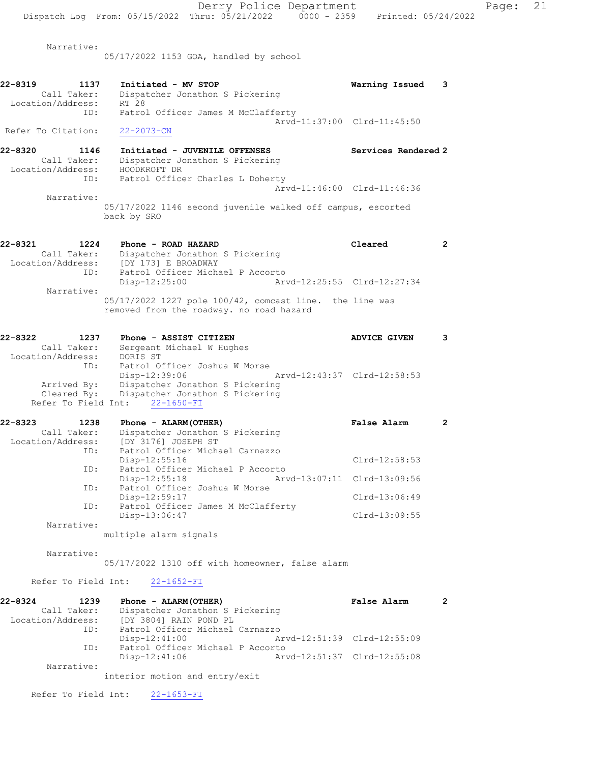Narrative:
05/17/2022 1153 GOA, handled by school

**22-8319 1137 Initiated - MV STOP** Warning Issued 3
Call Taker: Dispatcher Jonathon S Pickering
Location/Address: RT 28
ID: Patrol Officer James M McClafferty
Arvd-11:37:00 Clrd-11:45:50
Refer To Citation: 22-2073-CN

**22-8320 1146 Initiated - JUVENILE OFFENSES** Services Rendered 2
Call Taker: Dispatcher Jonathon S Pickering
Location/Address: HOODKROFT DR
ID: Patrol Officer Charles L Doherty
Arvd-11:46:00 Clrd-11:46:36
Narrative:
05/17/2022 1146 second juvenile walked off campus, escorted back by SRO

**22-8321 1224 Phone - ROAD HAZARD** Cleared 2
Call Taker: Dispatcher Jonathon S Pickering
Location/Address: [DY 173] E BROADWAY
ID: Patrol Officer Michael P Accorto
Disp-12:25:00 Arvd-12:25:55 Clrd-12:27:34
Narrative:
05/17/2022 1227 pole 100/42, comcast line. the line was removed from the roadway. no road hazard

**22-8322 1237 Phone - ASSIST CITIZEN** ADVICE GIVEN 3
Call Taker: Sergeant Michael W Hughes
Location/Address: DORIS ST
ID: Patrol Officer Joshua W Morse
Disp-12:39:06 Arvd-12:43:37 Clrd-12:58:53
Arrived By: Dispatcher Jonathon S Pickering
Cleared By: Dispatcher Jonathon S Pickering
Refer To Field Int: 22-1650-FI

**22-8323 1238 Phone - ALARM(OTHER)** False Alarm 2
Call Taker: Dispatcher Jonathon S Pickering
Location/Address: [DY 3176] JOSEPH ST
ID: Patrol Officer Michael Carnazzo
Disp-12:55:16 Clrd-12:58:53
ID: Patrol Officer Michael P Accorto
Disp-12:55:18 Arvd-13:07:11 Clrd-13:09:56
ID: Patrol Officer Joshua W Morse
Disp-12:59:17 Clrd-13:06:49
ID: Patrol Officer James M McClafferty
Disp-13:06:47 Clrd-13:09:55
Narrative:
multiple alarm signals

Narrative:
05/17/2022 1310 off with homeowner, false alarm

Refer To Field Int: 22-1652-FI

**22-8324 1239 Phone - ALARM(OTHER)** False Alarm 2
Call Taker: Dispatcher Jonathon S Pickering
Location/Address: [DY 3804] RAIN POND PL
ID: Patrol Officer Michael Carnazzo
Disp-12:41:00 Arvd-12:51:39 Clrd-12:55:09
ID: Patrol Officer Michael P Accorto
Disp-12:41:06 Arvd-12:51:37 Clrd-12:55:08
Narrative:
interior motion and entry/exit

Refer To Field Int: 22-1653-FI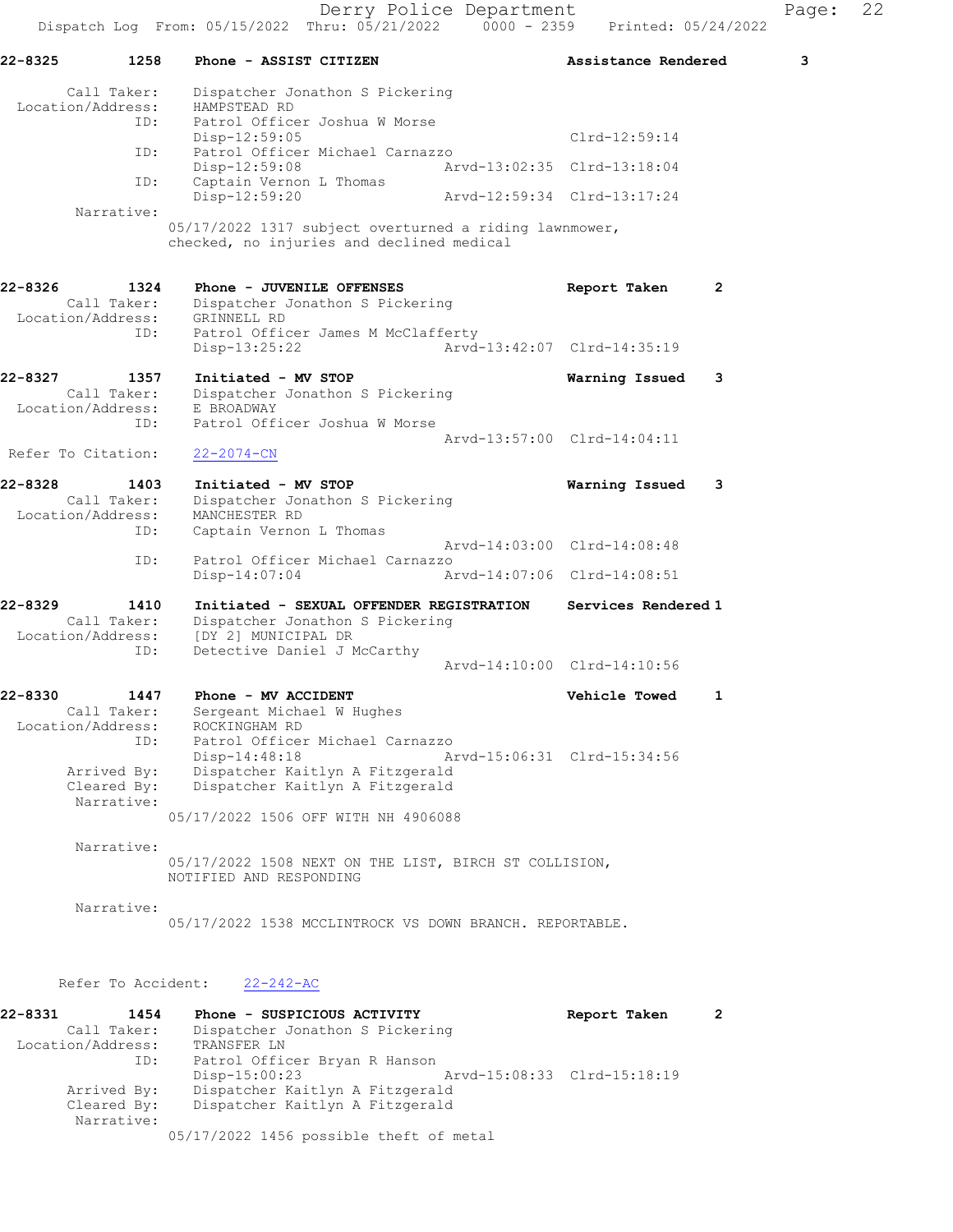**22-8325** 1258 **Phone - ASSIST CITIZEN** **Assistance Rendered** **3**

Call Taker: Dispatcher Jonathon S Pickering
Location/Address: HAMPSTEAD RD
ID: Patrol Officer Joshua W Morse
Disp-12:59:05 Clrd-12:59:14
ID: Patrol Officer Michael Carnazzo
Disp-12:59:08 Arvd-13:02:35 Clrd-13:18:04
ID: Captain Vernon L Thomas
Disp-12:59:20 Arvd-12:59:34 Clrd-13:17:24
Narrative:
05/17/2022 1317 subject overturned a riding lawnmower, checked, no injuries and declined medical

**22-8326** 1324 **Phone - JUVENILE OFFENSES** **Report Taken** **2**

Call Taker: Dispatcher Jonathon S Pickering
Location/Address: GRINNELL RD
ID: Patrol Officer James M McClafferty
Disp-13:25:22 Arvd-13:42:07 Clrd-14:35:19

**22-8327** 1357 **Initiated - MV STOP** **Warning Issued** **3**

Call Taker: Dispatcher Jonathon S Pickering
Location/Address: E BROADWAY
ID: Patrol Officer Joshua W Morse
Arvd-13:57:00 Clrd-14:04:11
Refer To Citation: 22-2074-CN

**22-8328** 1403 **Initiated - MV STOP** **Warning Issued** **3**

Call Taker: Dispatcher Jonathon S Pickering
Location/Address: MANCHESTER RD
ID: Captain Vernon L Thomas
Arvd-14:03:00 Clrd-14:08:48
ID: Patrol Officer Michael Carnazzo
Disp-14:07:04 Arvd-14:07:06 Clrd-14:08:51

**22-8329** 1410 **Initiated - SEXUAL OFFENDER REGISTRATION** **Services Rendered** **1**

Call Taker: Dispatcher Jonathon S Pickering
Location/Address: [DY 2] MUNICIPAL DR
ID: Detective Daniel J McCarthy
Arvd-14:10:00 Clrd-14:10:56

**22-8330** 1447 **Phone - MV ACCIDENT** **Vehicle Towed** **1**

Call Taker: Sergeant Michael W Hughes
Location/Address: ROCKINGHAM RD
ID: Patrol Officer Michael Carnazzo
Disp-14:48:18 Arvd-15:06:31 Clrd-15:34:56
Arrived By: Dispatcher Kaitlyn A Fitzgerald
Cleared By: Dispatcher Kaitlyn A Fitzgerald
Narrative:
05/17/2022 1506 OFF WITH NH 4906088

Narrative:
05/17/2022 1508 NEXT ON THE LIST, BIRCH ST COLLISION, NOTIFIED AND RESPONDING

Narrative:
05/17/2022 1538 MCCLINTROCK VS DOWN BRANCH. REPORTABLE.

Refer To Accident: 22-242-AC

**22-8331** 1454 **Phone - SUSPICIOUS ACTIVITY** **Report Taken** **2**

Call Taker: Dispatcher Jonathon S Pickering
Location/Address: TRANSFER LN
ID: Patrol Officer Bryan R Hanson
Disp-15:00:23 Arvd-15:08:33 Clrd-15:18:19
Arrived By: Dispatcher Kaitlyn A Fitzgerald
Cleared By: Dispatcher Kaitlyn A Fitzgerald
Narrative:
05/17/2022 1456 possible theft of metal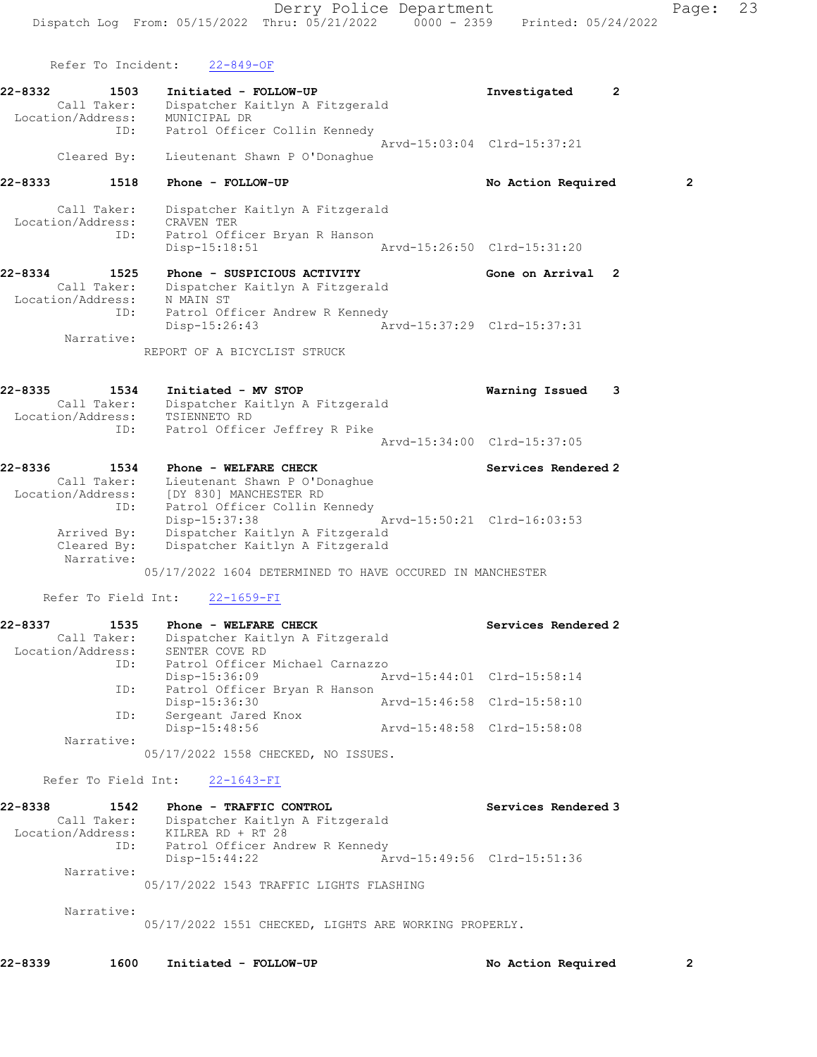Refer To Incident: 22-849-OF

**22-8332 1503 Initiated - FOLLOW-UP** Investigated 2
Call Taker: Dispatcher Kaitlyn A Fitzgerald
Location/Address: MUNICIPAL DR
ID: Patrol Officer Collin Kennedy
Arvd-15:03:04 Clrd-15:37:21
Cleared By: Lieutenant Shawn P O'Donaghue

**22-8333 1518 Phone - FOLLOW-UP** No Action Required 2
Call Taker: Dispatcher Kaitlyn A Fitzgerald
Location/Address: CRAVEN TER
ID: Patrol Officer Bryan R Hanson
Disp-15:18:51 Arvd-15:26:50 Clrd-15:31:20

**22-8334 1525 Phone - SUSPICIOUS ACTIVITY** Gone on Arrival 2
Call Taker: Dispatcher Kaitlyn A Fitzgerald
Location/Address: N MAIN ST
ID: Patrol Officer Andrew R Kennedy
Disp-15:26:43 Arvd-15:37:29 Clrd-15:37:31
Narrative:
REPORT OF A BICYCLIST STRUCK

**22-8335 1534 Initiated - MV STOP** Warning Issued 3
Call Taker: Dispatcher Kaitlyn A Fitzgerald
Location/Address: TSIENNETO RD
ID: Patrol Officer Jeffrey R Pike
Arvd-15:34:00 Clrd-15:37:05

**22-8336 1534 Phone - WELFARE CHECK** Services Rendered 2
Call Taker: Lieutenant Shawn P O'Donaghue
Location/Address: [DY 830] MANCHESTER RD
ID: Patrol Officer Collin Kennedy
Disp-15:37:38 Arvd-15:50:21 Clrd-16:03:53
Arrived By: Dispatcher Kaitlyn A Fitzgerald
Cleared By: Dispatcher Kaitlyn A Fitzgerald
Narrative:
05/17/2022 1604 DETERMINED TO HAVE OCCURED IN MANCHESTER

Refer To Field Int: 22-1659-FI

**22-8337 1535 Phone - WELFARE CHECK** Services Rendered 2
Call Taker: Dispatcher Kaitlyn A Fitzgerald
Location/Address: SENTER COVE RD
ID: Patrol Officer Michael Carnazzo
Disp-15:36:09 Arvd-15:44:01 Clrd-15:58:14
ID: Patrol Officer Bryan R Hanson
Disp-15:36:30 Arvd-15:46:58 Clrd-15:58:10
ID: Sergeant Jared Knox
Disp-15:48:56 Arvd-15:48:58 Clrd-15:58:08
Narrative:
05/17/2022 1558 CHECKED, NO ISSUES.

Refer To Field Int: 22-1643-FI

**22-8338 1542 Phone - TRAFFIC CONTROL** Services Rendered 3
Call Taker: Dispatcher Kaitlyn A Fitzgerald
Location/Address: KILREA RD + RT 28
ID: Patrol Officer Andrew R Kennedy
Disp-15:44:22 Arvd-15:49:56 Clrd-15:51:36
Narrative:
05/17/2022 1543 TRAFFIC LIGHTS FLASHING

Narrative:
05/17/2022 1551 CHECKED, LIGHTS ARE WORKING PROPERLY.

**22-8339 1600 Initiated - FOLLOW-UP** No Action Required 2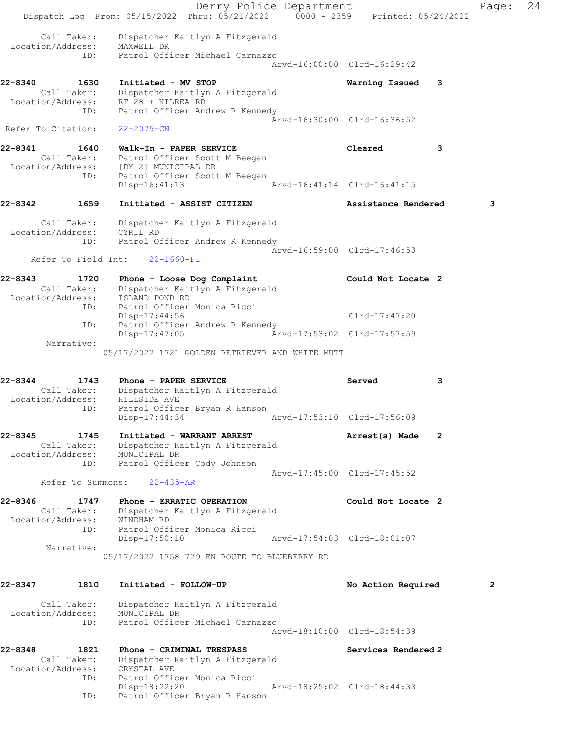```
        Call Taker:    Dispatcher Kaitlyn A Fitzgerald
  Location/Address:    MAXWELL DR
                ID:    Patrol Officer Michael Carnazzo
                                                     Arvd-16:00:00  Clrd-16:29:42

22-8340        1630    Initiated - MV STOP                           Warning Issued    3
        Call Taker:    Dispatcher Kaitlyn A Fitzgerald
  Location/Address:    RT 28 + KILREA RD
                ID:    Patrol Officer Andrew R Kennedy
                                                     Arvd-16:30:00  Clrd-16:36:52
 Refer To Citation:    22-2075-CN

22-8341        1640    Walk-In - PAPER SERVICE                       Cleared           3
        Call Taker:    Patrol Officer Scott M Beegan
  Location/Address:    [DY 2] MUNICIPAL DR
                ID:    Patrol Officer Scott M Beegan
                       Disp-16:41:13                 Arvd-16:41:14  Clrd-16:41:15

22-8342        1659    Initiated - ASSIST CITIZEN                    Assistance Rendered      3

        Call Taker:    Dispatcher Kaitlyn A Fitzgerald
  Location/Address:    CYRIL RD
                ID:    Patrol Officer Andrew R Kennedy
                                                     Arvd-16:59:00  Clrd-17:46:53
      Refer To Field Int:    22-1660-FI

22-8343        1720    Phone - Loose Dog Complaint                   Could Not Locate  2
        Call Taker:    Dispatcher Kaitlyn A Fitzgerald
  Location/Address:    ISLAND POND RD
                ID:    Patrol Officer Monica Ricci
                       Disp-17:44:56                                Clrd-17:47:20
                ID:    Patrol Officer Andrew R Kennedy
                       Disp-17:47:05                 Arvd-17:53:02  Clrd-17:57:59
         Narrative:
                    05/17/2022 1721 GOLDEN RETRIEVER AND WHITE MUTT


22-8344        1743    Phone - PAPER SERVICE                         Served            3
        Call Taker:    Dispatcher Kaitlyn A Fitzgerald
  Location/Address:    HILLSIDE AVE
                ID:    Patrol Officer Bryan R Hanson
                       Disp-17:44:34                 Arvd-17:53:10  Clrd-17:56:09

22-8345        1745    Initiated - WARRANT ARREST                    Arrest(s) Made    2
        Call Taker:    Dispatcher Kaitlyn A Fitzgerald
  Location/Address:    MUNICIPAL DR
                ID:    Patrol Officer Cody Johnson
                                                     Arvd-17:45:00  Clrd-17:45:52
        Refer To Summons:    22-435-AR

22-8346        1747    Phone - ERRATIC OPERATION                     Could Not Locate  2
        Call Taker:    Dispatcher Kaitlyn A Fitzgerald
  Location/Address:    WINDHAM RD
                ID:    Patrol Officer Monica Ricci
                       Disp-17:50:10                 Arvd-17:54:03  Clrd-18:01:07
         Narrative:
                    05/17/2022 1758 729 EN ROUTE TO BLUEBERRY RD


22-8347        1810    Initiated - FOLLOW-UP                         No Action Required       2

        Call Taker:    Dispatcher Kaitlyn A Fitzgerald
  Location/Address:    MUNICIPAL DR
                ID:    Patrol Officer Michael Carnazzo
                                                     Arvd-18:10:00  Clrd-18:54:39

22-8348        1821    Phone - CRIMINAL TRESPASS                     Services Rendered 2
        Call Taker:    Dispatcher Kaitlyn A Fitzgerald
  Location/Address:    CRYSTAL AVE
                ID:    Patrol Officer Monica Ricci
                       Disp-18:22:20                 Arvd-18:25:02  Clrd-18:44:33
                ID:    Patrol Officer Bryan R Hanson
```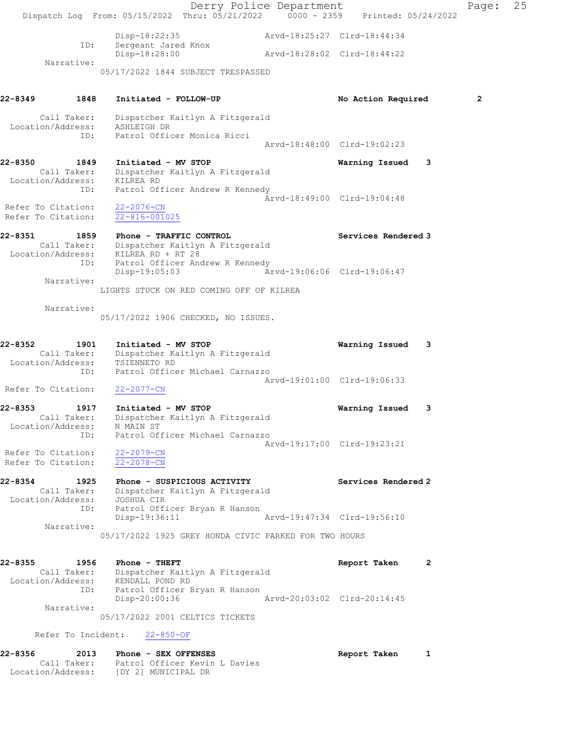```
              Disp-18:22:35                 Arvd-18:25:27  Clrd-18:44:34
         ID:  Sergeant Jared Knox
              Disp-18:28:00                 Arvd-18:28:02  Clrd-18:44:22
   Narrative:
             05/17/2022 1844 SUBJECT TRESPASSED


22-8349        1848   Initiated - FOLLOW-UP                     No Action Required        2

      Call Taker:    Dispatcher Kaitlyn A Fitzgerald
 Location/Address:   ASHLEIGH DR
              ID:    Patrol Officer Monica Ricci
                                            Arvd-18:48:00  Clrd-19:02:23

22-8350        1849   Initiated - MV STOP                       Warning Issued    3
      Call Taker:    Dispatcher Kaitlyn A Fitzgerald
 Location/Address:   KILREA RD
              ID:    Patrol Officer Andrew R Kennedy
                                            Arvd-18:49:00  Clrd-19:04:48
 Refer To Citation:  22-2076-CN
 Refer To Citation:  22-816-001025

22-8351        1859   Phone - TRAFFIC CONTROL                   Services Rendered 3
      Call Taker:    Dispatcher Kaitlyn A Fitzgerald
 Location/Address:   KILREA RD + RT 28
              ID:    Patrol Officer Andrew R Kennedy
                     Disp-19:05:03          Arvd-19:06:06  Clrd-19:06:47
       Narrative:
             LIGHTS STUCK ON RED COMING OFF OF KILREA

       Narrative:
             05/17/2022 1906 CHECKED, NO ISSUES.


22-8352        1901   Initiated - MV STOP                       Warning Issued    3
      Call Taker:    Dispatcher Kaitlyn A Fitzgerald
 Location/Address:   TSIENNETO RD
              ID:    Patrol Officer Michael Carnazzo
                                            Arvd-19:01:00  Clrd-19:06:33
 Refer To Citation:  22-2077-CN

22-8353        1917   Initiated - MV STOP                       Warning Issued    3
      Call Taker:    Dispatcher Kaitlyn A Fitzgerald
 Location/Address:   N MAIN ST
              ID:    Patrol Officer Michael Carnazzo
                                            Arvd-19:17:00  Clrd-19:23:21
 Refer To Citation:  22-2079-CN
 Refer To Citation:  22-2078-CN

22-8354        1925   Phone - SUSPICIOUS ACTIVITY               Services Rendered 2
      Call Taker:    Dispatcher Kaitlyn A Fitzgerald
 Location/Address:   JOSHUA CIR
              ID:    Patrol Officer Bryan R Hanson
                     Disp-19:36:11          Arvd-19:47:34  Clrd-19:56:10
       Narrative:
             05/17/2022 1925 GREY HONDA CIVIC PARKED FOR TWO HOURS


22-8355        1956   Phone - THEFT                             Report Taken      2
      Call Taker:    Dispatcher Kaitlyn A Fitzgerald
 Location/Address:   KENDALL POND RD
              ID:    Patrol Officer Bryan R Hanson
                     Disp-20:00:36          Arvd-20:03:02  Clrd-20:14:45
       Narrative:
             05/17/2022 2001 CELTICS TICKETS

     Refer To Incident:    22-850-OF

22-8356        2013   Phone - SEX OFFENSES                      Report Taken      1
      Call Taker:    Patrol Officer Kevin L Davies
 Location/Address:   [DY 2] MUNICIPAL DR
```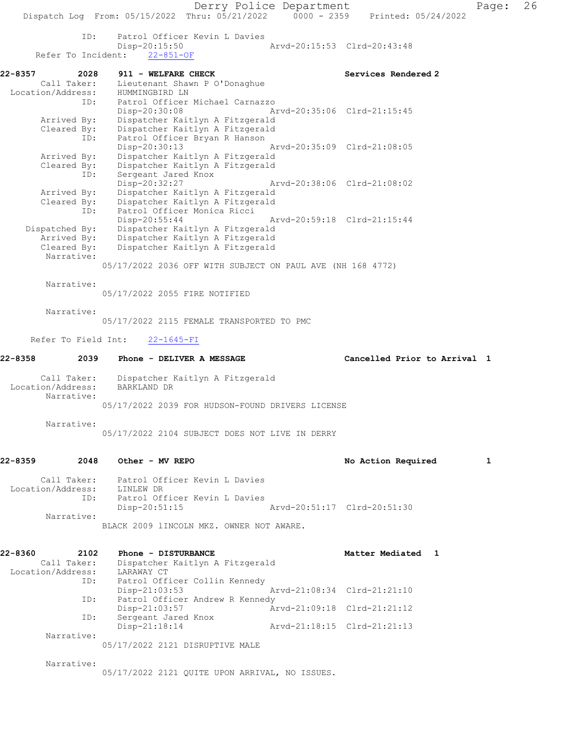ID: Patrol Officer Kevin L Davies
Disp-20:15:50 Arvd-20:15:53 Clrd-20:43:48
Refer To Incident: 22-851-OF

**22-8357 2028 911 - WELFARE CHECK** **Services Rendered 2**

Call Taker: Lieutenant Shawn P O'Donaghue
Location/Address: HUMMINGBIRD LN
ID: Patrol Officer Michael Carnazzo
Disp-20:30:08 Arvd-20:35:06 Clrd-21:15:45
Arrived By: Dispatcher Kaitlyn A Fitzgerald
Cleared By: Dispatcher Kaitlyn A Fitzgerald
ID: Patrol Officer Bryan R Hanson
Disp-20:30:13 Arvd-20:35:09 Clrd-21:08:05
Arrived By: Dispatcher Kaitlyn A Fitzgerald
Cleared By: Dispatcher Kaitlyn A Fitzgerald
ID: Sergeant Jared Knox
Disp-20:32:27 Arvd-20:38:06 Clrd-21:08:02
Arrived By: Dispatcher Kaitlyn A Fitzgerald
Cleared By: Dispatcher Kaitlyn A Fitzgerald
ID: Patrol Officer Monica Ricci
Disp-20:55:44 Arvd-20:59:18 Clrd-21:15:44
Dispatched By: Dispatcher Kaitlyn A Fitzgerald
Arrived By: Dispatcher Kaitlyn A Fitzgerald
Cleared By: Dispatcher Kaitlyn A Fitzgerald
Narrative:
05/17/2022 2036 OFF WITH SUBJECT ON PAUL AVE (NH 168 4772)

Narrative:
05/17/2022 2055 FIRE NOTIFIED

Narrative:
05/17/2022 2115 FEMALE TRANSPORTED TO PMC

Refer To Field Int: 22-1645-FI

**22-8358 2039 Phone - DELIVER A MESSAGE** **Cancelled Prior to Arrival 1**

Call Taker: Dispatcher Kaitlyn A Fitzgerald
Location/Address: BARKLAND DR
Narrative:
05/17/2022 2039 FOR HUDSON-FOUND DRIVERS LICENSE

Narrative:
05/17/2022 2104 SUBJECT DOES NOT LIVE IN DERRY

**22-8359 2048 Other - MV REPO** **No Action Required 1**

Call Taker: Patrol Officer Kevin L Davies
Location/Address: LINLEW DR
ID: Patrol Officer Kevin L Davies
Disp-20:51:15 Arvd-20:51:17 Clrd-20:51:30
Narrative:
BLACK 2009 lINCOLN MKZ. OWNER NOT AWARE.

**22-8360 2102 Phone - DISTURBANCE** **Matter Mediated 1**

Call Taker: Dispatcher Kaitlyn A Fitzgerald
Location/Address: LARAWAY CT
ID: Patrol Officer Collin Kennedy
Disp-21:03:53 Arvd-21:08:34 Clrd-21:21:10
ID: Patrol Officer Andrew R Kennedy
Disp-21:03:57 Arvd-21:09:18 Clrd-21:21:12
ID: Sergeant Jared Knox
Disp-21:18:14 Arvd-21:18:15 Clrd-21:21:13
Narrative:
05/17/2022 2121 DISRUPTIVE MALE

Narrative:
05/17/2022 2121 QUITE UPON ARRIVAL, NO ISSUES.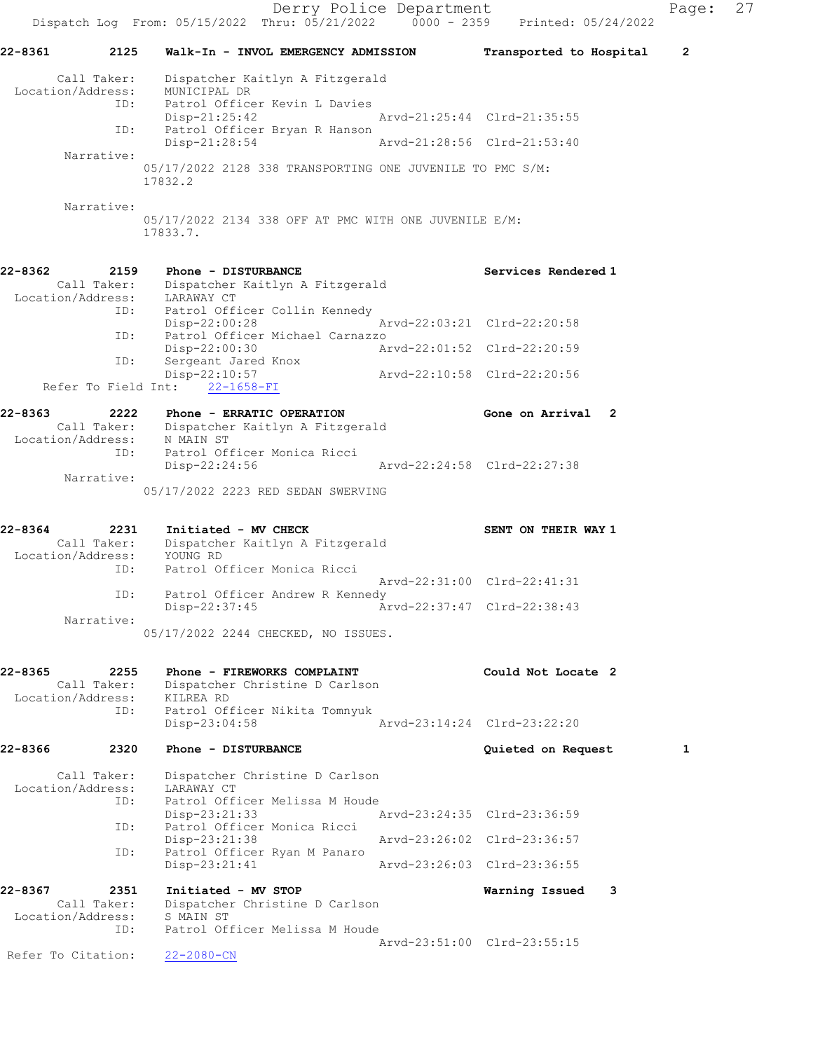22-8361 2125 Walk-In - INVOL EMERGENCY ADMISSION Transported to Hospital 2

Call Taker: Dispatcher Kaitlyn A Fitzgerald
Location/Address: MUNICIPAL DR
ID: Patrol Officer Kevin L Davies
Disp-21:25:42 Arvd-21:25:44 Clrd-21:35:55
ID: Patrol Officer Bryan R Hanson
Disp-21:28:54 Arvd-21:28:56 Clrd-21:53:40
Narrative:
05/17/2022 2128 338 TRANSPORTING ONE JUVENILE TO PMC S/M: 17832.2

Narrative:
05/17/2022 2134 338 OFF AT PMC WITH ONE JUVENILE E/M: 17833.7.

22-8362 2159 Phone - DISTURBANCE Services Rendered 1
Call Taker: Dispatcher Kaitlyn A Fitzgerald
Location/Address: LARAWAY CT
ID: Patrol Officer Collin Kennedy
Disp-22:00:28 Arvd-22:03:21 Clrd-22:20:58
ID: Patrol Officer Michael Carnazzo
Disp-22:00:30 Arvd-22:01:52 Clrd-22:20:59
ID: Sergeant Jared Knox
Disp-22:10:57 Arvd-22:10:58 Clrd-22:20:56
Refer To Field Int: 22-1658-FI

22-8363 2222 Phone - ERRATIC OPERATION Gone on Arrival 2
Call Taker: Dispatcher Kaitlyn A Fitzgerald
Location/Address: N MAIN ST
ID: Patrol Officer Monica Ricci
Disp-22:24:56 Arvd-22:24:58 Clrd-22:27:38
Narrative:
05/17/2022 2223 RED SEDAN SWERVING

22-8364 2231 Initiated - MV CHECK SENT ON THEIR WAY 1
Call Taker: Dispatcher Kaitlyn A Fitzgerald
Location/Address: YOUNG RD
ID: Patrol Officer Monica Ricci
Arvd-22:31:00 Clrd-22:41:31
ID: Patrol Officer Andrew R Kennedy
Disp-22:37:45 Arvd-22:37:47 Clrd-22:38:43
Narrative:
05/17/2022 2244 CHECKED, NO ISSUES.

22-8365 2255 Phone - FIREWORKS COMPLAINT Could Not Locate 2
Call Taker: Dispatcher Christine D Carlson
Location/Address: KILREA RD
ID: Patrol Officer Nikita Tomnyuk
Disp-23:04:58 Arvd-23:14:24 Clrd-23:22:20

22-8366 2320 Phone - DISTURBANCE Quieted on Request 1

Call Taker: Dispatcher Christine D Carlson
Location/Address: LARAWAY CT
ID: Patrol Officer Melissa M Houde
Disp-23:21:33 Arvd-23:24:35 Clrd-23:36:59
ID: Patrol Officer Monica Ricci
Disp-23:21:38 Arvd-23:26:02 Clrd-23:36:57
ID: Patrol Officer Ryan M Panaro
Disp-23:21:41 Arvd-23:26:03 Clrd-23:36:55

22-8367 2351 Initiated - MV STOP Warning Issued 3
Call Taker: Dispatcher Christine D Carlson
Location/Address: S MAIN ST
ID: Patrol Officer Melissa M Houde
Arvd-23:51:00 Clrd-23:55:15
Refer To Citation: 22-2080-CN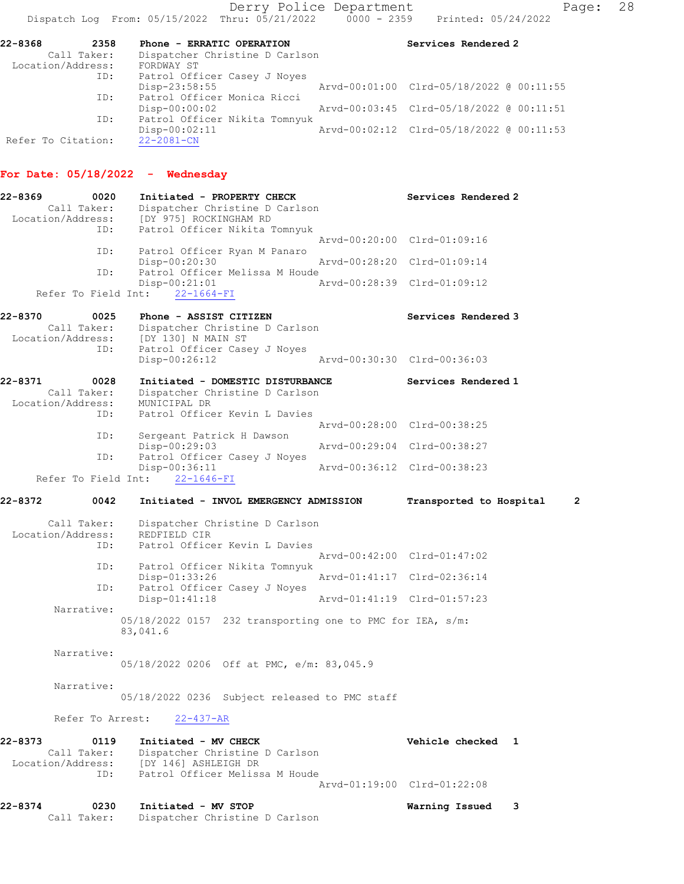**22-8368** 2358 **Phone - ERRATIC OPERATION** **Services Rendered 2**

Call Taker: Dispatcher Christine D Carlson
Location/Address: FORDWAY ST
ID: Patrol Officer Casey J Noyes
Disp-23:58:55 Arvd-00:01:00 Clrd-05/18/2022 @ 00:11:55
ID: Patrol Officer Monica Ricci
Disp-00:00:02 Arvd-00:03:45 Clrd-05/18/2022 @ 00:11:51
ID: Patrol Officer Nikita Tomnyuk
Disp-00:02:11 Arvd-00:02:12 Clrd-05/18/2022 @ 00:11:53
Refer To Citation: 22-2081-CN

## For Date: 05/18/2022 - Wednesday

**22-8369** 0020 **Initiated - PROPERTY CHECK** **Services Rendered 2**

Call Taker: Dispatcher Christine D Carlson
Location/Address: [DY 975] ROCKINGHAM RD
ID: Patrol Officer Nikita Tomnyuk
Arvd-00:20:00 Clrd-01:09:16
ID: Patrol Officer Ryan M Panaro
Disp-00:20:30 Arvd-00:28:20 Clrd-01:09:14
ID: Patrol Officer Melissa M Houde
Disp-00:21:01 Arvd-00:28:39 Clrd-01:09:12
Refer To Field Int: 22-1664-FI

**22-8370** 0025 **Phone - ASSIST CITIZEN** **Services Rendered 3**

Call Taker: Dispatcher Christine D Carlson
Location/Address: [DY 130] N MAIN ST
ID: Patrol Officer Casey J Noyes
Disp-00:26:12 Arvd-00:30:30 Clrd-00:36:03

**22-8371** 0028 **Initiated - DOMESTIC DISTURBANCE** **Services Rendered 1**

Call Taker: Dispatcher Christine D Carlson
Location/Address: MUNICIPAL DR
ID: Patrol Officer Kevin L Davies
Arvd-00:28:00 Clrd-00:38:25
ID: Sergeant Patrick H Dawson
Disp-00:29:03 Arvd-00:29:04 Clrd-00:38:27
ID: Patrol Officer Casey J Noyes
Disp-00:36:11 Arvd-00:36:12 Clrd-00:38:23
Refer To Field Int: 22-1646-FI

**22-8372** 0042 **Initiated - INVOL EMERGENCY ADMISSION** **Transported to Hospital 2**

Call Taker: Dispatcher Christine D Carlson
Location/Address: REDFIELD CIR
ID: Patrol Officer Kevin L Davies
Arvd-00:42:00 Clrd-01:47:02
ID: Patrol Officer Nikita Tomnyuk
Disp-01:33:26 Arvd-01:41:17 Clrd-02:36:14
ID: Patrol Officer Casey J Noyes
Disp-01:41:18 Arvd-01:41:19 Clrd-01:57:23

Narrative:
05/18/2022 0157 232 transporting one to PMC for IEA, s/m: 83,041.6

Narrative:
05/18/2022 0206 Off at PMC, e/m: 83,045.9

Narrative:
05/18/2022 0236 Subject released to PMC staff

Refer To Arrest: 22-437-AR

**22-8373** 0119 **Initiated - MV CHECK** **Vehicle checked 1**

Call Taker: Dispatcher Christine D Carlson
Location/Address: [DY 146] ASHLEIGH DR
ID: Patrol Officer Melissa M Houde
Arvd-01:19:00 Clrd-01:22:08

**22-8374** 0230 **Initiated - MV STOP** **Warning Issued 3**

Call Taker: Dispatcher Christine D Carlson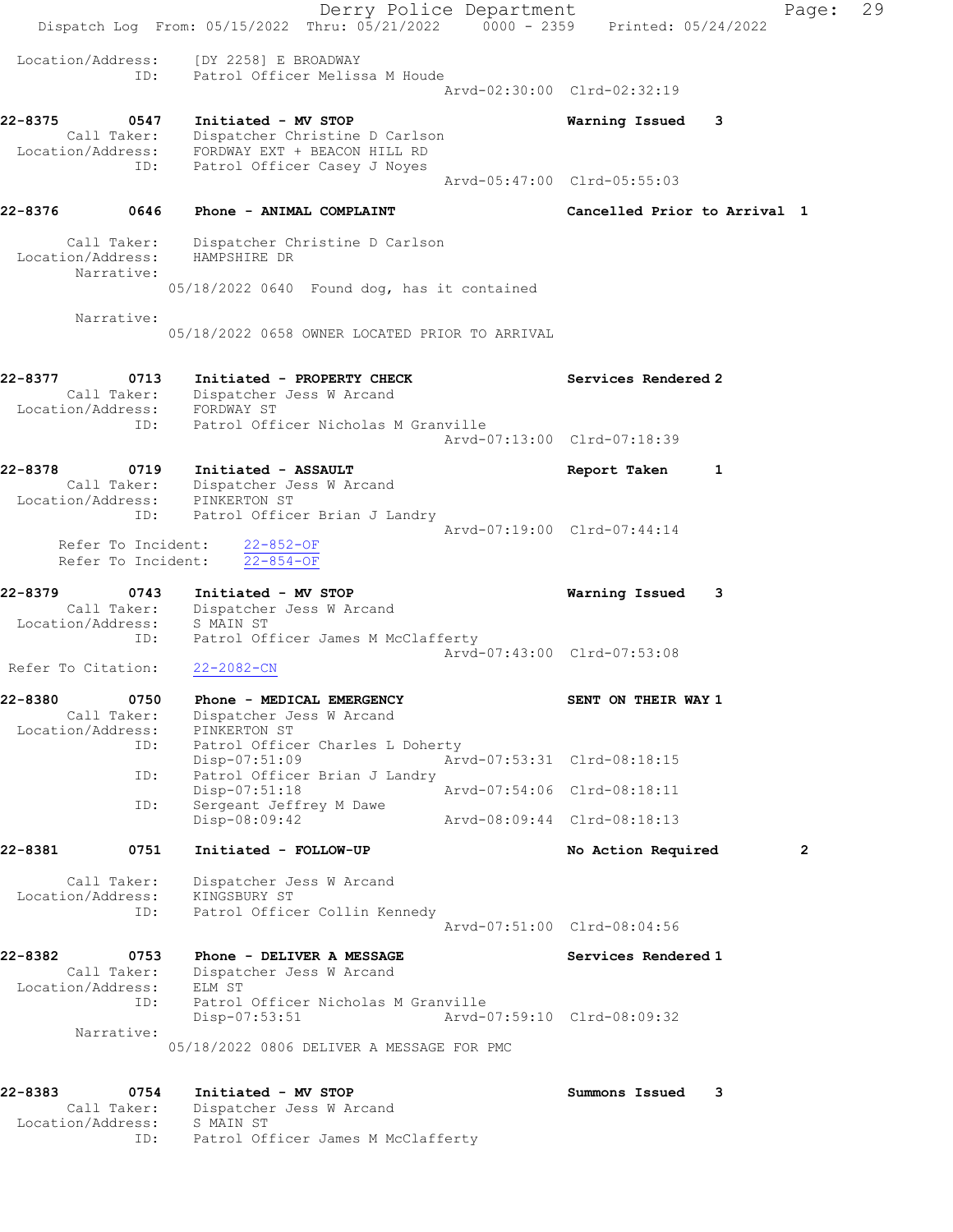Location/Address: [DY 2258] E BROADWAY
ID: Patrol Officer Melissa M Houde
Arvd-02:30:00 Clrd-02:32:19

**22-8375 0547 Initiated - MV STOP** — **Warning Issued 3**
Call Taker: Dispatcher Christine D Carlson
Location/Address: FORDWAY EXT + BEACON HILL RD
ID: Patrol Officer Casey J Noyes
Arvd-05:47:00 Clrd-05:55:03

**22-8376 0646 Phone - ANIMAL COMPLAINT** — **Cancelled Prior to Arrival 1**
Call Taker: Dispatcher Christine D Carlson
Location/Address: HAMPSHIRE DR
Narrative:
05/18/2022 0640 Found dog, has it contained

Narrative:
05/18/2022 0658 OWNER LOCATED PRIOR TO ARRIVAL

**22-8377 0713 Initiated - PROPERTY CHECK** — **Services Rendered 2**
Call Taker: Dispatcher Jess W Arcand
Location/Address: FORDWAY ST
ID: Patrol Officer Nicholas M Granville
Arvd-07:13:00 Clrd-07:18:39

**22-8378 0719 Initiated - ASSAULT** — **Report Taken 1**
Call Taker: Dispatcher Jess W Arcand
Location/Address: PINKERTON ST
ID: Patrol Officer Brian J Landry
Arvd-07:19:00 Clrd-07:44:14
Refer To Incident: 22-852-OF
Refer To Incident: 22-854-OF

**22-8379 0743 Initiated - MV STOP** — **Warning Issued 3**
Call Taker: Dispatcher Jess W Arcand
Location/Address: S MAIN ST
ID: Patrol Officer James M McClafferty
Arvd-07:43:00 Clrd-07:53:08
Refer To Citation: 22-2082-CN

**22-8380 0750 Phone - MEDICAL EMERGENCY** — **SENT ON THEIR WAY 1**
Call Taker: Dispatcher Jess W Arcand
Location/Address: PINKERTON ST
ID: Patrol Officer Charles L Doherty
Disp-07:51:09 Arvd-07:53:31 Clrd-08:18:15
ID: Patrol Officer Brian J Landry
Disp-07:51:18 Arvd-07:54:06 Clrd-08:18:11
ID: Sergeant Jeffrey M Dawe
Disp-08:09:42 Arvd-08:09:44 Clrd-08:18:13

**22-8381 0751 Initiated - FOLLOW-UP** — **No Action Required 2**
Call Taker: Dispatcher Jess W Arcand
Location/Address: KINGSBURY ST
ID: Patrol Officer Collin Kennedy
Arvd-07:51:00 Clrd-08:04:56

**22-8382 0753 Phone - DELIVER A MESSAGE** — **Services Rendered 1**
Call Taker: Dispatcher Jess W Arcand
Location/Address: ELM ST
ID: Patrol Officer Nicholas M Granville
Disp-07:53:51 Arvd-07:59:10 Clrd-08:09:32
Narrative:
05/18/2022 0806 DELIVER A MESSAGE FOR PMC

**22-8383 0754 Initiated - MV STOP** — **Summons Issued 3**
Call Taker: Dispatcher Jess W Arcand
Location/Address: S MAIN ST
ID: Patrol Officer James M McClafferty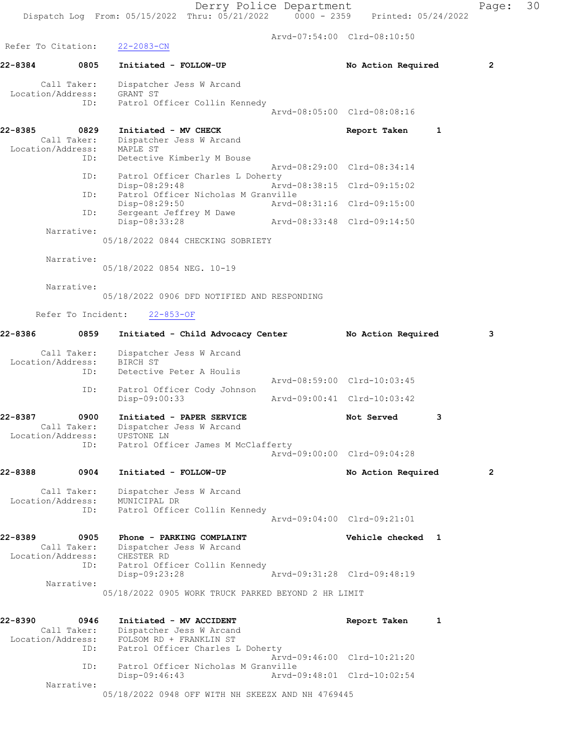Arvd-07:54:00 Clrd-08:10:50

Refer To Citation: 22-2083-CN

**22-8384 0805 Initiated - FOLLOW-UP No Action Required 2**

Call Taker: Dispatcher Jess W Arcand
Location/Address: GRANT ST
ID: Patrol Officer Collin Kennedy
Arvd-08:05:00 Clrd-08:08:16

**22-8385 0829 Initiated - MV CHECK Report Taken 1**

Call Taker: Dispatcher Jess W Arcand
Location/Address: MAPLE ST
ID: Detective Kimberly M Bouse
Arvd-08:29:00 Clrd-08:34:14
ID: Patrol Officer Charles L Doherty
Disp-08:29:48 Arvd-08:38:15 Clrd-09:15:02
ID: Patrol Officer Nicholas M Granville
Disp-08:29:50 Arvd-08:31:16 Clrd-09:15:00
ID: Sergeant Jeffrey M Dawe
Disp-08:33:28 Arvd-08:33:48 Clrd-09:14:50
Narrative:
05/18/2022 0844 CHECKING SOBRIETY

Narrative:
05/18/2022 0854 NEG. 10-19

Narrative:
05/18/2022 0906 DFD NOTIFIED AND RESPONDING

Refer To Incident: 22-853-OF

**22-8386 0859 Initiated - Child Advocacy Center No Action Required 3**

Call Taker: Dispatcher Jess W Arcand
Location/Address: BIRCH ST
ID: Detective Peter A Houlis
Arvd-08:59:00 Clrd-10:03:45
ID: Patrol Officer Cody Johnson
Disp-09:00:33 Arvd-09:00:41 Clrd-10:03:42

**22-8387 0900 Initiated - PAPER SERVICE Not Served 3**

Call Taker: Dispatcher Jess W Arcand
Location/Address: UPSTONE LN
ID: Patrol Officer James M McClafferty
Arvd-09:00:00 Clrd-09:04:28

**22-8388 0904 Initiated - FOLLOW-UP No Action Required 2**

Call Taker: Dispatcher Jess W Arcand
Location/Address: MUNICIPAL DR
ID: Patrol Officer Collin Kennedy
Arvd-09:04:00 Clrd-09:21:01

**22-8389 0905 Phone - PARKING COMPLAINT Vehicle checked 1**

Call Taker: Dispatcher Jess W Arcand
Location/Address: CHESTER RD
ID: Patrol Officer Collin Kennedy
Disp-09:23:28 Arvd-09:31:28 Clrd-09:48:19
Narrative:
05/18/2022 0905 WORK TRUCK PARKED BEYOND 2 HR LIMIT

**22-8390 0946 Initiated - MV ACCIDENT Report Taken 1**

Call Taker: Dispatcher Jess W Arcand
Location/Address: FOLSOM RD + FRANKLIN ST
ID: Patrol Officer Charles L Doherty
Arvd-09:46:00 Clrd-10:21:20
ID: Patrol Officer Nicholas M Granville
Disp-09:46:43 Arvd-09:48:01 Clrd-10:02:54
Narrative:
05/18/2022 0948 OFF WITH NH SKEEZX AND NH 4769445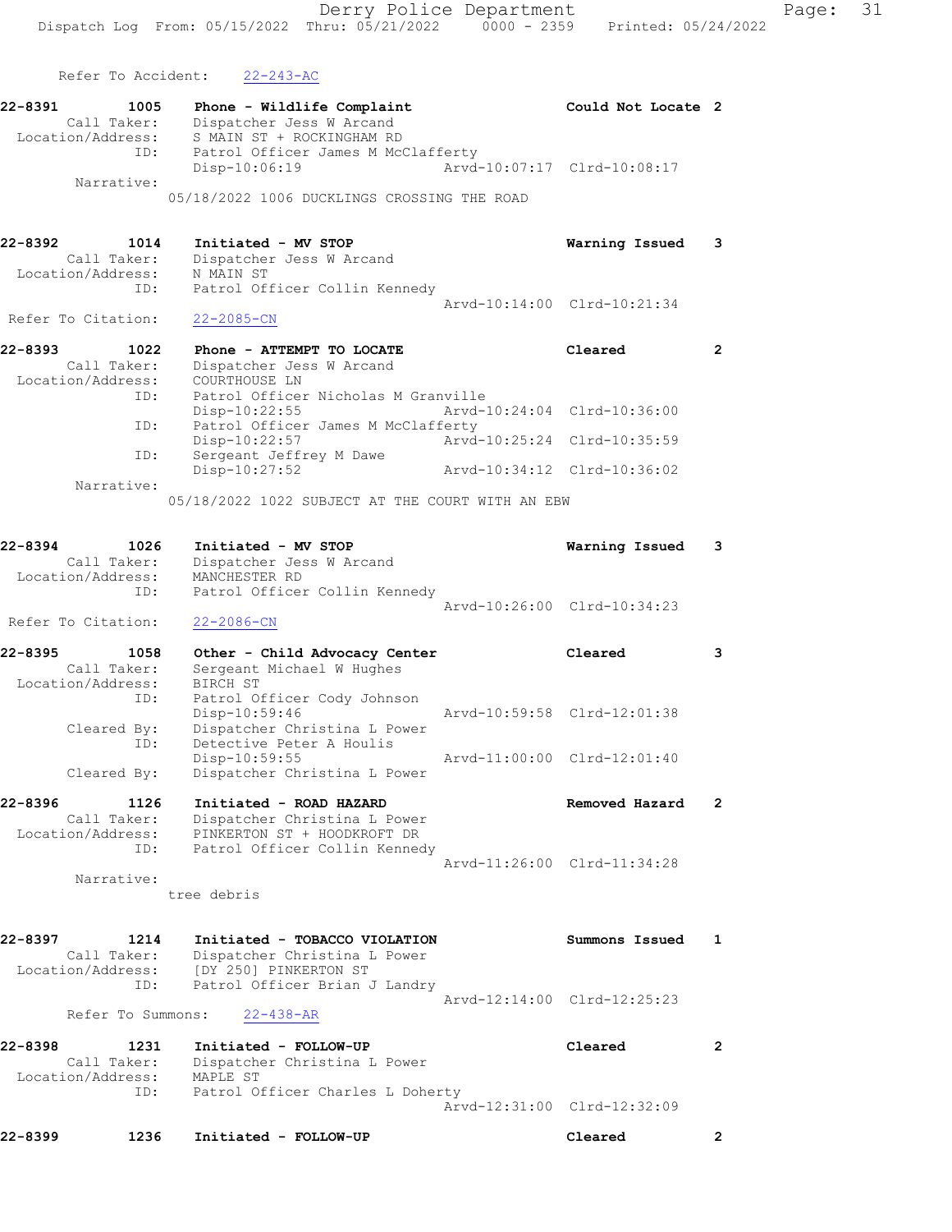Refer To Accident: 22-243-AC

```
22-8391        1005    Phone - Wildlife Complaint              Could Not Locate 2
        Call Taker:    Dispatcher Jess W Arcand
   Location/Address:   S MAIN ST + ROCKINGHAM RD
                ID:    Patrol Officer James M McClafferty
                       Disp-10:06:19              Arvd-10:07:17  Clrd-10:08:17
         Narrative:
                      05/18/2022 1006 DUCKLINGS CROSSING THE ROAD

22-8392        1014    Initiated - MV STOP                     Warning Issued   3
        Call Taker:    Dispatcher Jess W Arcand
   Location/Address:   N MAIN ST
                ID:    Patrol Officer Collin Kennedy
                                                  Arvd-10:14:00  Clrd-10:21:34
 Refer To Citation:    22-2085-CN

22-8393        1022    Phone - ATTEMPT TO LOCATE               Cleared          2
        Call Taker:    Dispatcher Jess W Arcand
   Location/Address:   COURTHOUSE LN
                ID:    Patrol Officer Nicholas M Granville
                       Disp-10:22:55              Arvd-10:24:04  Clrd-10:36:00
                ID:    Patrol Officer James M McClafferty
                       Disp-10:22:57              Arvd-10:25:24  Clrd-10:35:59
                ID:    Sergeant Jeffrey M Dawe
                       Disp-10:27:52              Arvd-10:34:12  Clrd-10:36:02
         Narrative:
                      05/18/2022 1022 SUBJECT AT THE COURT WITH AN EBW

22-8394        1026    Initiated - MV STOP                     Warning Issued   3
        Call Taker:    Dispatcher Jess W Arcand
   Location/Address:   MANCHESTER RD
                ID:    Patrol Officer Collin Kennedy
                                                  Arvd-10:26:00  Clrd-10:34:23
 Refer To Citation:    22-2086-CN

22-8395        1058    Other - Child Advocacy Center           Cleared          3
        Call Taker:    Sergeant Michael W Hughes
   Location/Address:   BIRCH ST
                ID:    Patrol Officer Cody Johnson
                       Disp-10:59:46              Arvd-10:59:58  Clrd-12:01:38
        Cleared By:    Dispatcher Christina L Power
                ID:    Detective Peter A Houlis
                       Disp-10:59:55              Arvd-11:00:00  Clrd-12:01:40
        Cleared By:    Dispatcher Christina L Power

22-8396        1126    Initiated - ROAD HAZARD                 Removed Hazard   2
        Call Taker:    Dispatcher Christina L Power
   Location/Address:   PINKERTON ST + HOODKROFT DR
                ID:    Patrol Officer Collin Kennedy
                                                  Arvd-11:26:00  Clrd-11:34:28
         Narrative:
                      tree debris

22-8397        1214    Initiated - TOBACCO VIOLATION           Summons Issued   1
        Call Taker:    Dispatcher Christina L Power
   Location/Address:   [DY 250] PINKERTON ST
                ID:    Patrol Officer Brian J Landry
                                                  Arvd-12:14:00  Clrd-12:25:23
   Refer To Summons:   22-438-AR

22-8398        1231    Initiated - FOLLOW-UP                   Cleared          2
        Call Taker:    Dispatcher Christina L Power
   Location/Address:   MAPLE ST
                ID:    Patrol Officer Charles L Doherty
                                                  Arvd-12:31:00  Clrd-12:32:09

22-8399        1236    Initiated - FOLLOW-UP                   Cleared          2
```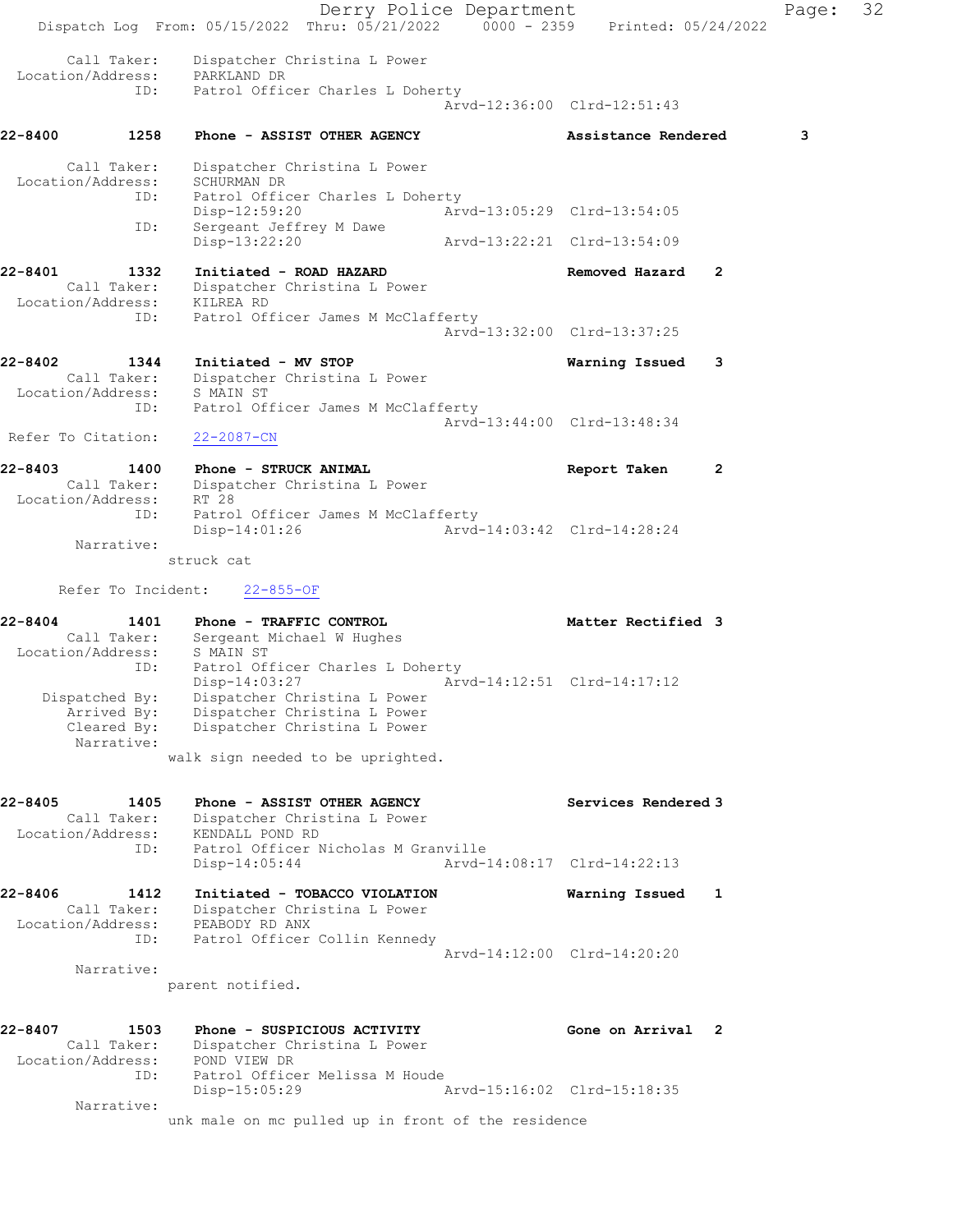```
    Call Taker:    Dispatcher Christina L Power
Location/Address:  PARKLAND DR
             ID:   Patrol Officer Charles L Doherty
                                          Arvd-12:36:00 Clrd-12:51:43

22-8400        1258    Phone - ASSIST OTHER AGENCY         Assistance Rendered       3

    Call Taker:    Dispatcher Christina L Power
Location/Address:  SCHURMAN DR
             ID:   Patrol Officer Charles L Doherty
                   Disp-12:59:20              Arvd-13:05:29 Clrd-13:54:05
             ID:   Sergeant Jeffrey M Dawe
                   Disp-13:22:20              Arvd-13:22:21 Clrd-13:54:09

22-8401        1332    Initiated - ROAD HAZARD             Removed Hazard    2
    Call Taker:    Dispatcher Christina L Power
Location/Address:  KILREA RD
             ID:   Patrol Officer James M McClafferty
                                          Arvd-13:32:00 Clrd-13:37:25

22-8402        1344    Initiated - MV STOP                 Warning Issued    3
    Call Taker:    Dispatcher Christina L Power
Location/Address:  S MAIN ST
             ID:   Patrol Officer James M McClafferty
                                          Arvd-13:44:00 Clrd-13:48:34
Refer To Citation:  22-2087-CN

22-8403        1400    Phone - STRUCK ANIMAL               Report Taken      2
    Call Taker:    Dispatcher Christina L Power
Location/Address:  RT 28
             ID:   Patrol Officer James M McClafferty
                   Disp-14:01:26              Arvd-14:03:42 Clrd-14:28:24
      Narrative:
                 struck cat

      Refer To Incident:   22-855-OF

22-8404        1401    Phone - TRAFFIC CONTROL             Matter Rectified 3
    Call Taker:    Sergeant Michael W Hughes
Location/Address:  S MAIN ST
             ID:   Patrol Officer Charles L Doherty
                   Disp-14:03:27              Arvd-14:12:51 Clrd-14:17:12
  Dispatched By:   Dispatcher Christina L Power
     Arrived By:   Dispatcher Christina L Power
     Cleared By:   Dispatcher Christina L Power
      Narrative:
                 walk sign needed to be uprighted.

22-8405        1405    Phone - ASSIST OTHER AGENCY         Services Rendered 3
    Call Taker:    Dispatcher Christina L Power
Location/Address:  KENDALL POND RD
             ID:   Patrol Officer Nicholas M Granville
                   Disp-14:05:44              Arvd-14:08:17 Clrd-14:22:13

22-8406        1412    Initiated - TOBACCO VIOLATION       Warning Issued    1
    Call Taker:    Dispatcher Christina L Power
Location/Address:  PEABODY RD ANX
             ID:   Patrol Officer Collin Kennedy
                                          Arvd-14:12:00 Clrd-14:20:20
      Narrative:
                 parent notified.

22-8407        1503    Phone - SUSPICIOUS ACTIVITY         Gone on Arrival   2
    Call Taker:    Dispatcher Christina L Power
Location/Address:  POND VIEW DR
             ID:   Patrol Officer Melissa M Houde
                   Disp-15:05:29              Arvd-15:16:02 Clrd-15:18:35
      Narrative:
                 unk male on mc pulled up in front of the residence
```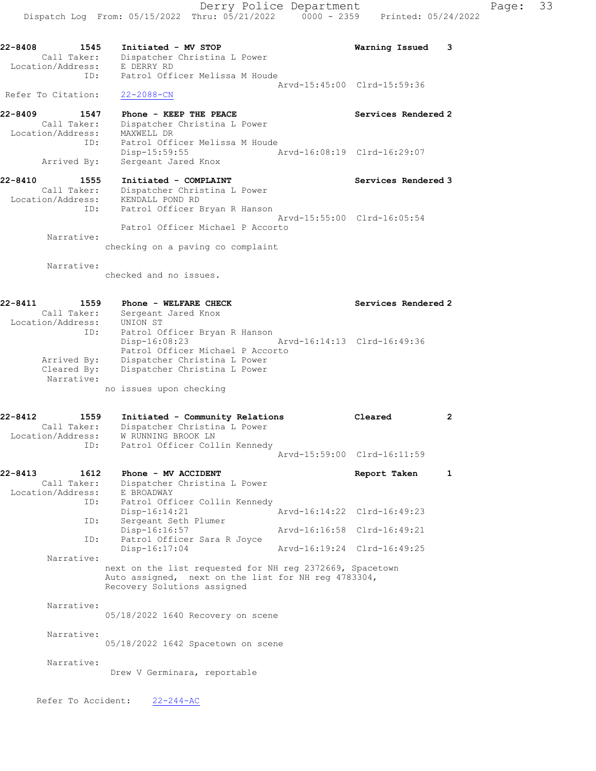```
22-8408        1545    Initiated - MV STOP                          Warning Issued    3
        Call Taker:    Dispatcher Christina L Power
  Location/Address:    E DERRY RD
                ID:    Patrol Officer Melissa M Houde
                                                  Arvd-15:45:00  Clrd-15:59:36
 Refer To Citation:    22-2088-CN

22-8409        1547    Phone - KEEP THE PEACE                       Services Rendered 2
        Call Taker:    Dispatcher Christina L Power
  Location/Address:    MAXWELL DR
                ID:    Patrol Officer Melissa M Houde
                       Disp-15:59:55              Arvd-16:08:19  Clrd-16:29:07
        Arrived By:    Sergeant Jared Knox

22-8410        1555    Initiated - COMPLAINT                        Services Rendered 3
        Call Taker:    Dispatcher Christina L Power
  Location/Address:    KENDALL POND RD
                ID:    Patrol Officer Bryan R Hanson
                                                  Arvd-15:55:00  Clrd-16:05:54
                       Patrol Officer Michael P Accorto
         Narrative:
                    checking on a paving co complaint

         Narrative:
                    checked and no issues.

22-8411        1559    Phone - WELFARE CHECK                        Services Rendered 2
        Call Taker:    Sergeant Jared Knox
  Location/Address:    UNION ST
                ID:    Patrol Officer Bryan R Hanson
                       Disp-16:08:23              Arvd-16:14:13  Clrd-16:49:36
                       Patrol Officer Michael P Accorto
        Arrived By:    Dispatcher Christina L Power
        Cleared By:    Dispatcher Christina L Power
         Narrative:
                    no issues upon checking

22-8412        1559    Initiated - Community Relations              Cleared           2
        Call Taker:    Dispatcher Christina L Power
  Location/Address:    W RUNNING BROOK LN
                ID:    Patrol Officer Collin Kennedy
                                                  Arvd-15:59:00  Clrd-16:11:59

22-8413        1612    Phone - MV ACCIDENT                          Report Taken      1
        Call Taker:    Dispatcher Christina L Power
  Location/Address:    E BROADWAY
                ID:    Patrol Officer Collin Kennedy
                       Disp-16:14:21              Arvd-16:14:22  Clrd-16:49:23
                ID:    Sergeant Seth Plumer
                       Disp-16:16:57              Arvd-16:16:58  Clrd-16:49:21
                ID:    Patrol Officer Sara R Joyce
                       Disp-16:17:04              Arvd-16:19:24  Clrd-16:49:25
         Narrative:
                    next on the list requested for NH reg 2372669, Spacetown
                    Auto assigned,  next on the list for NH reg 4783304,
                    Recovery Solutions assigned

         Narrative:
                    05/18/2022 1640 Recovery on scene

         Narrative:
                    05/18/2022 1642 Spacetown on scene

         Narrative:
                     Drew V Germinara, reportable

      Refer To Accident:    22-244-AC
```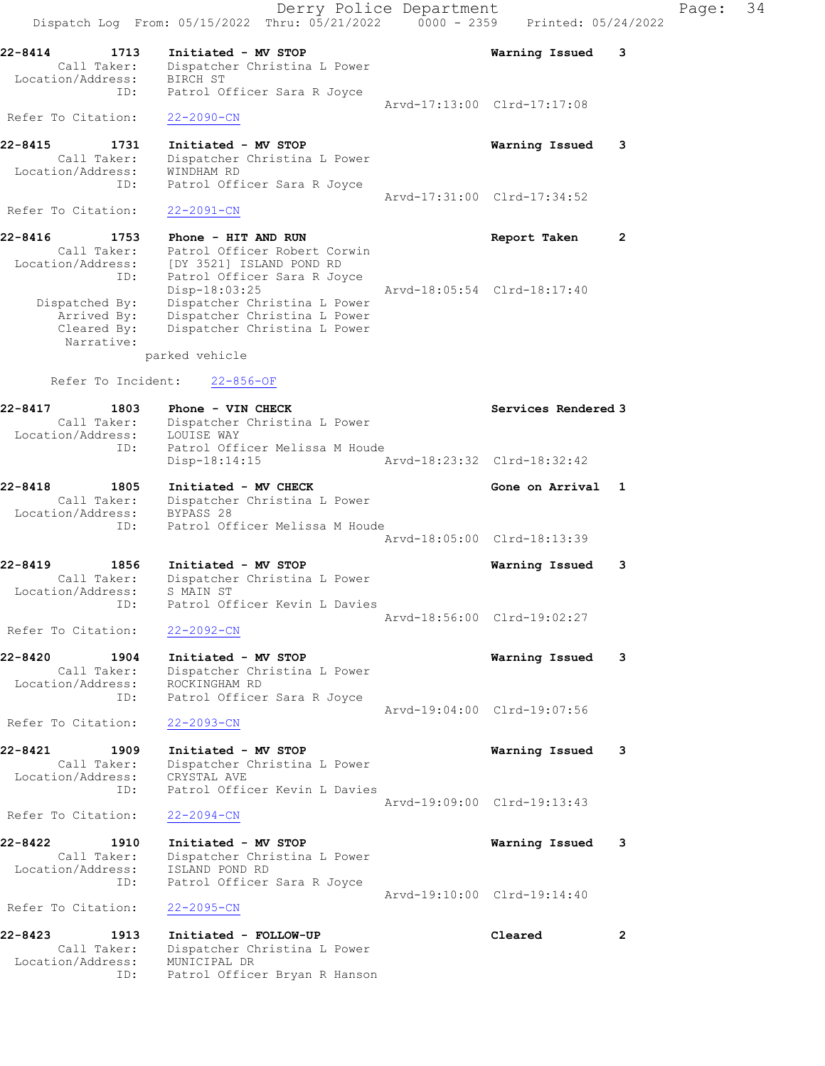Derry Police Department
Dispatch Log From: 05/15/2022 Thru: 05/21/2022 0000 - 2359 Printed: 05/24/2022

**22-8414 1713 Initiated - MV STOP** — **Warning Issued 3**
Call Taker: Dispatcher Christina L Power
Location/Address: BIRCH ST
ID: Patrol Officer Sara R Joyce
Arvd-17:13:00 Clrd-17:17:08
Refer To Citation: 22-2090-CN

**22-8415 1731 Initiated - MV STOP** — **Warning Issued 3**
Call Taker: Dispatcher Christina L Power
Location/Address: WINDHAM RD
ID: Patrol Officer Sara R Joyce
Arvd-17:31:00 Clrd-17:34:52
Refer To Citation: 22-2091-CN

**22-8416 1753 Phone - HIT AND RUN** — **Report Taken 2**
Call Taker: Patrol Officer Robert Corwin
Location/Address: [DY 3521] ISLAND POND RD
ID: Patrol Officer Sara R Joyce
Disp-18:03:25 Arvd-18:05:54 Clrd-18:17:40
Dispatched By: Dispatcher Christina L Power
Arrived By: Dispatcher Christina L Power
Cleared By: Dispatcher Christina L Power
Narrative:
parked vehicle

Refer To Incident: 22-856-OF

**22-8417 1803 Phone - VIN CHECK** — **Services Rendered 3**
Call Taker: Dispatcher Christina L Power
Location/Address: LOUISE WAY
ID: Patrol Officer Melissa M Houde
Disp-18:14:15 Arvd-18:23:32 Clrd-18:32:42

**22-8418 1805 Initiated - MV CHECK** — **Gone on Arrival 1**
Call Taker: Dispatcher Christina L Power
Location/Address: BYPASS 28
ID: Patrol Officer Melissa M Houde
Arvd-18:05:00 Clrd-18:13:39

**22-8419 1856 Initiated - MV STOP** — **Warning Issued 3**
Call Taker: Dispatcher Christina L Power
Location/Address: S MAIN ST
ID: Patrol Officer Kevin L Davies
Arvd-18:56:00 Clrd-19:02:27
Refer To Citation: 22-2092-CN

**22-8420 1904 Initiated - MV STOP** — **Warning Issued 3**
Call Taker: Dispatcher Christina L Power
Location/Address: ROCKINGHAM RD
ID: Patrol Officer Sara R Joyce
Arvd-19:04:00 Clrd-19:07:56
Refer To Citation: 22-2093-CN

**22-8421 1909 Initiated - MV STOP** — **Warning Issued 3**
Call Taker: Dispatcher Christina L Power
Location/Address: CRYSTAL AVE
ID: Patrol Officer Kevin L Davies
Arvd-19:09:00 Clrd-19:13:43
Refer To Citation: 22-2094-CN

**22-8422 1910 Initiated - MV STOP** — **Warning Issued 3**
Call Taker: Dispatcher Christina L Power
Location/Address: ISLAND POND RD
ID: Patrol Officer Sara R Joyce
Arvd-19:10:00 Clrd-19:14:40
Refer To Citation: 22-2095-CN

**22-8423 1913 Initiated - FOLLOW-UP** — **Cleared 2**
Call Taker: Dispatcher Christina L Power
Location/Address: MUNICIPAL DR
ID: Patrol Officer Bryan R Hanson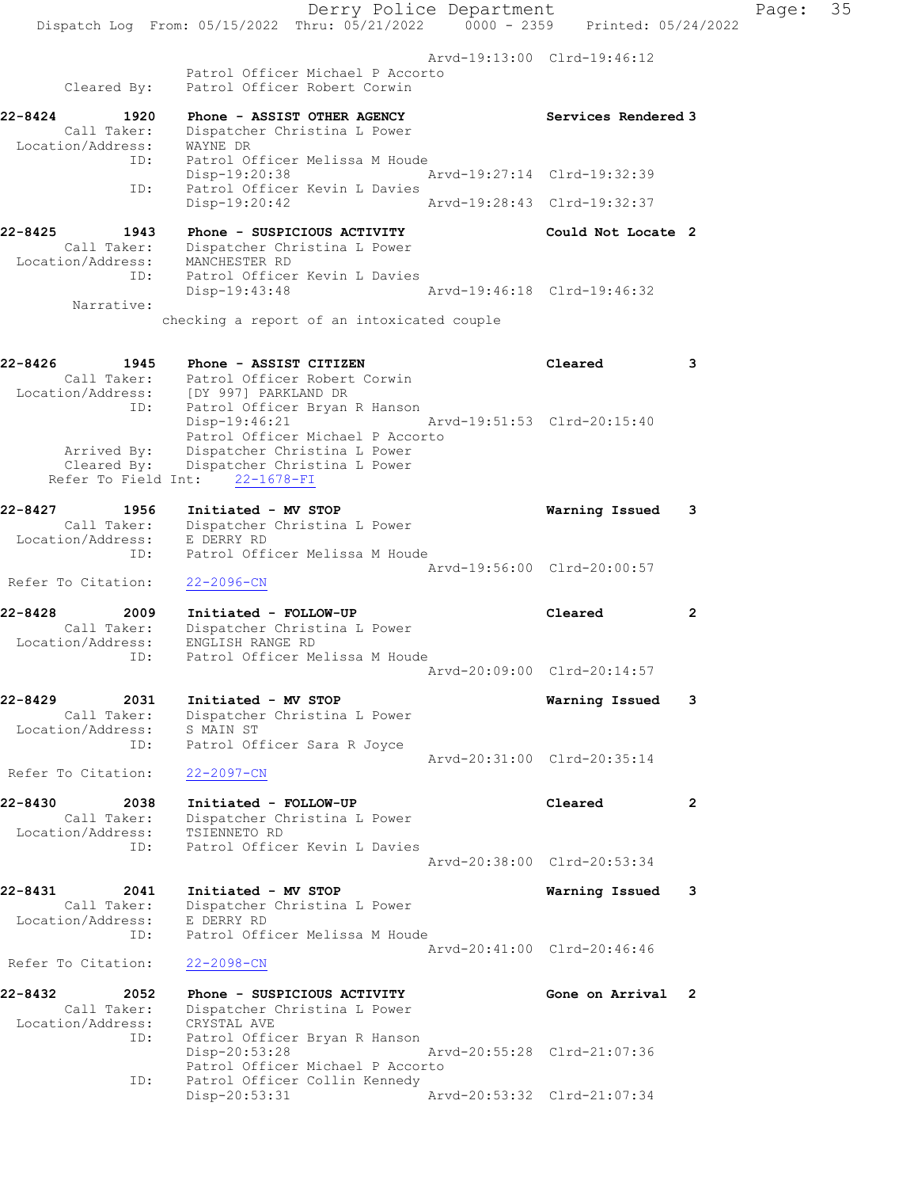Arvd-19:13:00 Clrd-19:46:12
Patrol Officer Michael P Accorto
Cleared By: Patrol Officer Robert Corwin

**22-8424 1920 Phone - ASSIST OTHER AGENCY** — Services Rendered 3
Call Taker: Dispatcher Christina L Power
Location/Address: WAYNE DR
ID: Patrol Officer Melissa M Houde
Disp-19:20:38 Arvd-19:27:14 Clrd-19:32:39
ID: Patrol Officer Kevin L Davies
Disp-19:20:42 Arvd-19:28:43 Clrd-19:32:37

**22-8425 1943 Phone - SUSPICIOUS ACTIVITY** — Could Not Locate 2
Call Taker: Dispatcher Christina L Power
Location/Address: MANCHESTER RD
ID: Patrol Officer Kevin L Davies
Disp-19:43:48 Arvd-19:46:18 Clrd-19:46:32
Narrative:
checking a report of an intoxicated couple

**22-8426 1945 Phone - ASSIST CITIZEN** — Cleared 3
Call Taker: Patrol Officer Robert Corwin
Location/Address: [DY 997] PARKLAND DR
ID: Patrol Officer Bryan R Hanson
Disp-19:46:21 Arvd-19:51:53 Clrd-20:15:40
Patrol Officer Michael P Accorto
Arrived By: Dispatcher Christina L Power
Cleared By: Dispatcher Christina L Power
Refer To Field Int: 22-1678-FI

**22-8427 1956 Initiated - MV STOP** — Warning Issued 3
Call Taker: Dispatcher Christina L Power
Location/Address: E DERRY RD
ID: Patrol Officer Melissa M Houde
Arvd-19:56:00 Clrd-20:00:57
Refer To Citation: 22-2096-CN

**22-8428 2009 Initiated - FOLLOW-UP** — Cleared 2
Call Taker: Dispatcher Christina L Power
Location/Address: ENGLISH RANGE RD
ID: Patrol Officer Melissa M Houde
Arvd-20:09:00 Clrd-20:14:57

**22-8429 2031 Initiated - MV STOP** — Warning Issued 3
Call Taker: Dispatcher Christina L Power
Location/Address: S MAIN ST
ID: Patrol Officer Sara R Joyce
Arvd-20:31:00 Clrd-20:35:14
Refer To Citation: 22-2097-CN

**22-8430 2038 Initiated - FOLLOW-UP** — Cleared 2
Call Taker: Dispatcher Christina L Power
Location/Address: TSIENNETO RD
ID: Patrol Officer Kevin L Davies
Arvd-20:38:00 Clrd-20:53:34

**22-8431 2041 Initiated - MV STOP** — Warning Issued 3
Call Taker: Dispatcher Christina L Power
Location/Address: E DERRY RD
ID: Patrol Officer Melissa M Houde
Arvd-20:41:00 Clrd-20:46:46
Refer To Citation: 22-2098-CN

**22-8432 2052 Phone - SUSPICIOUS ACTIVITY** — Gone on Arrival 2
Call Taker: Dispatcher Christina L Power
Location/Address: CRYSTAL AVE
ID: Patrol Officer Bryan R Hanson
Disp-20:53:28 Arvd-20:55:28 Clrd-21:07:36
Patrol Officer Michael P Accorto
ID: Patrol Officer Collin Kennedy
Disp-20:53:31 Arvd-20:53:32 Clrd-21:07:34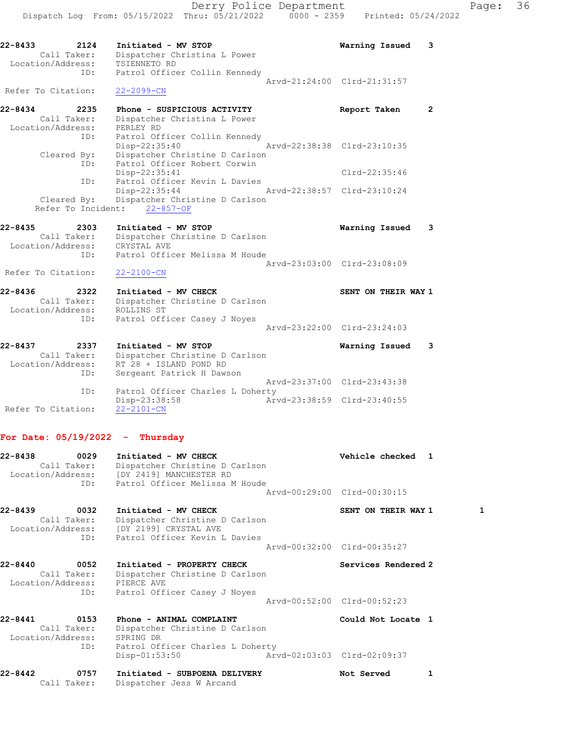22-8433 2124 **Initiated - MV STOP** **Warning Issued 3**
Call Taker: Dispatcher Christina L Power
Location/Address: TSIENNETO RD
ID: Patrol Officer Collin Kennedy
Arvd-21:24:00 Clrd-21:31:57
Refer To Citation: 22-2099-CN

22-8434 2235 **Phone - SUSPICIOUS ACTIVITY** **Report Taken 2**
Call Taker: Dispatcher Christina L Power
Location/Address: PERLEY RD
ID: Patrol Officer Collin Kennedy
Disp-22:35:40 Arvd-22:38:38 Clrd-23:10:35
Cleared By: Dispatcher Christine D Carlson
ID: Patrol Officer Robert Corwin
Disp-22:35:41 Clrd-22:35:46
ID: Patrol Officer Kevin L Davies
Disp-22:35:44 Arvd-22:38:57 Clrd-23:10:24
Cleared By: Dispatcher Christine D Carlson
Refer To Incident: 22-857-OF

22-8435 2303 **Initiated - MV STOP** **Warning Issued 3**
Call Taker: Dispatcher Christine D Carlson
Location/Address: CRYSTAL AVE
ID: Patrol Officer Melissa M Houde
Arvd-23:03:00 Clrd-23:08:09
Refer To Citation: 22-2100-CN

22-8436 2322 **Initiated - MV CHECK** **SENT ON THEIR WAY 1**
Call Taker: Dispatcher Christine D Carlson
Location/Address: ROLLINS ST
ID: Patrol Officer Casey J Noyes
Arvd-23:22:00 Clrd-23:24:03

22-8437 2337 **Initiated - MV STOP** **Warning Issued 3**
Call Taker: Dispatcher Christine D Carlson
Location/Address: RT 28 + ISLAND POND RD
ID: Sergeant Patrick H Dawson
Arvd-23:37:00 Clrd-23:43:38
ID: Patrol Officer Charles L Doherty
Disp-23:38:58 Arvd-23:38:59 Clrd-23:40:55
Refer To Citation: 22-2101-CN

## For Date: 05/19/2022 - Thursday

22-8438 0029 **Initiated - MV CHECK** **Vehicle checked 1**
Call Taker: Dispatcher Christine D Carlson
Location/Address: [DY 2419] MANCHESTER RD
ID: Patrol Officer Melissa M Houde
Arvd-00:29:00 Clrd-00:30:15

22-8439 0032 **Initiated - MV CHECK** **SENT ON THEIR WAY 1** 1
Call Taker: Dispatcher Christine D Carlson
Location/Address: [DY 2199] CRYSTAL AVE
ID: Patrol Officer Kevin L Davies
Arvd-00:32:00 Clrd-00:35:27

22-8440 0052 **Initiated - PROPERTY CHECK** **Services Rendered 2**
Call Taker: Dispatcher Christine D Carlson
Location/Address: PIERCE AVE
ID: Patrol Officer Casey J Noyes
Arvd-00:52:00 Clrd-00:52:23

22-8441 0153 **Phone - ANIMAL COMPLAINT** **Could Not Locate 1**
Call Taker: Dispatcher Christine D Carlson
Location/Address: SPRING DR
ID: Patrol Officer Charles L Doherty
Disp-01:53:50 Arvd-02:03:03 Clrd-02:09:37

22-8442 0757 **Initiated - SUBPOENA DELIVERY** **Not Served 1**
Call Taker: Dispatcher Jess W Arcand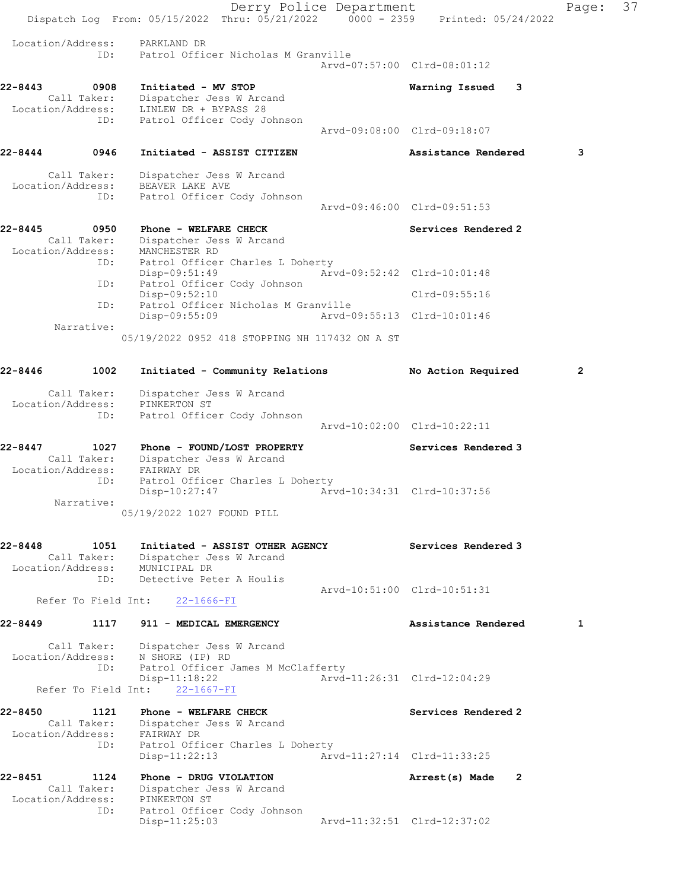Location/Address: PARKLAND DR
ID: Patrol Officer Nicholas M Granville
Arvd-07:57:00 Clrd-08:01:12

**22-8443 0908 Initiated - MV STOP** Warning Issued 3
Call Taker: Dispatcher Jess W Arcand
Location/Address: LINLEW DR + BYPASS 28
ID: Patrol Officer Cody Johnson
Arvd-09:08:00 Clrd-09:18:07

**22-8444 0946 Initiated - ASSIST CITIZEN** Assistance Rendered 3
Call Taker: Dispatcher Jess W Arcand
Location/Address: BEAVER LAKE AVE
ID: Patrol Officer Cody Johnson
Arvd-09:46:00 Clrd-09:51:53

**22-8445 0950 Phone - WELFARE CHECK** Services Rendered 2
Call Taker: Dispatcher Jess W Arcand
Location/Address: MANCHESTER RD
ID: Patrol Officer Charles L Doherty
Disp-09:51:49 Arvd-09:52:42 Clrd-10:01:48
ID: Patrol Officer Cody Johnson
Disp-09:52:10 Clrd-09:55:16
ID: Patrol Officer Nicholas M Granville
Disp-09:55:09 Arvd-09:55:13 Clrd-10:01:46
Narrative:
05/19/2022 0952 418 STOPPING NH 117432 ON A ST

**22-8446 1002 Initiated - Community Relations** No Action Required 2
Call Taker: Dispatcher Jess W Arcand
Location/Address: PINKERTON ST
ID: Patrol Officer Cody Johnson
Arvd-10:02:00 Clrd-10:22:11

**22-8447 1027 Phone - FOUND/LOST PROPERTY** Services Rendered 3
Call Taker: Dispatcher Jess W Arcand
Location/Address: FAIRWAY DR
ID: Patrol Officer Charles L Doherty
Disp-10:27:47 Arvd-10:34:31 Clrd-10:37:56
Narrative:
05/19/2022 1027 FOUND PILL

**22-8448 1051 Initiated - ASSIST OTHER AGENCY** Services Rendered 3
Call Taker: Dispatcher Jess W Arcand
Location/Address: MUNICIPAL DR
ID: Detective Peter A Houlis
Arvd-10:51:00 Clrd-10:51:31
Refer To Field Int: 22-1666-FI

**22-8449 1117 911 - MEDICAL EMERGENCY** Assistance Rendered 1
Call Taker: Dispatcher Jess W Arcand
Location/Address: N SHORE (IP) RD
ID: Patrol Officer James M McClafferty
Disp-11:18:22 Arvd-11:26:31 Clrd-12:04:29
Refer To Field Int: 22-1667-FI

**22-8450 1121 Phone - WELFARE CHECK** Services Rendered 2
Call Taker: Dispatcher Jess W Arcand
Location/Address: FAIRWAY DR
ID: Patrol Officer Charles L Doherty
Disp-11:22:13 Arvd-11:27:14 Clrd-11:33:25

**22-8451 1124 Phone - DRUG VIOLATION** Arrest(s) Made 2
Call Taker: Dispatcher Jess W Arcand
Location/Address: PINKERTON ST
ID: Patrol Officer Cody Johnson
Disp-11:25:03 Arvd-11:32:51 Clrd-12:37:02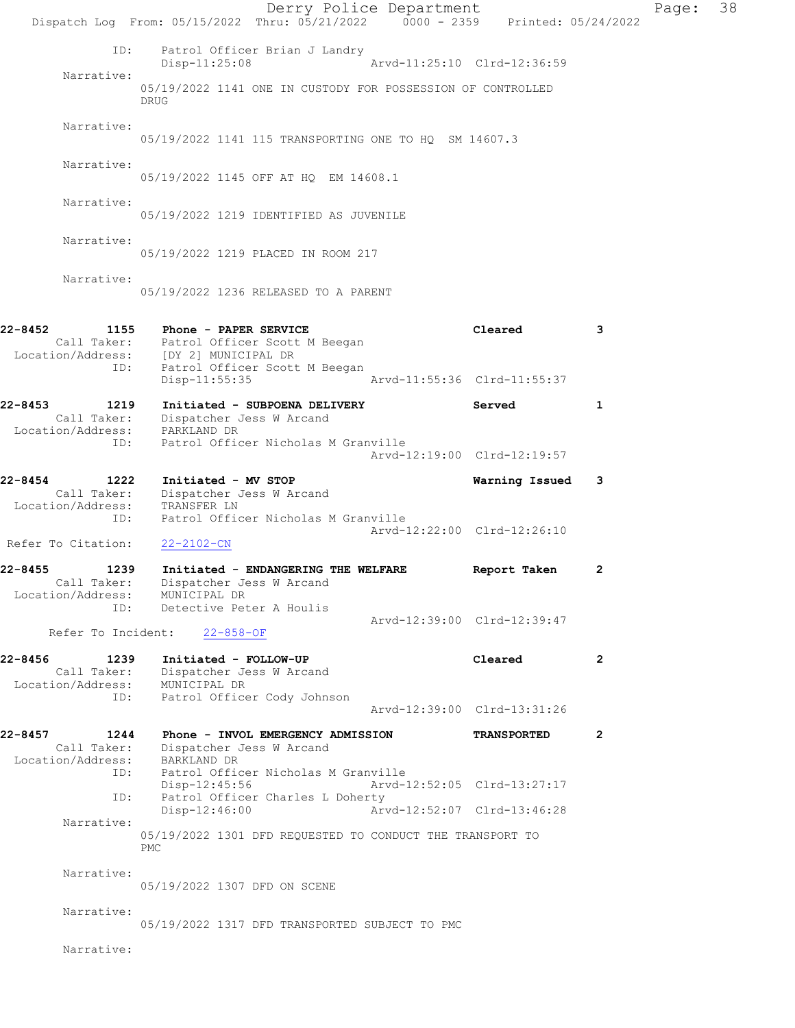```
            ID:     Patrol Officer Brian J Landry
                    Disp-11:25:08                 Arvd-11:25:10  Clrd-12:36:59
     Narrative:
                   05/19/2022 1141 ONE IN CUSTODY FOR POSSESSION OF CONTROLLED
                   DRUG

     Narrative:
                   05/19/2022 1141 115 TRANSPORTING ONE TO HQ  SM 14607.3

     Narrative:
                   05/19/2022 1145 OFF AT HQ  EM 14608.1

     Narrative:
                   05/19/2022 1219 IDENTIFIED AS JUVENILE

     Narrative:
                   05/19/2022 1219 PLACED IN ROOM 217

     Narrative:
                   05/19/2022 1236 RELEASED TO A PARENT


22-8452        1155   Phone - PAPER SERVICE                        Cleared          3
        Call Taker:   Patrol Officer Scott M Beegan
  Location/Address:   [DY 2] MUNICIPAL DR
               ID:    Patrol Officer Scott M Beegan
                      Disp-11:55:35               Arvd-11:55:36  Clrd-11:55:37

22-8453        1219   Initiated - SUBPOENA DELIVERY                Served           1
        Call Taker:   Dispatcher Jess W Arcand
  Location/Address:   PARKLAND DR
               ID:    Patrol Officer Nicholas M Granville
                                                  Arvd-12:19:00  Clrd-12:19:57

22-8454        1222   Initiated - MV STOP                          Warning Issued   3
        Call Taker:   Dispatcher Jess W Arcand
  Location/Address:   TRANSFER LN
               ID:    Patrol Officer Nicholas M Granville
                                                  Arvd-12:22:00  Clrd-12:26:10
 Refer To Citation:   22-2102-CN

22-8455        1239   Initiated - ENDANGERING THE WELFARE          Report Taken     2
        Call Taker:   Dispatcher Jess W Arcand
  Location/Address:   MUNICIPAL DR
               ID:    Detective Peter A Houlis
                                                  Arvd-12:39:00  Clrd-12:39:47
      Refer To Incident:   22-858-OF

22-8456        1239   Initiated - FOLLOW-UP                        Cleared          2
        Call Taker:   Dispatcher Jess W Arcand
  Location/Address:   MUNICIPAL DR
               ID:    Patrol Officer Cody Johnson
                                                  Arvd-12:39:00  Clrd-13:31:26

22-8457        1244   Phone - INVOL EMERGENCY ADMISSION            TRANSPORTED      2
        Call Taker:   Dispatcher Jess W Arcand
  Location/Address:   BARKLAND DR
               ID:    Patrol Officer Nicholas M Granville
                      Disp-12:45:56               Arvd-12:52:05  Clrd-13:27:17
               ID:    Patrol Officer Charles L Doherty
                      Disp-12:46:00               Arvd-12:52:07  Clrd-13:46:28
     Narrative:
                   05/19/2022 1301 DFD REQUESTED TO CONDUCT THE TRANSPORT TO
                   PMC

     Narrative:
                   05/19/2022 1307 DFD ON SCENE

     Narrative:
                   05/19/2022 1317 DFD TRANSPORTED SUBJECT TO PMC

     Narrative:
```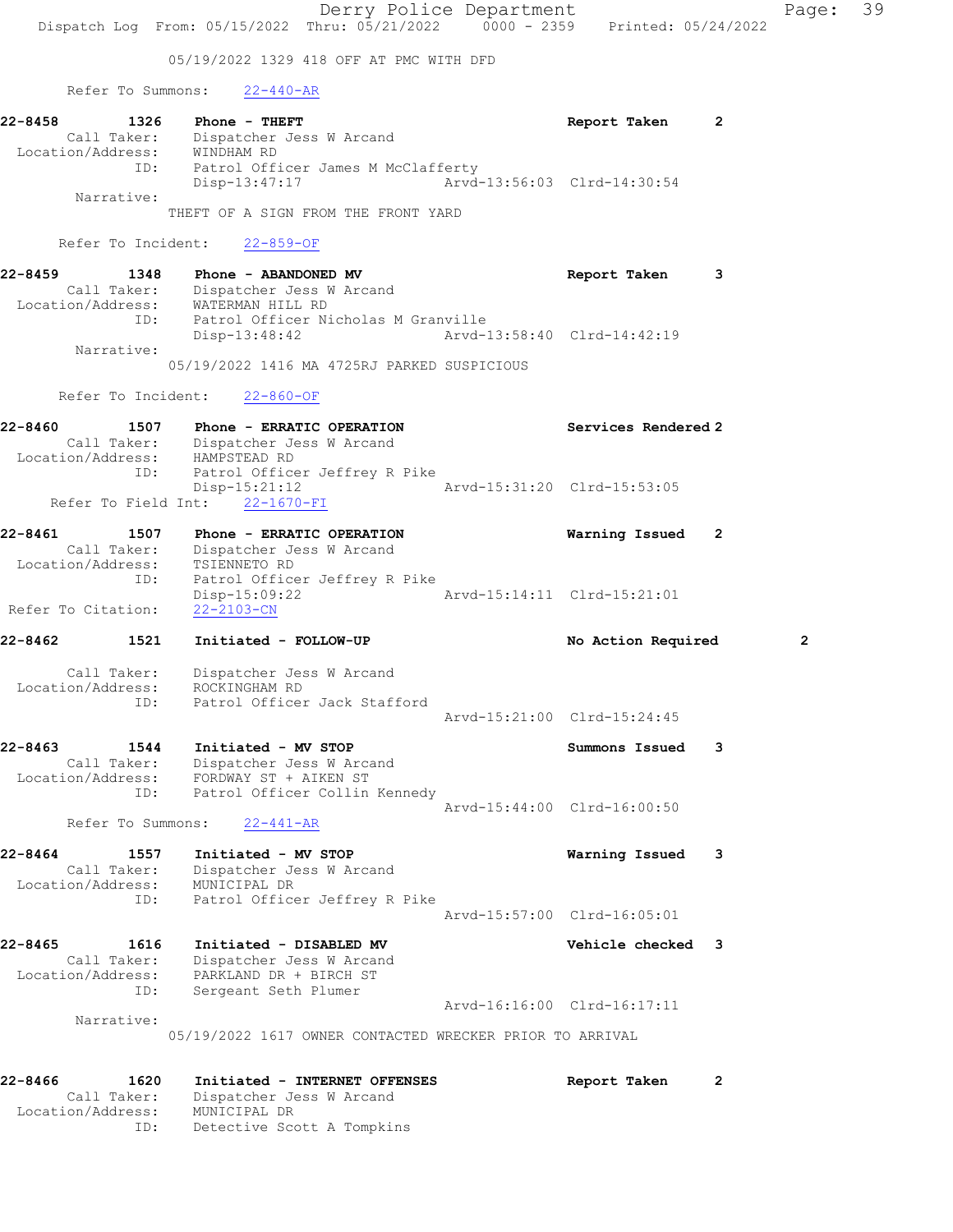05/19/2022 1329 418 OFF AT PMC WITH DFD

Refer To Summons: 22-440-AR

**22-8458** 1326 **Phone - THEFT** **Report Taken** 2
Call Taker: Dispatcher Jess W Arcand
Location/Address: WINDHAM RD
ID: Patrol Officer James M McClafferty
Disp-13:47:17 Arvd-13:56:03 Clrd-14:30:54
Narrative:
THEFT OF A SIGN FROM THE FRONT YARD

Refer To Incident: 22-859-OF

**22-8459** 1348 **Phone - ABANDONED MV** **Report Taken** 3
Call Taker: Dispatcher Jess W Arcand
Location/Address: WATERMAN HILL RD
ID: Patrol Officer Nicholas M Granville
Disp-13:48:42 Arvd-13:58:40 Clrd-14:42:19
Narrative:
05/19/2022 1416 MA 4725RJ PARKED SUSPICIOUS

Refer To Incident: 22-860-OF

**22-8460** 1507 **Phone - ERRATIC OPERATION** **Services Rendered** 2
Call Taker: Dispatcher Jess W Arcand
Location/Address: HAMPSTEAD RD
ID: Patrol Officer Jeffrey R Pike
Disp-15:21:12 Arvd-15:31:20 Clrd-15:53:05
Refer To Field Int: 22-1670-FI

**22-8461** 1507 **Phone - ERRATIC OPERATION** **Warning Issued** 2
Call Taker: Dispatcher Jess W Arcand
Location/Address: TSIENNETO RD
ID: Patrol Officer Jeffrey R Pike
Disp-15:09:22 Arvd-15:14:11 Clrd-15:21:01
Refer To Citation: 22-2103-CN

**22-8462** 1521 **Initiated - FOLLOW-UP** **No Action Required** 2
Call Taker: Dispatcher Jess W Arcand
Location/Address: ROCKINGHAM RD
ID: Patrol Officer Jack Stafford
Arvd-15:21:00 Clrd-15:24:45

**22-8463** 1544 **Initiated - MV STOP** **Summons Issued** 3
Call Taker: Dispatcher Jess W Arcand
Location/Address: FORDWAY ST + AIKEN ST
ID: Patrol Officer Collin Kennedy
Arvd-15:44:00 Clrd-16:00:50
Refer To Summons: 22-441-AR

**22-8464** 1557 **Initiated - MV STOP** **Warning Issued** 3
Call Taker: Dispatcher Jess W Arcand
Location/Address: MUNICIPAL DR
ID: Patrol Officer Jeffrey R Pike
Arvd-15:57:00 Clrd-16:05:01

**22-8465** 1616 **Initiated - DISABLED MV** **Vehicle checked** 3
Call Taker: Dispatcher Jess W Arcand
Location/Address: PARKLAND DR + BIRCH ST
ID: Sergeant Seth Plumer
Arvd-16:16:00 Clrd-16:17:11
Narrative:
05/19/2022 1617 OWNER CONTACTED WRECKER PRIOR TO ARRIVAL

**22-8466** 1620 **Initiated - INTERNET OFFENSES** **Report Taken** 2
Call Taker: Dispatcher Jess W Arcand
Location/Address: MUNICIPAL DR
ID: Detective Scott A Tompkins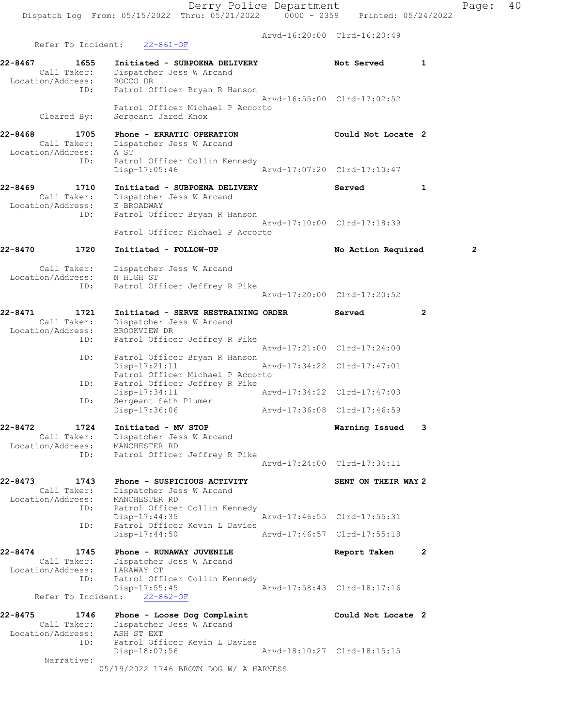Arvd-16:20:00 Clrd-16:20:49
Refer To Incident: 22-861-OF

```
22-8467        1655    Initiated - SUBPOENA DELIVERY              Not Served       1
        Call Taker:    Dispatcher Jess W Arcand
   Location/Address:   ROCCO DR
                ID:    Patrol Officer Bryan R Hanson
                                                  Arvd-16:55:00  Clrd-17:02:52
                       Patrol Officer Michael P Accorto
        Cleared By:    Sergeant Jared Knox

22-8468        1705    Phone - ERRATIC OPERATION                  Could Not Locate 2
        Call Taker:    Dispatcher Jess W Arcand
   Location/Address:   A ST
                ID:    Patrol Officer Collin Kennedy
                       Disp-17:05:46              Arvd-17:07:20  Clrd-17:10:47

22-8469        1710    Initiated - SUBPOENA DELIVERY              Served           1
        Call Taker:    Dispatcher Jess W Arcand
   Location/Address:   E BROADWAY
                ID:    Patrol Officer Bryan R Hanson
                                                  Arvd-17:10:00  Clrd-17:18:39
                       Patrol Officer Michael P Accorto

22-8470        1720    Initiated - FOLLOW-UP                      No Action Required       2

        Call Taker:    Dispatcher Jess W Arcand
   Location/Address:   N HIGH ST
                ID:    Patrol Officer Jeffrey R Pike
                                                  Arvd-17:20:00  Clrd-17:20:52

22-8471        1721    Initiated - SERVE RESTRAINING ORDER        Served           2
        Call Taker:    Dispatcher Jess W Arcand
   Location/Address:   BROOKVIEW DR
                ID:    Patrol Officer Jeffrey R Pike
                                                  Arvd-17:21:00  Clrd-17:24:00
                ID:    Patrol Officer Bryan R Hanson
                       Disp-17:21:11              Arvd-17:34:22  Clrd-17:47:01
                       Patrol Officer Michael P Accorto
                ID:    Patrol Officer Jeffrey R Pike
                       Disp-17:34:11              Arvd-17:34:22  Clrd-17:47:03
                ID:    Sergeant Seth Plumer
                       Disp-17:36:06              Arvd-17:36:08  Clrd-17:46:59

22-8472        1724    Initiated - MV STOP                        Warning Issued   3
        Call Taker:    Dispatcher Jess W Arcand
   Location/Address:   MANCHESTER RD
                ID:    Patrol Officer Jeffrey R Pike
                                                  Arvd-17:24:00  Clrd-17:34:11

22-8473        1743    Phone - SUSPICIOUS ACTIVITY                SENT ON THEIR WAY 2
        Call Taker:    Dispatcher Jess W Arcand
   Location/Address:   MANCHESTER RD
                ID:    Patrol Officer Collin Kennedy
                       Disp-17:44:35              Arvd-17:46:55  Clrd-17:55:31
                ID:    Patrol Officer Kevin L Davies
                       Disp-17:44:50              Arvd-17:46:57  Clrd-17:55:18

22-8474        1745    Phone - RUNAWAY JUVENILE                   Report Taken     2
        Call Taker:    Dispatcher Jess W Arcand
   Location/Address:   LARAWAY CT
                ID:    Patrol Officer Collin Kennedy
                       Disp-17:55:45              Arvd-17:58:43  Clrd-18:17:16
   Refer To Incident:  22-862-OF

22-8475        1746    Phone - Loose Dog Complaint                Could Not Locate 2
        Call Taker:    Dispatcher Jess W Arcand
   Location/Address:   ASH ST EXT
                ID:    Patrol Officer Kevin L Davies
                       Disp-18:07:56              Arvd-18:10:27  Clrd-18:15:15
         Narrative:
                    05/19/2022 1746 BROWN DOG W/ A HARNESS
```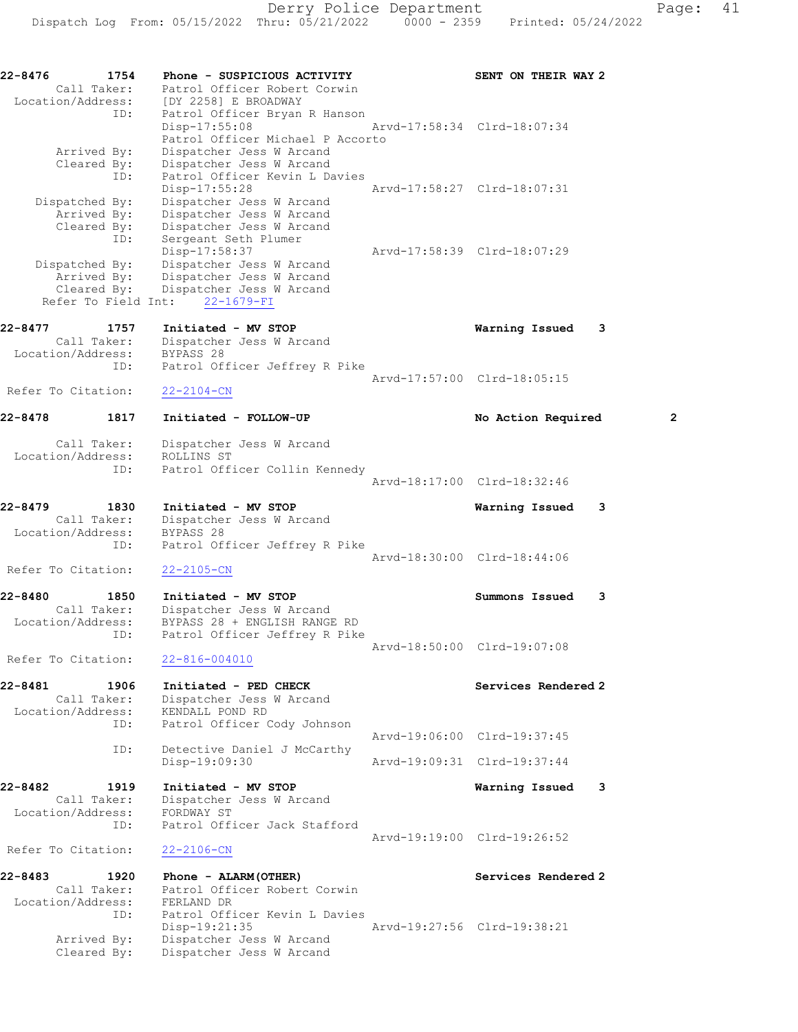**22-8476 1754 Phone - SUSPICIOUS ACTIVITY SENT ON THEIR WAY 2**

```
        Call Taker:    Patrol Officer Robert Corwin
  Location/Address:    [DY 2258] E BROADWAY
                ID:    Patrol Officer Bryan R Hanson
                       Disp-17:55:08                Arvd-17:58:34  Clrd-18:07:34
                       Patrol Officer Michael P Accorto
        Arrived By:    Dispatcher Jess W Arcand
        Cleared By:    Dispatcher Jess W Arcand
                ID:    Patrol Officer Kevin L Davies
                       Disp-17:55:28                Arvd-17:58:27  Clrd-18:07:31
     Dispatched By:    Dispatcher Jess W Arcand
        Arrived By:    Dispatcher Jess W Arcand
        Cleared By:    Dispatcher Jess W Arcand
                ID:    Sergeant Seth Plumer
                       Disp-17:58:37                Arvd-17:58:39  Clrd-18:07:29
     Dispatched By:    Dispatcher Jess W Arcand
        Arrived By:    Dispatcher Jess W Arcand
        Cleared By:    Dispatcher Jess W Arcand
   Refer To Field Int:    22-1679-FI
```

**22-8477 1757 Initiated - MV STOP Warning Issued 3**

```
        Call Taker:    Dispatcher Jess W Arcand
  Location/Address:    BYPASS 28
                ID:    Patrol Officer Jeffrey R Pike
                                                    Arvd-17:57:00  Clrd-18:05:15
 Refer To Citation:    22-2104-CN
```

**22-8478 1817 Initiated - FOLLOW-UP No Action Required 2**

```
        Call Taker:    Dispatcher Jess W Arcand
  Location/Address:    ROLLINS ST
                ID:    Patrol Officer Collin Kennedy
                                                    Arvd-18:17:00  Clrd-18:32:46
```

**22-8479 1830 Initiated - MV STOP Warning Issued 3**

```
        Call Taker:    Dispatcher Jess W Arcand
  Location/Address:    BYPASS 28
                ID:    Patrol Officer Jeffrey R Pike
                                                    Arvd-18:30:00  Clrd-18:44:06
 Refer To Citation:    22-2105-CN
```

**22-8480 1850 Initiated - MV STOP Summons Issued 3**

```
        Call Taker:    Dispatcher Jess W Arcand
  Location/Address:    BYPASS 28 + ENGLISH RANGE RD
                ID:    Patrol Officer Jeffrey R Pike
                                                    Arvd-18:50:00  Clrd-19:07:08
 Refer To Citation:    22-816-004010
```

**22-8481 1906 Initiated - PED CHECK Services Rendered 2**

```
        Call Taker:    Dispatcher Jess W Arcand
  Location/Address:    KENDALL POND RD
                ID:    Patrol Officer Cody Johnson
                                                    Arvd-19:06:00  Clrd-19:37:45
                ID:    Detective Daniel J McCarthy
                       Disp-19:09:30                Arvd-19:09:31  Clrd-19:37:44
```

**22-8482 1919 Initiated - MV STOP Warning Issued 3**

```
        Call Taker:    Dispatcher Jess W Arcand
  Location/Address:    FORDWAY ST
                ID:    Patrol Officer Jack Stafford
                                                    Arvd-19:19:00  Clrd-19:26:52
 Refer To Citation:    22-2106-CN
```

**22-8483 1920 Phone - ALARM(OTHER) Services Rendered 2**

```
        Call Taker:    Patrol Officer Robert Corwin
  Location/Address:    FERLAND DR
                ID:    Patrol Officer Kevin L Davies
                       Disp-19:21:35                Arvd-19:27:56  Clrd-19:38:21
        Arrived By:    Dispatcher Jess W Arcand
        Cleared By:    Dispatcher Jess W Arcand
```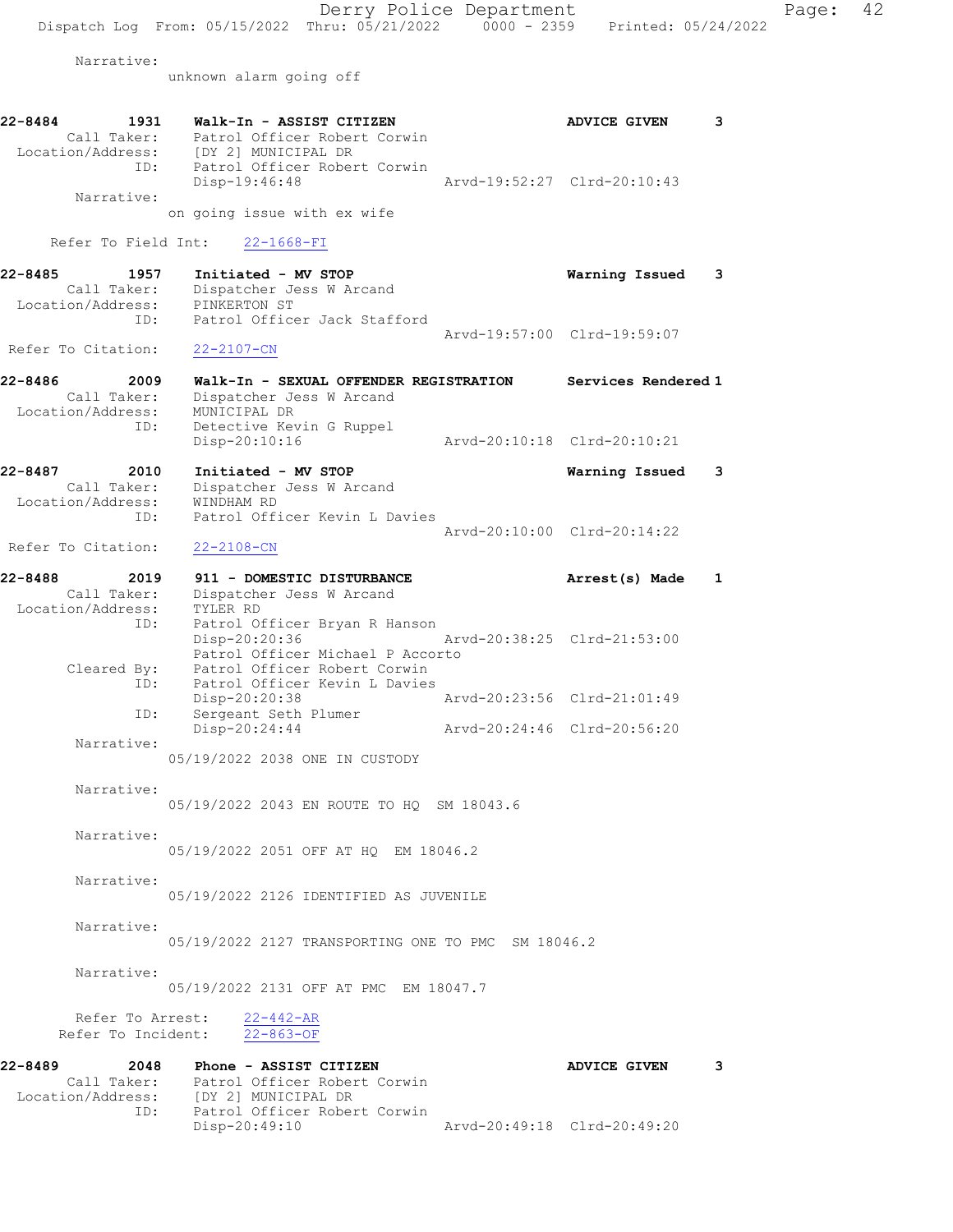Narrative:
unknown alarm going off

**22-8484** 1931 **Walk-In - ASSIST CITIZEN** **ADVICE GIVEN** 3
Call Taker: Patrol Officer Robert Corwin
Location/Address: [DY 2] MUNICIPAL DR
ID: Patrol Officer Robert Corwin
Disp-19:46:48 Arvd-19:52:27 Clrd-20:10:43
Narrative:
on going issue with ex wife

Refer To Field Int: 22-1668-FI

**22-8485** 1957 **Initiated - MV STOP** **Warning Issued** 3
Call Taker: Dispatcher Jess W Arcand
Location/Address: PINKERTON ST
ID: Patrol Officer Jack Stafford
Arvd-19:57:00 Clrd-19:59:07
Refer To Citation: 22-2107-CN

**22-8486** 2009 **Walk-In - SEXUAL OFFENDER REGISTRATION** **Services Rendered** 1
Call Taker: Dispatcher Jess W Arcand
Location/Address: MUNICIPAL DR
ID: Detective Kevin G Ruppel
Disp-20:10:16 Arvd-20:10:18 Clrd-20:10:21

**22-8487** 2010 **Initiated - MV STOP** **Warning Issued** 3
Call Taker: Dispatcher Jess W Arcand
Location/Address: WINDHAM RD
ID: Patrol Officer Kevin L Davies
Arvd-20:10:00 Clrd-20:14:22
Refer To Citation: 22-2108-CN

**22-8488** 2019 **911 - DOMESTIC DISTURBANCE** **Arrest(s) Made** 1
Call Taker: Dispatcher Jess W Arcand
Location/Address: TYLER RD
ID: Patrol Officer Bryan R Hanson
Disp-20:20:36 Arvd-20:38:25 Clrd-21:53:00
Patrol Officer Michael P Accorto
Cleared By: Patrol Officer Robert Corwin
ID: Patrol Officer Kevin L Davies
Disp-20:20:38 Arvd-20:23:56 Clrd-21:01:49
ID: Sergeant Seth Plumer
Disp-20:24:44 Arvd-20:24:46 Clrd-20:56:20
Narrative:
05/19/2022 2038 ONE IN CUSTODY

Narrative:
05/19/2022 2043 EN ROUTE TO HQ SM 18043.6

Narrative:
05/19/2022 2051 OFF AT HQ EM 18046.2

Narrative:
05/19/2022 2126 IDENTIFIED AS JUVENILE

Narrative:
05/19/2022 2127 TRANSPORTING ONE TO PMC SM 18046.2

Narrative:
05/19/2022 2131 OFF AT PMC EM 18047.7

Refer To Arrest: 22-442-AR
Refer To Incident: 22-863-OF

**22-8489** 2048 **Phone - ASSIST CITIZEN** **ADVICE GIVEN** 3
Call Taker: Patrol Officer Robert Corwin
Location/Address: [DY 2] MUNICIPAL DR
ID: Patrol Officer Robert Corwin
Disp-20:49:10 Arvd-20:49:18 Clrd-20:49:20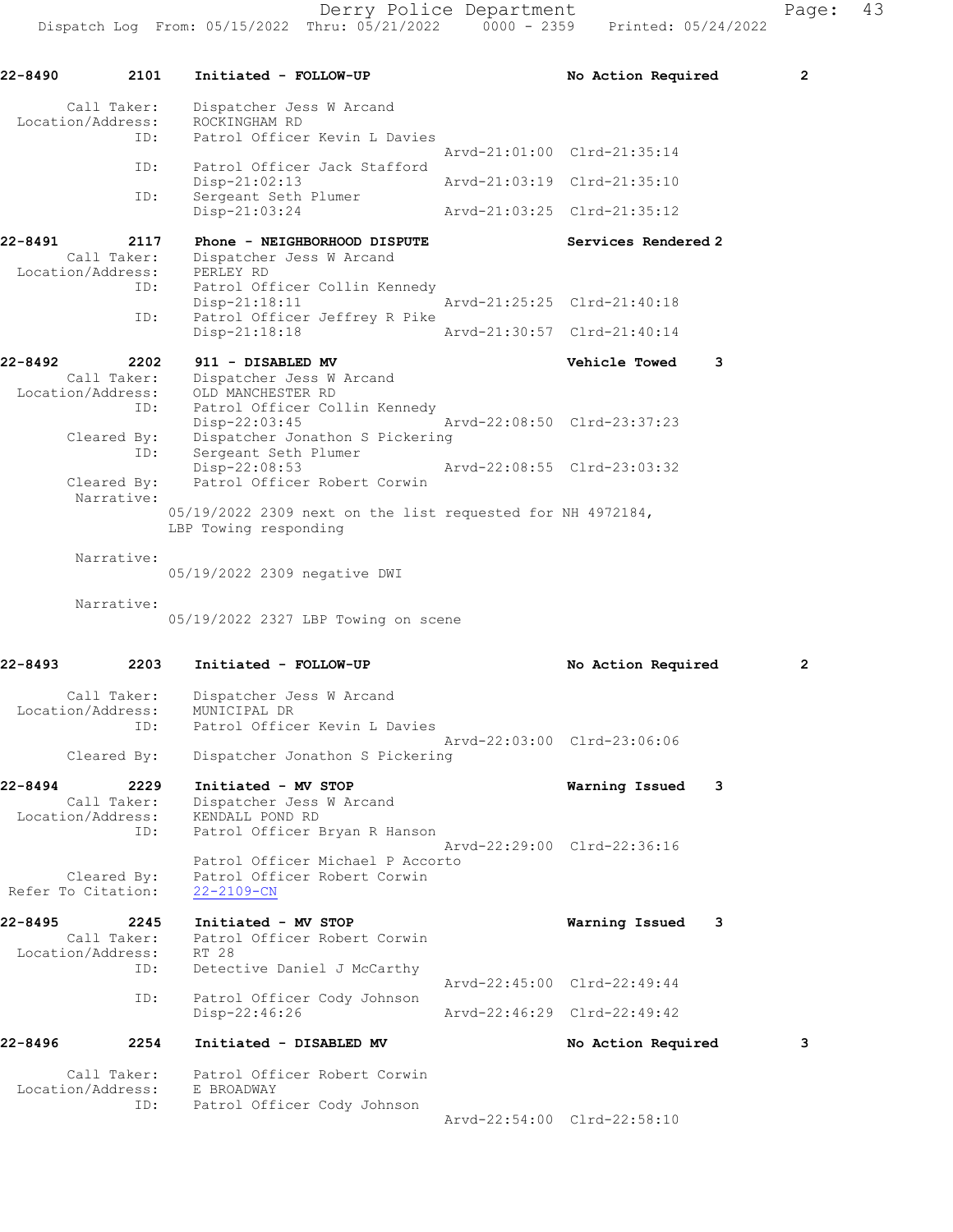**22-8490 2101 Initiated - FOLLOW-UP — No Action Required 2**

Call Taker: Dispatcher Jess W Arcand
Location/Address: ROCKINGHAM RD
ID: Patrol Officer Kevin L Davies
Arvd-21:01:00 Clrd-21:35:14
ID: Patrol Officer Jack Stafford
Disp-21:02:13 Arvd-21:03:19 Clrd-21:35:10
ID: Sergeant Seth Plumer
Disp-21:03:24 Arvd-21:03:25 Clrd-21:35:12

**22-8491 2117 Phone - NEIGHBORHOOD DISPUTE — Services Rendered 2**

Call Taker: Dispatcher Jess W Arcand
Location/Address: PERLEY RD
ID: Patrol Officer Collin Kennedy
Disp-21:18:11 Arvd-21:25:25 Clrd-21:40:18
ID: Patrol Officer Jeffrey R Pike
Disp-21:18:18 Arvd-21:30:57 Clrd-21:40:14

**22-8492 2202 911 - DISABLED MV — Vehicle Towed 3**

Call Taker: Dispatcher Jess W Arcand
Location/Address: OLD MANCHESTER RD
ID: Patrol Officer Collin Kennedy
Disp-22:03:45 Arvd-22:08:50 Clrd-23:37:23
Cleared By: Dispatcher Jonathon S Pickering
ID: Sergeant Seth Plumer
Disp-22:08:53 Arvd-22:08:55 Clrd-23:03:32
Cleared By: Patrol Officer Robert Corwin
Narrative:
05/19/2022 2309 next on the list requested for NH 4972184, LBP Towing responding

Narrative:
05/19/2022 2309 negative DWI

Narrative:
05/19/2022 2327 LBP Towing on scene

**22-8493 2203 Initiated - FOLLOW-UP — No Action Required 2**

Call Taker: Dispatcher Jess W Arcand
Location/Address: MUNICIPAL DR
ID: Patrol Officer Kevin L Davies
Arvd-22:03:00 Clrd-23:06:06
Cleared By: Dispatcher Jonathon S Pickering

**22-8494 2229 Initiated - MV STOP — Warning Issued 3**

Call Taker: Dispatcher Jess W Arcand
Location/Address: KENDALL POND RD
ID: Patrol Officer Bryan R Hanson
Arvd-22:29:00 Clrd-22:36:16
Patrol Officer Michael P Accorto
Cleared By: Patrol Officer Robert Corwin
Refer To Citation: 22-2109-CN

**22-8495 2245 Initiated - MV STOP — Warning Issued 3**

Call Taker: Patrol Officer Robert Corwin
Location/Address: RT 28
ID: Detective Daniel J McCarthy
Arvd-22:45:00 Clrd-22:49:44
ID: Patrol Officer Cody Johnson
Disp-22:46:26 Arvd-22:46:29 Clrd-22:49:42

**22-8496 2254 Initiated - DISABLED MV — No Action Required 3**

Call Taker: Patrol Officer Robert Corwin
Location/Address: E BROADWAY
ID: Patrol Officer Cody Johnson
Arvd-22:54:00 Clrd-22:58:10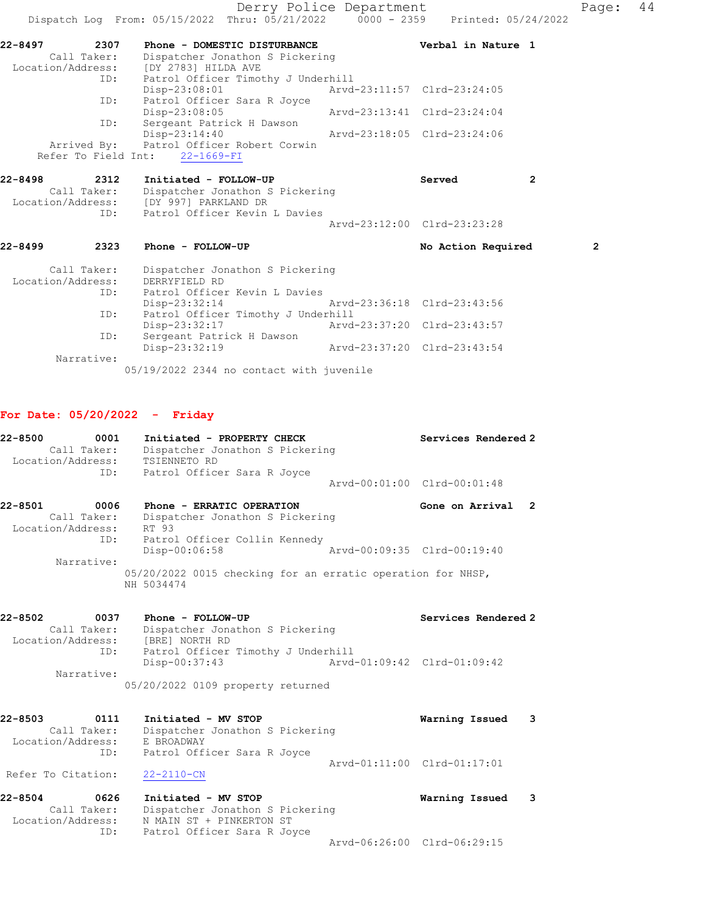22-8497 2307 Phone - DOMESTIC DISTURBANCE Verbal in Nature 1
Call Taker: Dispatcher Jonathon S Pickering
Location/Address: [DY 2783] HILDA AVE
ID: Patrol Officer Timothy J Underhill
Disp-23:08:01 Arvd-23:11:57 Clrd-23:24:05
ID: Patrol Officer Sara R Joyce
Disp-23:08:05 Arvd-23:13:41 Clrd-23:24:04
ID: Sergeant Patrick H Dawson
Disp-23:14:40 Arvd-23:18:05 Clrd-23:24:06
Arrived By: Patrol Officer Robert Corwin
Refer To Field Int: 22-1669-FI

22-8498 2312 Initiated - FOLLOW-UP Served 2
Call Taker: Dispatcher Jonathon S Pickering
Location/Address: [DY 997] PARKLAND DR
ID: Patrol Officer Kevin L Davies
Arvd-23:12:00 Clrd-23:23:28

22-8499 2323 Phone - FOLLOW-UP No Action Required 2
Call Taker: Dispatcher Jonathon S Pickering
Location/Address: DERRYFIELD RD
ID: Patrol Officer Kevin L Davies
Disp-23:32:14 Arvd-23:36:18 Clrd-23:43:56
ID: Patrol Officer Timothy J Underhill
Disp-23:32:17 Arvd-23:37:20 Clrd-23:43:57
ID: Sergeant Patrick H Dawson
Disp-23:32:19 Arvd-23:37:20 Clrd-23:43:54
Narrative:
05/19/2022 2344 no contact with juvenile

## For Date: 05/20/2022 - Friday

22-8500 0001 Initiated - PROPERTY CHECK Services Rendered 2
Call Taker: Dispatcher Jonathon S Pickering
Location/Address: TSIENNETO RD
ID: Patrol Officer Sara R Joyce
Arvd-00:01:00 Clrd-00:01:48

22-8501 0006 Phone - ERRATIC OPERATION Gone on Arrival 2
Call Taker: Dispatcher Jonathon S Pickering
Location/Address: RT 93
ID: Patrol Officer Collin Kennedy
Disp-00:06:58 Arvd-00:09:35 Clrd-00:19:40
Narrative:
05/20/2022 0015 checking for an erratic operation for NHSP, NH 5034474

22-8502 0037 Phone - FOLLOW-UP Services Rendered 2
Call Taker: Dispatcher Jonathon S Pickering
Location/Address: [BRE] NORTH RD
ID: Patrol Officer Timothy J Underhill
Disp-00:37:43 Arvd-01:09:42 Clrd-01:09:42
Narrative:
05/20/2022 0109 property returned

22-8503 0111 Initiated - MV STOP Warning Issued 3
Call Taker: Dispatcher Jonathon S Pickering
Location/Address: E BROADWAY
ID: Patrol Officer Sara R Joyce
Arvd-01:11:00 Clrd-01:17:01
Refer To Citation: 22-2110-CN

22-8504 0626 Initiated - MV STOP Warning Issued 3
Call Taker: Dispatcher Jonathon S Pickering
Location/Address: N MAIN ST + PINKERTON ST
ID: Patrol Officer Sara R Joyce
Arvd-06:26:00 Clrd-06:29:15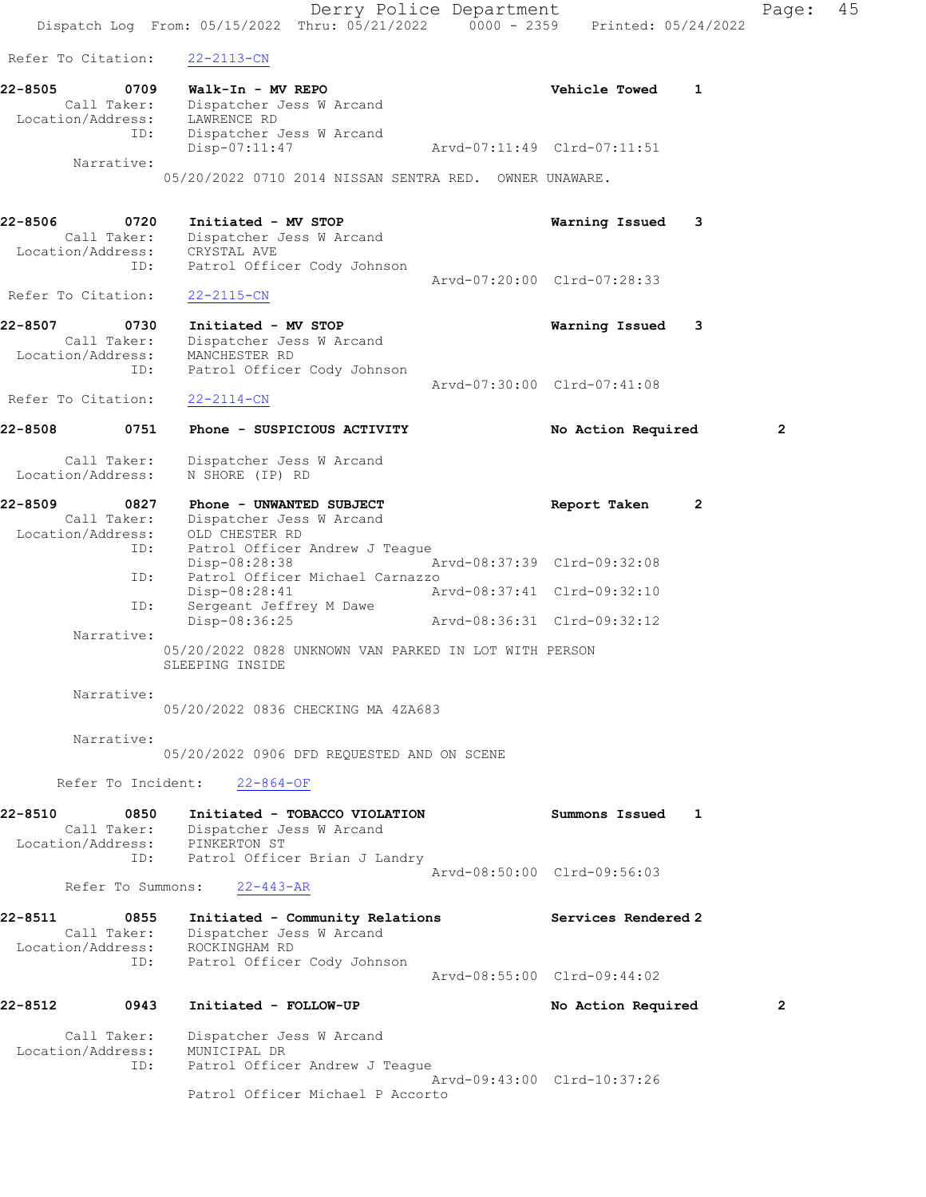Refer To Citation: 22-2113-CN

**22-8505 0709 Walk-In - MV REPO** — Vehicle Towed 1
Call Taker: Dispatcher Jess W Arcand
Location/Address: LAWRENCE RD
ID: Dispatcher Jess W Arcand
Disp-07:11:47 Arvd-07:11:49 Clrd-07:11:51
Narrative:
05/20/2022 0710 2014 NISSAN SENTRA RED. OWNER UNAWARE.

**22-8506 0720 Initiated - MV STOP** — Warning Issued 3
Call Taker: Dispatcher Jess W Arcand
Location/Address: CRYSTAL AVE
ID: Patrol Officer Cody Johnson
Arvd-07:20:00 Clrd-07:28:33
Refer To Citation: 22-2115-CN

**22-8507 0730 Initiated - MV STOP** — Warning Issued 3
Call Taker: Dispatcher Jess W Arcand
Location/Address: MANCHESTER RD
ID: Patrol Officer Cody Johnson
Arvd-07:30:00 Clrd-07:41:08
Refer To Citation: 22-2114-CN

**22-8508 0751 Phone - SUSPICIOUS ACTIVITY** — No Action Required 2
Call Taker: Dispatcher Jess W Arcand
Location/Address: N SHORE (IP) RD

**22-8509 0827 Phone - UNWANTED SUBJECT** — Report Taken 2
Call Taker: Dispatcher Jess W Arcand
Location/Address: OLD CHESTER RD
ID: Patrol Officer Andrew J Teague
Disp-08:28:38 Arvd-08:37:39 Clrd-09:32:08
ID: Patrol Officer Michael Carnazzo
Disp-08:28:41 Arvd-08:37:41 Clrd-09:32:10
ID: Sergeant Jeffrey M Dawe
Disp-08:36:25 Arvd-08:36:31 Clrd-09:32:12
Narrative:
05/20/2022 0828 UNKNOWN VAN PARKED IN LOT WITH PERSON SLEEPING INSIDE
Narrative:
05/20/2022 0836 CHECKING MA 4ZA683
Narrative:
05/20/2022 0906 DFD REQUESTED AND ON SCENE
Refer To Incident: 22-864-OF

**22-8510 0850 Initiated - TOBACCO VIOLATION** — Summons Issued 1
Call Taker: Dispatcher Jess W Arcand
Location/Address: PINKERTON ST
ID: Patrol Officer Brian J Landry
Arvd-08:50:00 Clrd-09:56:03
Refer To Summons: 22-443-AR

**22-8511 0855 Initiated - Community Relations** — Services Rendered 2
Call Taker: Dispatcher Jess W Arcand
Location/Address: ROCKINGHAM RD
ID: Patrol Officer Cody Johnson
Arvd-08:55:00 Clrd-09:44:02

**22-8512 0943 Initiated - FOLLOW-UP** — No Action Required 2
Call Taker: Dispatcher Jess W Arcand
Location/Address: MUNICIPAL DR
ID: Patrol Officer Andrew J Teague
Arvd-09:43:00 Clrd-10:37:26
Patrol Officer Michael P Accorto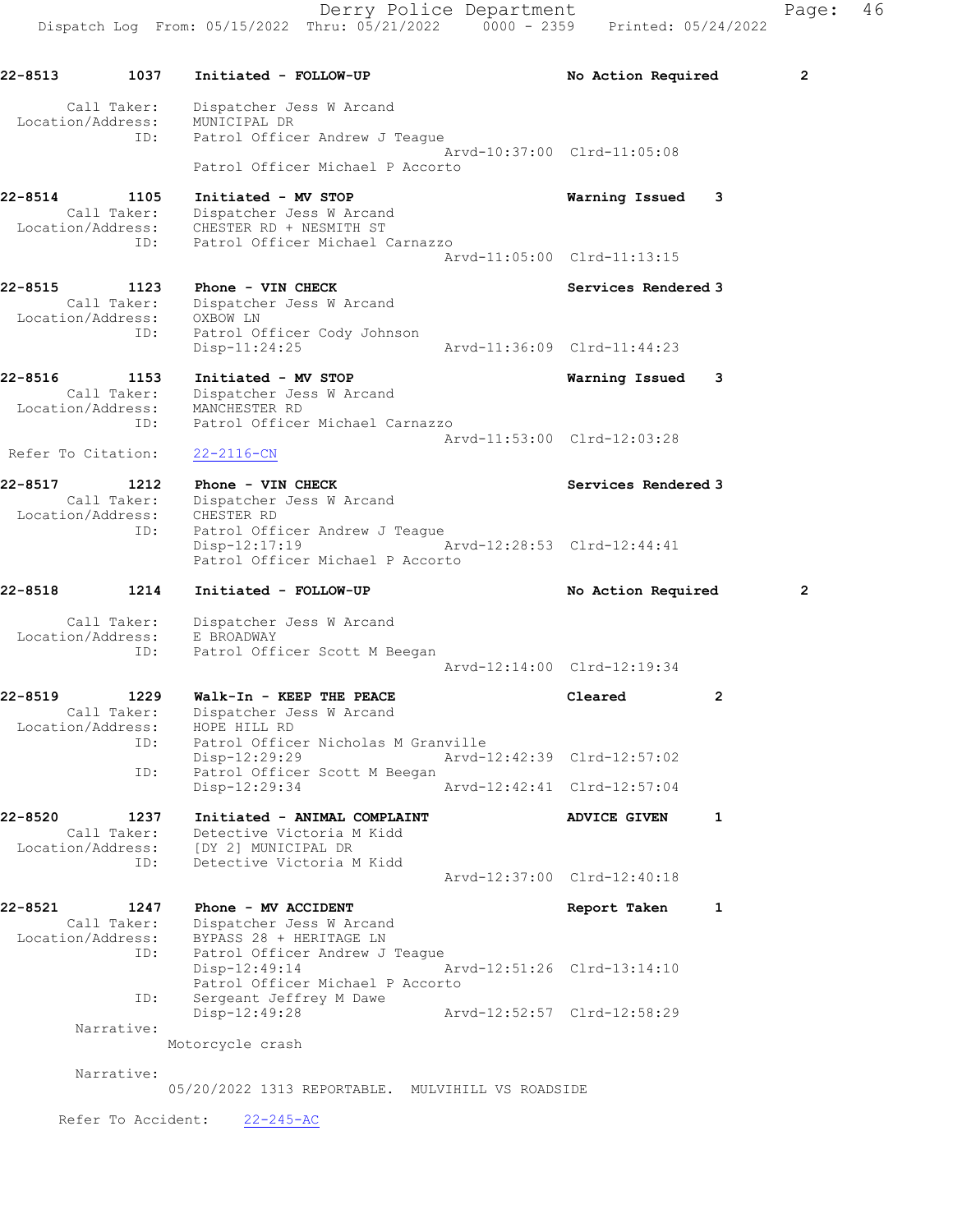**22-8513** 1037 **Initiated - FOLLOW-UP** **No Action Required** 2

Call Taker: Dispatcher Jess W Arcand
Location/Address: MUNICIPAL DR
ID: Patrol Officer Andrew J Teague
Arvd-10:37:00 Clrd-11:05:08
Patrol Officer Michael P Accorto

**22-8514** 1105 **Initiated - MV STOP** **Warning Issued** 3

Call Taker: Dispatcher Jess W Arcand
Location/Address: CHESTER RD + NESMITH ST
ID: Patrol Officer Michael Carnazzo
Arvd-11:05:00 Clrd-11:13:15

**22-8515** 1123 **Phone - VIN CHECK** **Services Rendered** 3

Call Taker: Dispatcher Jess W Arcand
Location/Address: OXBOW LN
ID: Patrol Officer Cody Johnson
Disp-11:24:25 Arvd-11:36:09 Clrd-11:44:23

**22-8516** 1153 **Initiated - MV STOP** **Warning Issued** 3

Call Taker: Dispatcher Jess W Arcand
Location/Address: MANCHESTER RD
ID: Patrol Officer Michael Carnazzo
Arvd-11:53:00 Clrd-12:03:28
Refer To Citation: 22-2116-CN

**22-8517** 1212 **Phone - VIN CHECK** **Services Rendered** 3

Call Taker: Dispatcher Jess W Arcand
Location/Address: CHESTER RD
ID: Patrol Officer Andrew J Teague
Disp-12:17:19 Arvd-12:28:53 Clrd-12:44:41
Patrol Officer Michael P Accorto

**22-8518** 1214 **Initiated - FOLLOW-UP** **No Action Required** 2

Call Taker: Dispatcher Jess W Arcand
Location/Address: E BROADWAY
ID: Patrol Officer Scott M Beegan
Arvd-12:14:00 Clrd-12:19:34

**22-8519** 1229 **Walk-In - KEEP THE PEACE** **Cleared** 2

Call Taker: Dispatcher Jess W Arcand
Location/Address: HOPE HILL RD
ID: Patrol Officer Nicholas M Granville
Disp-12:29:29 Arvd-12:42:39 Clrd-12:57:02
ID: Patrol Officer Scott M Beegan
Disp-12:29:34 Arvd-12:42:41 Clrd-12:57:04

**22-8520** 1237 **Initiated - ANIMAL COMPLAINT** **ADVICE GIVEN** 1

Call Taker: Detective Victoria M Kidd
Location/Address: [DY 2] MUNICIPAL DR
ID: Detective Victoria M Kidd
Arvd-12:37:00 Clrd-12:40:18

**22-8521** 1247 **Phone - MV ACCIDENT** **Report Taken** 1

Call Taker: Dispatcher Jess W Arcand
Location/Address: BYPASS 28 + HERITAGE LN
ID: Patrol Officer Andrew J Teague
Disp-12:49:14 Arvd-12:51:26 Clrd-13:14:10
Patrol Officer Michael P Accorto
ID: Sergeant Jeffrey M Dawe
Disp-12:49:28 Arvd-12:52:57 Clrd-12:58:29

Narrative:
Motorcycle crash

Narrative:
05/20/2022 1313 REPORTABLE. MULVIHILL VS ROADSIDE

Refer To Accident: 22-245-AC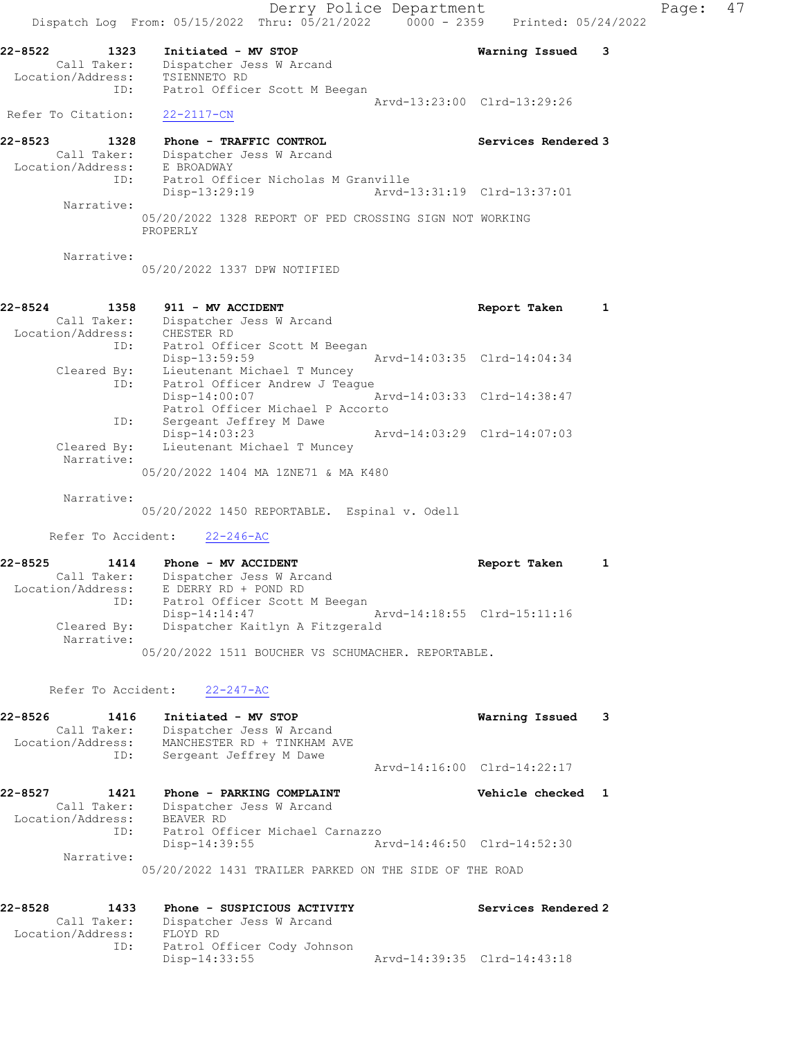22-8522 1323 **Initiated - MV STOP** Warning Issued 3
Call Taker: Dispatcher Jess W Arcand
Location/Address: TSIENNETO RD
ID: Patrol Officer Scott M Beegan
Arvd-13:23:00 Clrd-13:29:26
Refer To Citation: 22-2117-CN

22-8523 1328 **Phone - TRAFFIC CONTROL** Services Rendered 3
Call Taker: Dispatcher Jess W Arcand
Location/Address: E BROADWAY
ID: Patrol Officer Nicholas M Granville
Disp-13:29:19 Arvd-13:31:19 Clrd-13:37:01
Narrative:
05/20/2022 1328 REPORT OF PED CROSSING SIGN NOT WORKING PROPERLY

Narrative:
05/20/2022 1337 DPW NOTIFIED

22-8524 1358 **911 - MV ACCIDENT** Report Taken 1
Call Taker: Dispatcher Jess W Arcand
Location/Address: CHESTER RD
ID: Patrol Officer Scott M Beegan
Disp-13:59:59 Arvd-14:03:35 Clrd-14:04:34
Cleared By: Lieutenant Michael T Muncey
ID: Patrol Officer Andrew J Teague
Disp-14:00:07 Arvd-14:03:33 Clrd-14:38:47
Patrol Officer Michael P Accorto
ID: Sergeant Jeffrey M Dawe
Disp-14:03:23 Arvd-14:03:29 Clrd-14:07:03
Cleared By: Lieutenant Michael T Muncey
Narrative:
05/20/2022 1404 MA 1ZNE71 & MA K480

Narrative:
05/20/2022 1450 REPORTABLE. Espinal v. Odell

Refer To Accident: 22-246-AC

22-8525 1414 **Phone - MV ACCIDENT** Report Taken 1
Call Taker: Dispatcher Jess W Arcand
Location/Address: E DERRY RD + POND RD
ID: Patrol Officer Scott M Beegan
Disp-14:14:47 Arvd-14:18:55 Clrd-15:11:16
Cleared By: Dispatcher Kaitlyn A Fitzgerald
Narrative:
05/20/2022 1511 BOUCHER VS SCHUMACHER. REPORTABLE.

Refer To Accident: 22-247-AC

22-8526 1416 **Initiated - MV STOP** Warning Issued 3
Call Taker: Dispatcher Jess W Arcand
Location/Address: MANCHESTER RD + TINKHAM AVE
ID: Sergeant Jeffrey M Dawe
Arvd-14:16:00 Clrd-14:22:17

22-8527 1421 **Phone - PARKING COMPLAINT** Vehicle checked 1
Call Taker: Dispatcher Jess W Arcand
Location/Address: BEAVER RD
ID: Patrol Officer Michael Carnazzo
Disp-14:39:55 Arvd-14:46:50 Clrd-14:52:30
Narrative:
05/20/2022 1431 TRAILER PARKED ON THE SIDE OF THE ROAD

22-8528 1433 **Phone - SUSPICIOUS ACTIVITY** Services Rendered 2
Call Taker: Dispatcher Jess W Arcand
Location/Address: FLOYD RD
ID: Patrol Officer Cody Johnson
Disp-14:33:55 Arvd-14:39:35 Clrd-14:43:18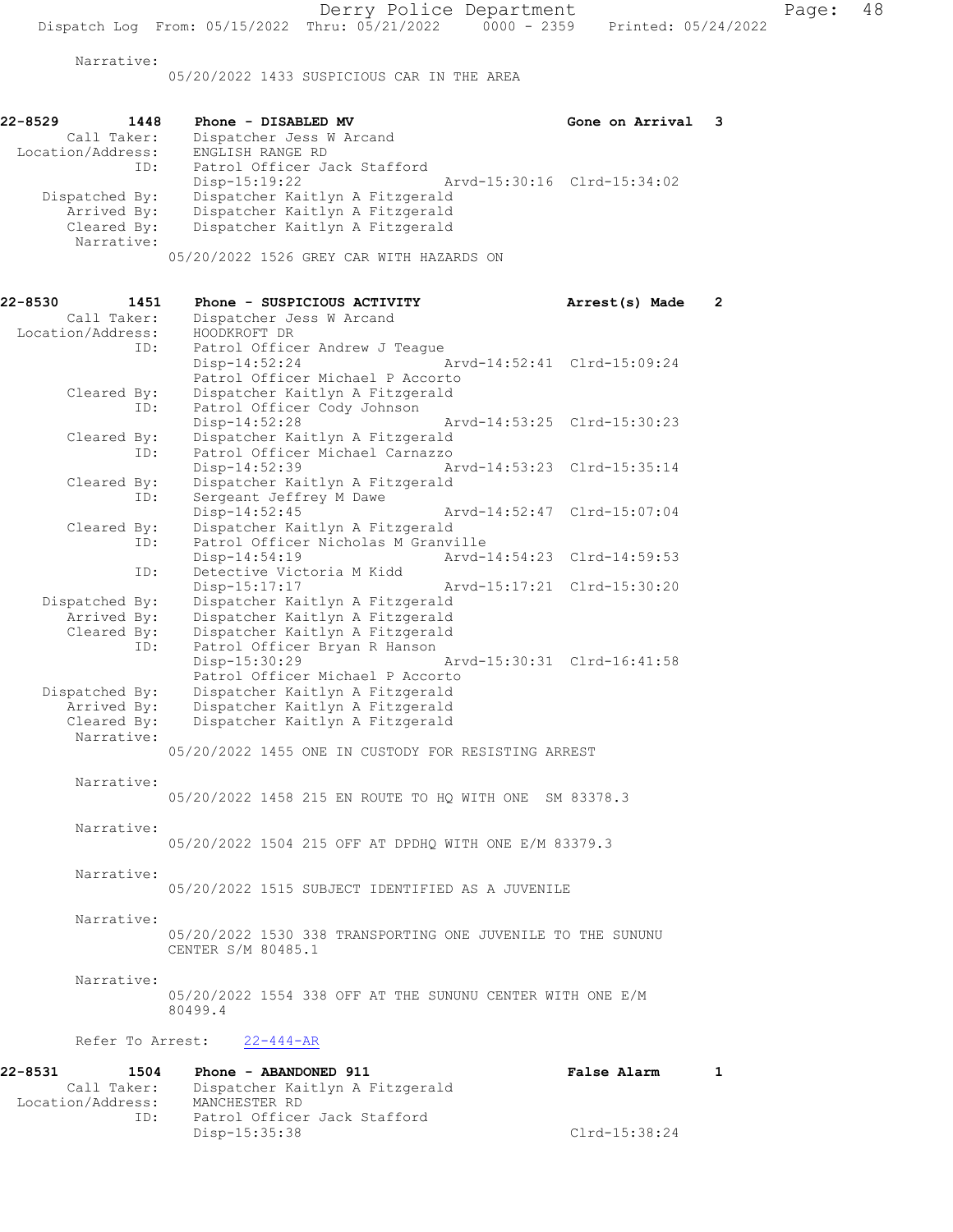Narrative:
05/20/2022 1433 SUSPICIOUS CAR IN THE AREA

**22-8529 1448 Phone - DISABLED MV — Gone on Arrival 3**

Call Taker: Dispatcher Jess W Arcand
Location/Address: ENGLISH RANGE RD
ID: Patrol Officer Jack Stafford
Disp-15:19:22 Arvd-15:30:16 Clrd-15:34:02
Dispatched By: Dispatcher Kaitlyn A Fitzgerald
Arrived By: Dispatcher Kaitlyn A Fitzgerald
Cleared By: Dispatcher Kaitlyn A Fitzgerald
Narrative:
05/20/2022 1526 GREY CAR WITH HAZARDS ON

**22-8530 1451 Phone - SUSPICIOUS ACTIVITY — Arrest(s) Made 2**

Call Taker: Dispatcher Jess W Arcand
Location/Address: HOODKROFT DR
ID: Patrol Officer Andrew J Teague
Disp-14:52:24 Arvd-14:52:41 Clrd-15:09:24
Patrol Officer Michael P Accorto
Cleared By: Dispatcher Kaitlyn A Fitzgerald
ID: Patrol Officer Cody Johnson
Disp-14:52:28 Arvd-14:53:25 Clrd-15:30:23
Cleared By: Dispatcher Kaitlyn A Fitzgerald
ID: Patrol Officer Michael Carnazzo
Disp-14:52:39 Arvd-14:53:23 Clrd-15:35:14
Cleared By: Dispatcher Kaitlyn A Fitzgerald
ID: Sergeant Jeffrey M Dawe
Disp-14:52:45 Arvd-14:52:47 Clrd-15:07:04
Cleared By: Dispatcher Kaitlyn A Fitzgerald
ID: Patrol Officer Nicholas M Granville
Disp-14:54:19 Arvd-14:54:23 Clrd-14:59:53
ID: Detective Victoria M Kidd
Disp-15:17:17 Arvd-15:17:21 Clrd-15:30:20
Dispatched By: Dispatcher Kaitlyn A Fitzgerald
Arrived By: Dispatcher Kaitlyn A Fitzgerald
Cleared By: Dispatcher Kaitlyn A Fitzgerald
ID: Patrol Officer Bryan R Hanson
Disp-15:30:29 Arvd-15:30:31 Clrd-16:41:58
Patrol Officer Michael P Accorto
Dispatched By: Dispatcher Kaitlyn A Fitzgerald
Arrived By: Dispatcher Kaitlyn A Fitzgerald
Cleared By: Dispatcher Kaitlyn A Fitzgerald
Narrative:
05/20/2022 1455 ONE IN CUSTODY FOR RESISTING ARREST

Narrative:
05/20/2022 1458 215 EN ROUTE TO HQ WITH ONE SM 83378.3

Narrative:
05/20/2022 1504 215 OFF AT DPDHQ WITH ONE E/M 83379.3

Narrative:
05/20/2022 1515 SUBJECT IDENTIFIED AS A JUVENILE

Narrative:
05/20/2022 1530 338 TRANSPORTING ONE JUVENILE TO THE SUNUNU CENTER S/M 80485.1

Narrative:
05/20/2022 1554 338 OFF AT THE SUNUNU CENTER WITH ONE E/M 80499.4

Refer To Arrest: 22-444-AR

**22-8531 1504 Phone - ABANDONED 911 — False Alarm 1**

Call Taker: Dispatcher Kaitlyn A Fitzgerald
Location/Address: MANCHESTER RD
ID: Patrol Officer Jack Stafford
Disp-15:35:38 Clrd-15:38:24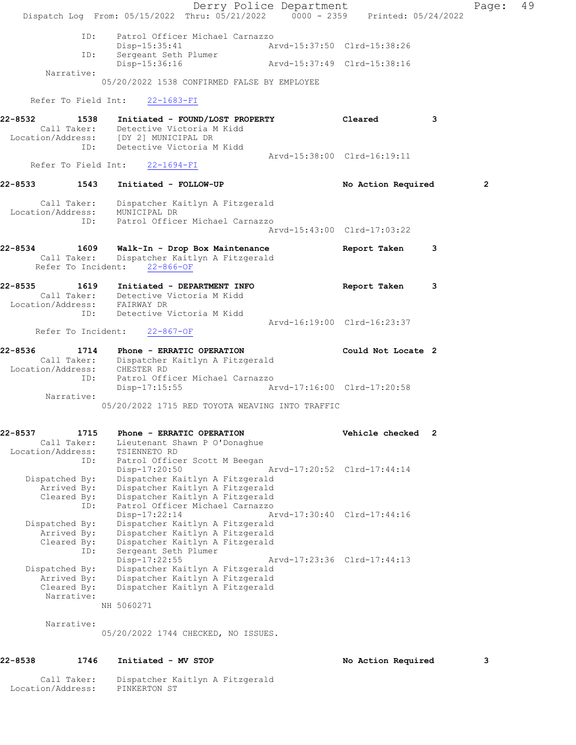```
            ID:     Patrol Officer Michael Carnazzo
                    Disp-15:35:41                 Arvd-15:37:50  Clrd-15:38:26
            ID:     Sergeant Seth Plumer
                    Disp-15:36:16                 Arvd-15:37:49  Clrd-15:38:16
     Narrative:
                   05/20/2022 1538 CONFIRMED FALSE BY EMPLOYEE

    Refer To Field Int:    22-1683-FI

22-8532        1538    Initiated - FOUND/LOST PROPERTY            Cleared          3
        Call Taker:     Detective Victoria M Kidd
  Location/Address:     [DY 2] MUNICIPAL DR
                ID:     Detective Victoria M Kidd
                                                  Arvd-15:38:00  Clrd-16:19:11
    Refer To Field Int:    22-1694-FI

22-8533        1543    Initiated - FOLLOW-UP                      No Action Required         2

        Call Taker:     Dispatcher Kaitlyn A Fitzgerald
  Location/Address:     MUNICIPAL DR
                ID:     Patrol Officer Michael Carnazzo
                                                  Arvd-15:43:00  Clrd-17:03:22

22-8534        1609    Walk-In - Drop Box Maintenance             Report Taken     3
        Call Taker:     Dispatcher Kaitlyn A Fitzgerald
     Refer To Incident:    22-866-OF

22-8535        1619    Initiated - DEPARTMENT INFO                Report Taken     3
        Call Taker:     Detective Victoria M Kidd
  Location/Address:     FAIRWAY DR
                ID:     Detective Victoria M Kidd
                                                  Arvd-16:19:00  Clrd-16:23:37
     Refer To Incident:    22-867-OF

22-8536        1714    Phone - ERRATIC OPERATION                  Could Not Locate 2
        Call Taker:     Dispatcher Kaitlyn A Fitzgerald
  Location/Address:     CHESTER RD
                ID:     Patrol Officer Michael Carnazzo
                        Disp-17:15:55             Arvd-17:16:00  Clrd-17:20:58
         Narrative:
                   05/20/2022 1715 RED TOYOTA WEAVING INTO TRAFFIC


22-8537        1715    Phone - ERRATIC OPERATION                  Vehicle checked  2
        Call Taker:     Lieutenant Shawn P O'Donaghue
  Location/Address:     TSIENNETO RD
                ID:     Patrol Officer Scott M Beegan
                        Disp-17:20:50             Arvd-17:20:52  Clrd-17:44:14
     Dispatched By:     Dispatcher Kaitlyn A Fitzgerald
        Arrived By:     Dispatcher Kaitlyn A Fitzgerald
        Cleared By:     Dispatcher Kaitlyn A Fitzgerald
                ID:     Patrol Officer Michael Carnazzo
                        Disp-17:22:14             Arvd-17:30:40  Clrd-17:44:16
     Dispatched By:     Dispatcher Kaitlyn A Fitzgerald
        Arrived By:     Dispatcher Kaitlyn A Fitzgerald
        Cleared By:     Dispatcher Kaitlyn A Fitzgerald
                ID:     Sergeant Seth Plumer
                        Disp-17:22:55             Arvd-17:23:36  Clrd-17:44:13
     Dispatched By:     Dispatcher Kaitlyn A Fitzgerald
        Arrived By:     Dispatcher Kaitlyn A Fitzgerald
        Cleared By:     Dispatcher Kaitlyn A Fitzgerald
         Narrative:
                   NH 5060271

         Narrative:
                   05/20/2022 1744 CHECKED, NO ISSUES.


22-8538        1746    Initiated - MV STOP                        No Action Required         3

        Call Taker:     Dispatcher Kaitlyn A Fitzgerald
  Location/Address:     PINKERTON ST
```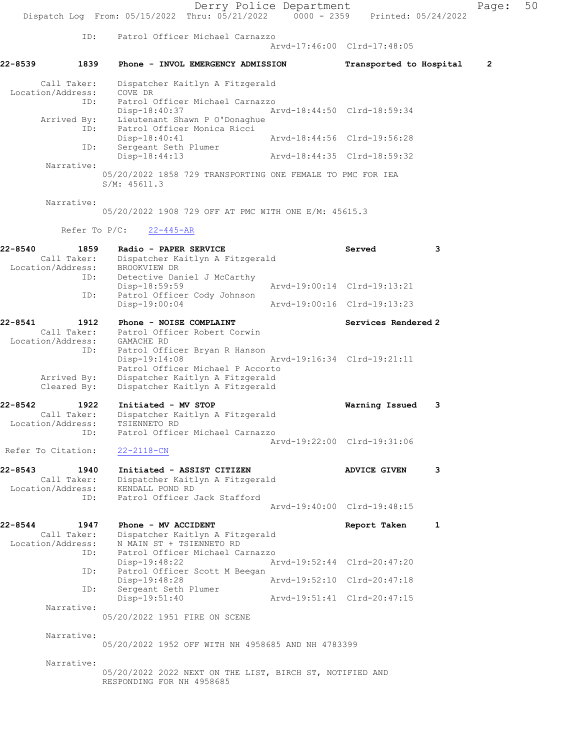ID: Patrol Officer Michael Carnazzo
Arvd-17:46:00 Clrd-17:48:05

**22-8539 1839 Phone - INVOL EMERGENCY ADMISSION Transported to Hospital 2**

Call Taker: Dispatcher Kaitlyn A Fitzgerald
Location/Address: COVE DR
ID: Patrol Officer Michael Carnazzo
Disp-18:40:37 Arvd-18:44:50 Clrd-18:59:34
Arrived By: Lieutenant Shawn P O'Donaghue
ID: Patrol Officer Monica Ricci
Disp-18:40:41 Arvd-18:44:56 Clrd-19:56:28
ID: Sergeant Seth Plumer
Disp-18:44:13 Arvd-18:44:35 Clrd-18:59:32
Narrative:
05/20/2022 1858 729 TRANSPORTING ONE FEMALE TO PMC FOR IEA
S/M: 45611.3

Narrative:
05/20/2022 1908 729 OFF AT PMC WITH ONE E/M: 45615.3

Refer To P/C: 22-445-AR

**22-8540 1859 Radio - PAPER SERVICE Served 3**

Call Taker: Dispatcher Kaitlyn A Fitzgerald
Location/Address: BROOKVIEW DR
ID: Detective Daniel J McCarthy
Disp-18:59:59 Arvd-19:00:14 Clrd-19:13:21
ID: Patrol Officer Cody Johnson
Disp-19:00:04 Arvd-19:00:16 Clrd-19:13:23

**22-8541 1912 Phone - NOISE COMPLAINT Services Rendered 2**

Call Taker: Patrol Officer Robert Corwin
Location/Address: GAMACHE RD
ID: Patrol Officer Bryan R Hanson
Disp-19:14:08 Arvd-19:16:34 Clrd-19:21:11
Patrol Officer Michael P Accorto
Arrived By: Dispatcher Kaitlyn A Fitzgerald
Cleared By: Dispatcher Kaitlyn A Fitzgerald

**22-8542 1922 Initiated - MV STOP Warning Issued 3**

Call Taker: Dispatcher Kaitlyn A Fitzgerald
Location/Address: TSIENNETO RD
ID: Patrol Officer Michael Carnazzo
Arvd-19:22:00 Clrd-19:31:06
Refer To Citation: 22-2118-CN

**22-8543 1940 Initiated - ASSIST CITIZEN ADVICE GIVEN 3**

Call Taker: Dispatcher Kaitlyn A Fitzgerald
Location/Address: KENDALL POND RD
ID: Patrol Officer Jack Stafford
Arvd-19:40:00 Clrd-19:48:15

**22-8544 1947 Phone - MV ACCIDENT Report Taken 1**

Call Taker: Dispatcher Kaitlyn A Fitzgerald
Location/Address: N MAIN ST + TSIENNETO RD
ID: Patrol Officer Michael Carnazzo
Disp-19:48:22 Arvd-19:52:44 Clrd-20:47:20
ID: Patrol Officer Scott M Beegan
Disp-19:48:28 Arvd-19:52:10 Clrd-20:47:18
ID: Sergeant Seth Plumer
Disp-19:51:40 Arvd-19:51:41 Clrd-20:47:15
Narrative:
05/20/2022 1951 FIRE ON SCENE

Narrative:
05/20/2022 1952 OFF WITH NH 4958685 AND NH 4783399

Narrative:
05/20/2022 2022 NEXT ON THE LIST, BIRCH ST, NOTIFIED AND
RESPONDING FOR NH 4958685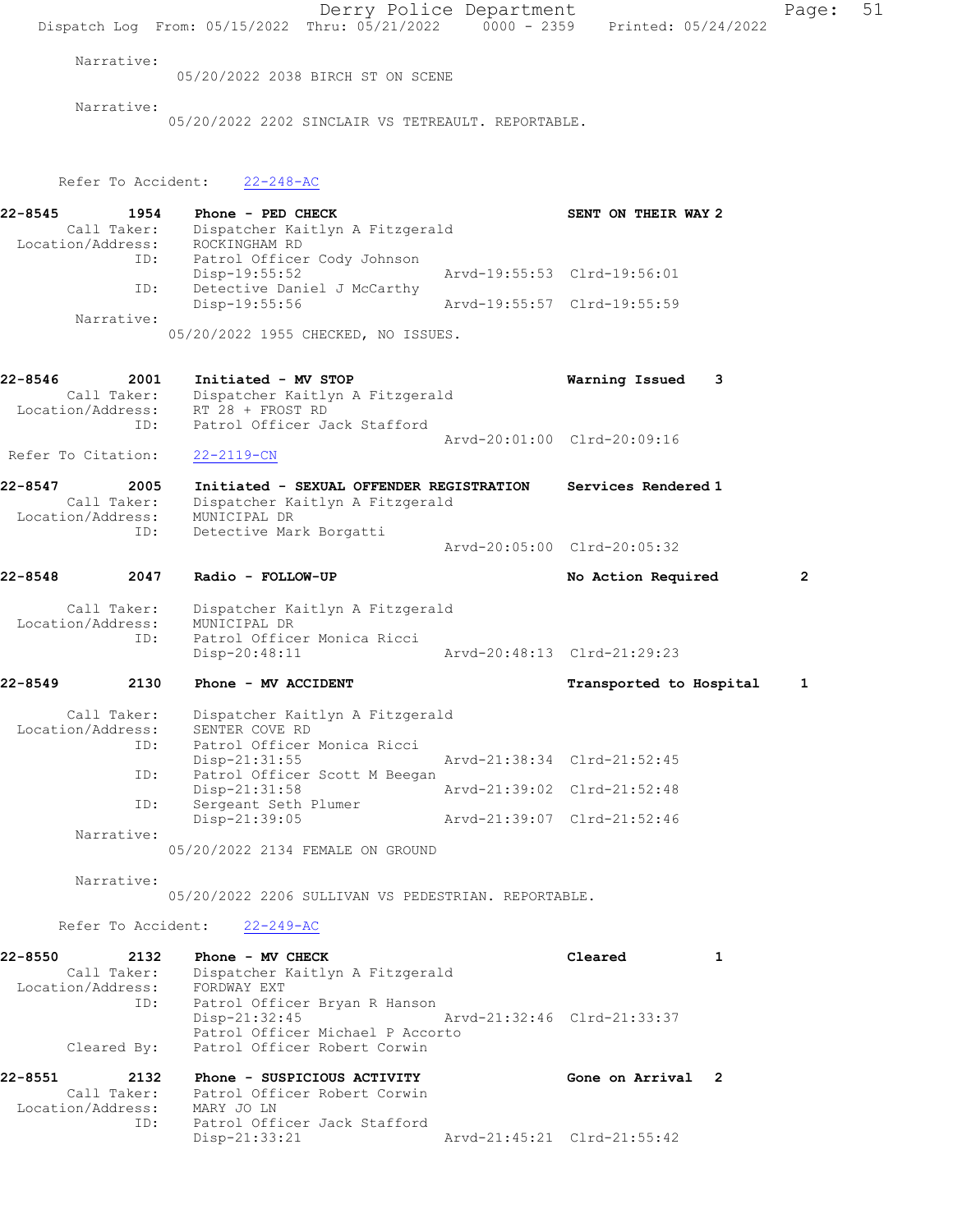Narrative:
05/20/2022 2038 BIRCH ST ON SCENE

Narrative:
05/20/2022 2202 SINCLAIR VS TETREAULT. REPORTABLE.

Refer To Accident: 22-248-AC

**22-8545** 1954 **Phone - PED CHECK** **SENT ON THEIR WAY 2**
Call Taker: Dispatcher Kaitlyn A Fitzgerald
Location/Address: ROCKINGHAM RD
ID: Patrol Officer Cody Johnson
Disp-19:55:52 Arvd-19:55:53 Clrd-19:56:01
ID: Detective Daniel J McCarthy
Disp-19:55:56 Arvd-19:55:57 Clrd-19:55:59
Narrative:
05/20/2022 1955 CHECKED, NO ISSUES.

**22-8546** 2001 **Initiated - MV STOP** **Warning Issued 3**
Call Taker: Dispatcher Kaitlyn A Fitzgerald
Location/Address: RT 28 + FROST RD
ID: Patrol Officer Jack Stafford
Arvd-20:01:00 Clrd-20:09:16
Refer To Citation: 22-2119-CN

**22-8547** 2005 **Initiated - SEXUAL OFFENDER REGISTRATION** **Services Rendered 1**
Call Taker: Dispatcher Kaitlyn A Fitzgerald
Location/Address: MUNICIPAL DR
ID: Detective Mark Borgatti
Arvd-20:05:00 Clrd-20:05:32

**22-8548** 2047 **Radio - FOLLOW-UP** **No Action Required 2**
Call Taker: Dispatcher Kaitlyn A Fitzgerald
Location/Address: MUNICIPAL DR
ID: Patrol Officer Monica Ricci
Disp-20:48:11 Arvd-20:48:13 Clrd-21:29:23

**22-8549** 2130 **Phone - MV ACCIDENT** **Transported to Hospital 1**
Call Taker: Dispatcher Kaitlyn A Fitzgerald
Location/Address: SENTER COVE RD
ID: Patrol Officer Monica Ricci
Disp-21:31:55 Arvd-21:38:34 Clrd-21:52:45
ID: Patrol Officer Scott M Beegan
Disp-21:31:58 Arvd-21:39:02 Clrd-21:52:48
ID: Sergeant Seth Plumer
Disp-21:39:05 Arvd-21:39:07 Clrd-21:52:46
Narrative:
05/20/2022 2134 FEMALE ON GROUND

Narrative:
05/20/2022 2206 SULLIVAN VS PEDESTRIAN. REPORTABLE.

Refer To Accident: 22-249-AC

**22-8550** 2132 **Phone - MV CHECK** **Cleared 1**
Call Taker: Dispatcher Kaitlyn A Fitzgerald
Location/Address: FORDWAY EXT
ID: Patrol Officer Bryan R Hanson
Disp-21:32:45 Arvd-21:32:46 Clrd-21:33:37
Patrol Officer Michael P Accorto
Cleared By: Patrol Officer Robert Corwin

**22-8551** 2132 **Phone - SUSPICIOUS ACTIVITY** **Gone on Arrival 2**
Call Taker: Patrol Officer Robert Corwin
Location/Address: MARY JO LN
ID: Patrol Officer Jack Stafford
Disp-21:33:21 Arvd-21:45:21 Clrd-21:55:42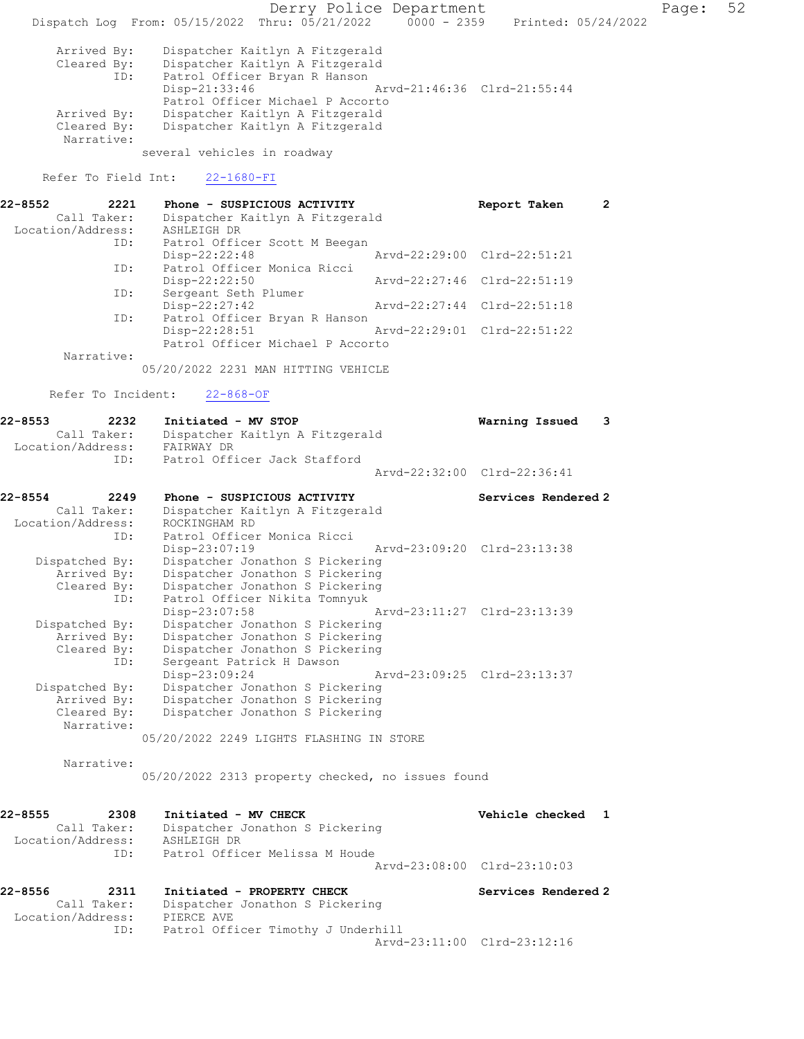```
      Arrived By:    Dispatcher Kaitlyn A Fitzgerald
      Cleared By:    Dispatcher Kaitlyn A Fitzgerald
              ID:    Patrol Officer Bryan R Hanson
                     Disp-21:33:46               Arvd-21:46:36  Clrd-21:55:44
                     Patrol Officer Michael P Accorto
      Arrived By:    Dispatcher Kaitlyn A Fitzgerald
      Cleared By:    Dispatcher Kaitlyn A Fitzgerald
       Narrative:
                   several vehicles in roadway

    Refer To Field Int:    22-1680-FI

22-8552        2221    Phone - SUSPICIOUS ACTIVITY                Report Taken      2
       Call Taker:     Dispatcher Kaitlyn A Fitzgerald
 Location/Address:     ASHLEIGH DR
              ID:      Patrol Officer Scott M Beegan
                       Disp-22:22:48             Arvd-22:29:00  Clrd-22:51:21
              ID:      Patrol Officer Monica Ricci
                       Disp-22:22:50             Arvd-22:27:46  Clrd-22:51:19
              ID:      Sergeant Seth Plumer
                       Disp-22:27:42             Arvd-22:27:44  Clrd-22:51:18
              ID:      Patrol Officer Bryan R Hanson
                       Disp-22:28:51             Arvd-22:29:01  Clrd-22:51:22
                       Patrol Officer Michael P Accorto
       Narrative:
                   05/20/2022 2231 MAN HITTING VEHICLE

     Refer To Incident:    22-868-OF

22-8553        2232    Initiated - MV STOP                         Warning Issued    3
       Call Taker:     Dispatcher Kaitlyn A Fitzgerald
 Location/Address:     FAIRWAY DR
              ID:      Patrol Officer Jack Stafford
                                                 Arvd-22:32:00  Clrd-22:36:41

22-8554        2249    Phone - SUSPICIOUS ACTIVITY                Services Rendered 2
       Call Taker:     Dispatcher Kaitlyn A Fitzgerald
 Location/Address:     ROCKINGHAM RD
              ID:      Patrol Officer Monica Ricci
                       Disp-23:07:19             Arvd-23:09:20  Clrd-23:13:38
   Dispatched By:      Dispatcher Jonathon S Pickering
      Arrived By:      Dispatcher Jonathon S Pickering
      Cleared By:      Dispatcher Jonathon S Pickering
              ID:      Patrol Officer Nikita Tomnyuk
                       Disp-23:07:58             Arvd-23:11:27  Clrd-23:13:39
   Dispatched By:      Dispatcher Jonathon S Pickering
      Arrived By:      Dispatcher Jonathon S Pickering
      Cleared By:      Dispatcher Jonathon S Pickering
              ID:      Sergeant Patrick H Dawson
                       Disp-23:09:24             Arvd-23:09:25  Clrd-23:13:37
   Dispatched By:      Dispatcher Jonathon S Pickering
      Arrived By:      Dispatcher Jonathon S Pickering
      Cleared By:      Dispatcher Jonathon S Pickering
       Narrative:
                   05/20/2022 2249 LIGHTS FLASHING IN STORE

       Narrative:
                   05/20/2022 2313 property checked, no issues found

22-8555        2308    Initiated - MV CHECK                        Vehicle checked   1
       Call Taker:     Dispatcher Jonathon S Pickering
 Location/Address:     ASHLEIGH DR
              ID:      Patrol Officer Melissa M Houde
                                                 Arvd-23:08:00  Clrd-23:10:03

22-8556        2311    Initiated - PROPERTY CHECK                  Services Rendered 2
       Call Taker:     Dispatcher Jonathon S Pickering
 Location/Address:     PIERCE AVE
              ID:      Patrol Officer Timothy J Underhill
                                                 Arvd-23:11:00  Clrd-23:12:16
```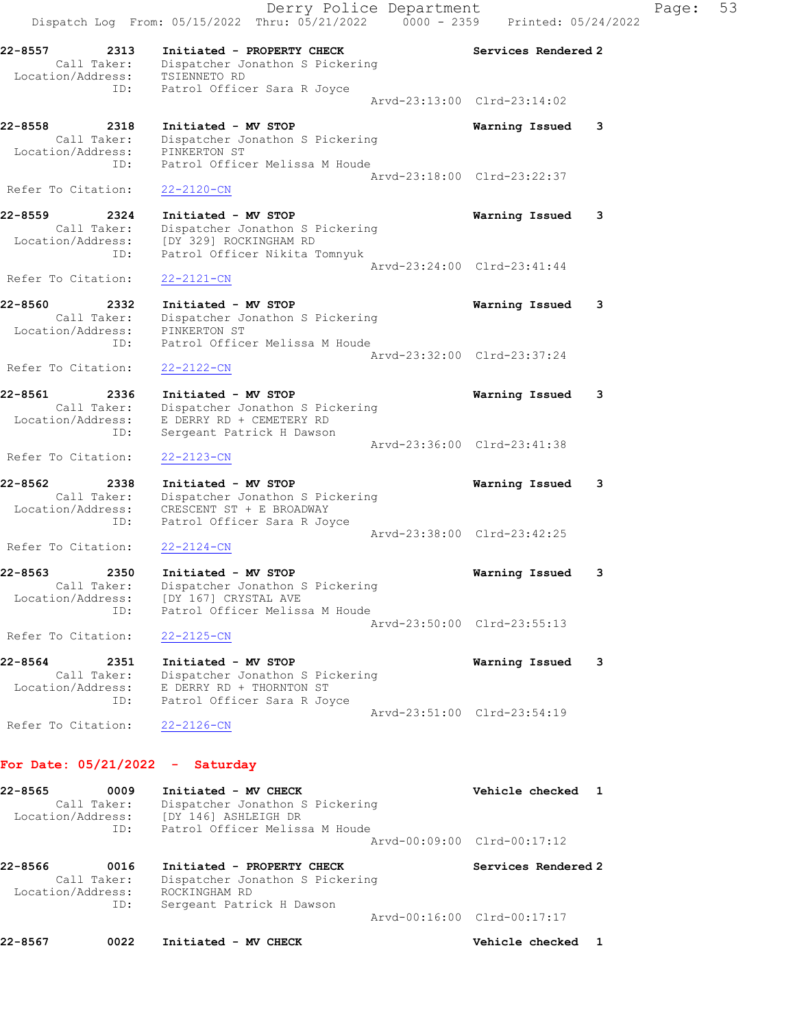22-8557 2313 **Initiated - PROPERTY CHECK** **Services Rendered 2**
Call Taker: Dispatcher Jonathon S Pickering
Location/Address: TSIENNETO RD
ID: Patrol Officer Sara R Joyce
Arvd-23:13:00 Clrd-23:14:02

22-8558 2318 **Initiated - MV STOP** **Warning Issued 3**
Call Taker: Dispatcher Jonathon S Pickering
Location/Address: PINKERTON ST
ID: Patrol Officer Melissa M Houde
Arvd-23:18:00 Clrd-23:22:37
Refer To Citation: 22-2120-CN

22-8559 2324 **Initiated - MV STOP** **Warning Issued 3**
Call Taker: Dispatcher Jonathon S Pickering
Location/Address: [DY 329] ROCKINGHAM RD
ID: Patrol Officer Nikita Tomnyuk
Arvd-23:24:00 Clrd-23:41:44
Refer To Citation: 22-2121-CN

22-8560 2332 **Initiated - MV STOP** **Warning Issued 3**
Call Taker: Dispatcher Jonathon S Pickering
Location/Address: PINKERTON ST
ID: Patrol Officer Melissa M Houde
Arvd-23:32:00 Clrd-23:37:24
Refer To Citation: 22-2122-CN

22-8561 2336 **Initiated - MV STOP** **Warning Issued 3**
Call Taker: Dispatcher Jonathon S Pickering
Location/Address: E DERRY RD + CEMETERY RD
ID: Sergeant Patrick H Dawson
Arvd-23:36:00 Clrd-23:41:38
Refer To Citation: 22-2123-CN

22-8562 2338 **Initiated - MV STOP** **Warning Issued 3**
Call Taker: Dispatcher Jonathon S Pickering
Location/Address: CRESCENT ST + E BROADWAY
ID: Patrol Officer Sara R Joyce
Arvd-23:38:00 Clrd-23:42:25
Refer To Citation: 22-2124-CN

22-8563 2350 **Initiated - MV STOP** **Warning Issued 3**
Call Taker: Dispatcher Jonathon S Pickering
Location/Address: [DY 167] CRYSTAL AVE
ID: Patrol Officer Melissa M Houde
Arvd-23:50:00 Clrd-23:55:13
Refer To Citation: 22-2125-CN

22-8564 2351 **Initiated - MV STOP** **Warning Issued 3**
Call Taker: Dispatcher Jonathon S Pickering
Location/Address: E DERRY RD + THORNTON ST
ID: Patrol Officer Sara R Joyce
Arvd-23:51:00 Clrd-23:54:19
Refer To Citation: 22-2126-CN

**For Date: 05/21/2022 - Saturday**

22-8565 0009 **Initiated - MV CHECK** **Vehicle checked 1**
Call Taker: Dispatcher Jonathon S Pickering
Location/Address: [DY 146] ASHLEIGH DR
ID: Patrol Officer Melissa M Houde
Arvd-00:09:00 Clrd-00:17:12

22-8566 0016 **Initiated - PROPERTY CHECK** **Services Rendered 2**
Call Taker: Dispatcher Jonathon S Pickering
Location/Address: ROCKINGHAM RD
ID: Sergeant Patrick H Dawson
Arvd-00:16:00 Clrd-00:17:17

22-8567 0022 **Initiated - MV CHECK** **Vehicle checked 1**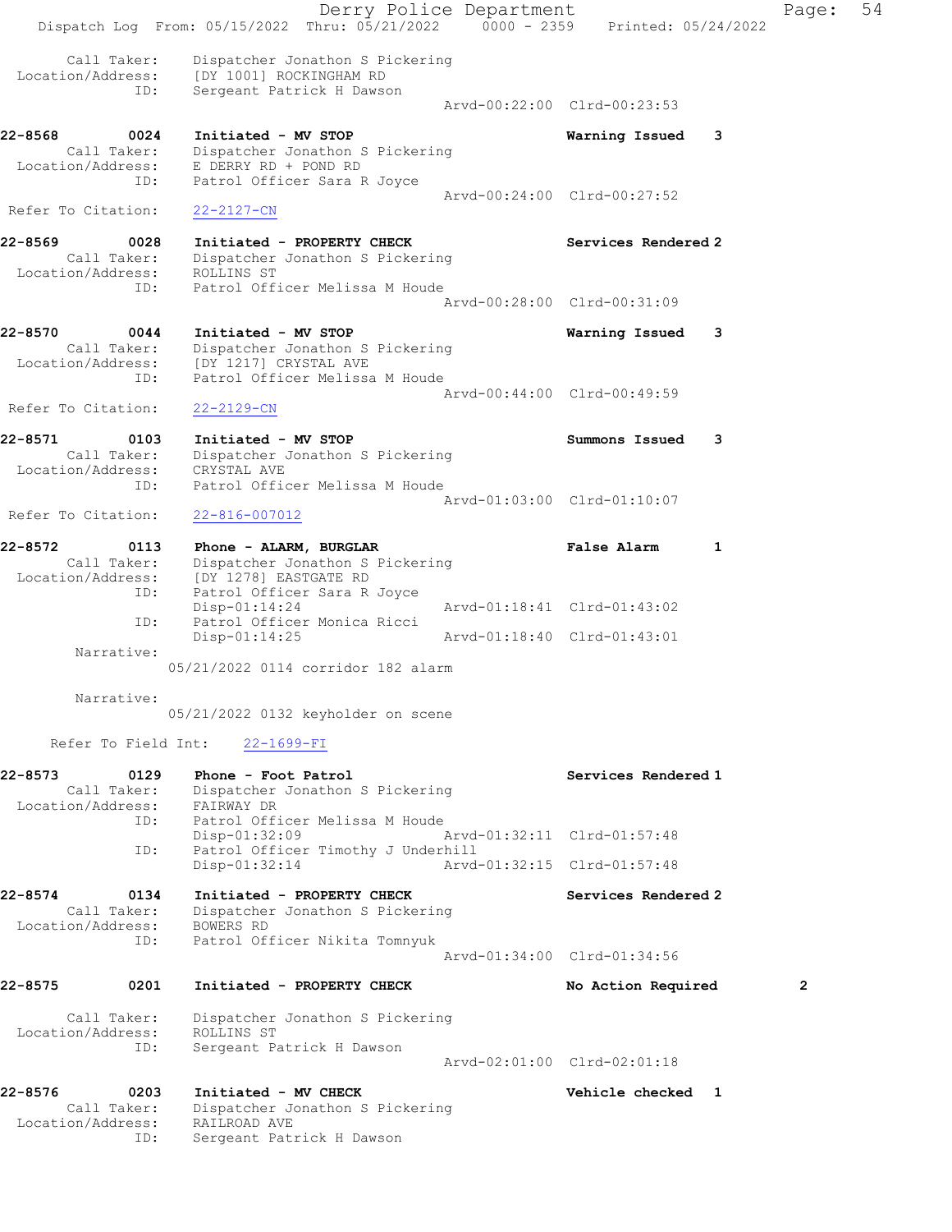```
        Call Taker:    Dispatcher Jonathon S Pickering
  Location/Address:    [DY 1001] ROCKINGHAM RD
                ID:    Sergeant Patrick H Dawson
                                                  Arvd-00:22:00  Clrd-00:23:53

22-8568        0024    Initiated - MV STOP                        Warning Issued    3
        Call Taker:    Dispatcher Jonathon S Pickering
  Location/Address:    E DERRY RD + POND RD
                ID:    Patrol Officer Sara R Joyce
                                                  Arvd-00:24:00  Clrd-00:27:52
 Refer To Citation:    22-2127-CN

22-8569        0028    Initiated - PROPERTY CHECK                 Services Rendered 2
        Call Taker:    Dispatcher Jonathon S Pickering
  Location/Address:    ROLLINS ST
                ID:    Patrol Officer Melissa M Houde
                                                  Arvd-00:28:00  Clrd-00:31:09

22-8570        0044    Initiated - MV STOP                        Warning Issued    3
        Call Taker:    Dispatcher Jonathon S Pickering
  Location/Address:    [DY 1217] CRYSTAL AVE
                ID:    Patrol Officer Melissa M Houde
                                                  Arvd-00:44:00  Clrd-00:49:59
 Refer To Citation:    22-2129-CN

22-8571        0103    Initiated - MV STOP                        Summons Issued    3
        Call Taker:    Dispatcher Jonathon S Pickering
  Location/Address:    CRYSTAL AVE
                ID:    Patrol Officer Melissa M Houde
                                                  Arvd-01:03:00  Clrd-01:10:07
 Refer To Citation:    22-816-007012

22-8572        0113    Phone - ALARM, BURGLAR                     False Alarm       1
        Call Taker:    Dispatcher Jonathon S Pickering
  Location/Address:    [DY 1278] EASTGATE RD
                ID:    Patrol Officer Sara R Joyce
                       Disp-01:14:24              Arvd-01:18:41  Clrd-01:43:02
                ID:    Patrol Officer Monica Ricci
                       Disp-01:14:25              Arvd-01:18:40  Clrd-01:43:01
         Narrative:
                     05/21/2022 0114 corridor 182 alarm

         Narrative:
                     05/21/2022 0132 keyholder on scene

      Refer To Field Int:    22-1699-FI

22-8573        0129    Phone - Foot Patrol                        Services Rendered 1
        Call Taker:    Dispatcher Jonathon S Pickering
  Location/Address:    FAIRWAY DR
                ID:    Patrol Officer Melissa M Houde
                       Disp-01:32:09              Arvd-01:32:11  Clrd-01:57:48
                ID:    Patrol Officer Timothy J Underhill
                       Disp-01:32:14              Arvd-01:32:15  Clrd-01:57:48

22-8574        0134    Initiated - PROPERTY CHECK                 Services Rendered 2
        Call Taker:    Dispatcher Jonathon S Pickering
  Location/Address:    BOWERS RD
                ID:    Patrol Officer Nikita Tomnyuk
                                                  Arvd-01:34:00  Clrd-01:34:56

22-8575        0201    Initiated - PROPERTY CHECK                 No Action Required        2

        Call Taker:    Dispatcher Jonathon S Pickering
  Location/Address:    ROLLINS ST
                ID:    Sergeant Patrick H Dawson
                                                  Arvd-02:01:00  Clrd-02:01:18

22-8576        0203    Initiated - MV CHECK                       Vehicle checked   1
        Call Taker:    Dispatcher Jonathon S Pickering
  Location/Address:    RAILROAD AVE
                ID:    Sergeant Patrick H Dawson
```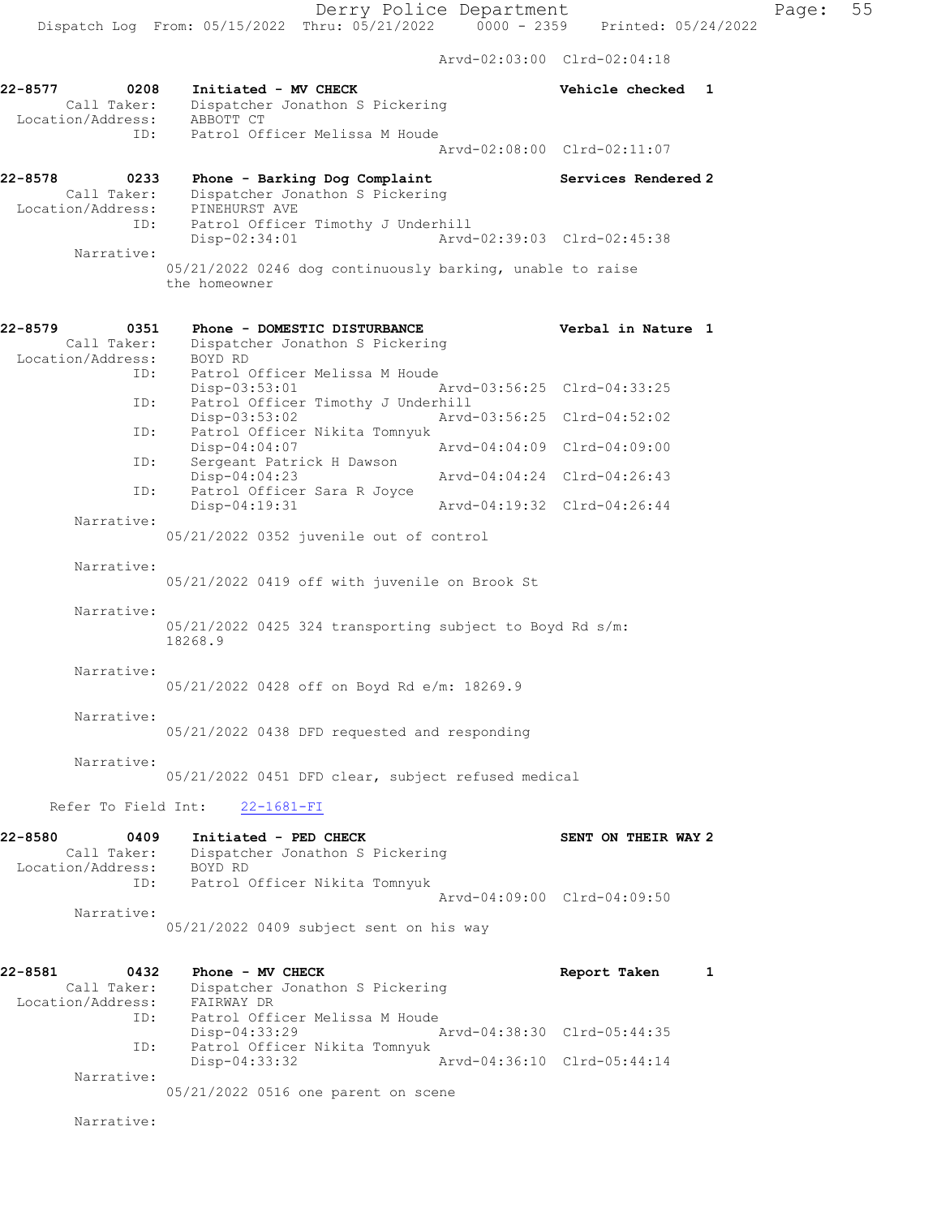Arvd-02:03:00 Clrd-02:04:18

**22-8577 0208 Initiated - MV CHECK — Vehicle checked 1**

Call Taker: Dispatcher Jonathon S Pickering
Location/Address: ABBOTT CT
ID: Patrol Officer Melissa M Houde
Arvd-02:08:00 Clrd-02:11:07

**22-8578 0233 Phone - Barking Dog Complaint — Services Rendered 2**

Call Taker: Dispatcher Jonathon S Pickering
Location/Address: PINEHURST AVE
ID: Patrol Officer Timothy J Underhill
Disp-02:34:01 Arvd-02:39:03 Clrd-02:45:38

Narrative:
05/21/2022 0246 dog continuously barking, unable to raise the homeowner

**22-8579 0351 Phone - DOMESTIC DISTURBANCE — Verbal in Nature 1**

Call Taker: Dispatcher Jonathon S Pickering
Location/Address: BOYD RD
ID: Patrol Officer Melissa M Houde
Disp-03:53:01 Arvd-03:56:25 Clrd-04:33:25
ID: Patrol Officer Timothy J Underhill
Disp-03:53:02 Arvd-03:56:25 Clrd-04:52:02
ID: Patrol Officer Nikita Tomnyuk
Disp-04:04:07 Arvd-04:04:09 Clrd-04:09:00
ID: Sergeant Patrick H Dawson
Disp-04:04:23 Arvd-04:04:24 Clrd-04:26:43
ID: Patrol Officer Sara R Joyce
Disp-04:19:31 Arvd-04:19:32 Clrd-04:26:44

Narrative:
05/21/2022 0352 juvenile out of control

Narrative:
05/21/2022 0419 off with juvenile on Brook St

Narrative:
05/21/2022 0425 324 transporting subject to Boyd Rd s/m: 18268.9

Narrative:
05/21/2022 0428 off on Boyd Rd e/m: 18269.9

Narrative:
05/21/2022 0438 DFD requested and responding

Narrative:
05/21/2022 0451 DFD clear, subject refused medical

Refer To Field Int: 22-1681-FI

**22-8580 0409 Initiated - PED CHECK — SENT ON THEIR WAY 2**

Call Taker: Dispatcher Jonathon S Pickering
Location/Address: BOYD RD
ID: Patrol Officer Nikita Tomnyuk
Arvd-04:09:00 Clrd-04:09:50

Narrative:
05/21/2022 0409 subject sent on his way

**22-8581 0432 Phone - MV CHECK — Report Taken 1**

Call Taker: Dispatcher Jonathon S Pickering
Location/Address: FAIRWAY DR
ID: Patrol Officer Melissa M Houde
Disp-04:33:29 Arvd-04:38:30 Clrd-05:44:35
ID: Patrol Officer Nikita Tomnyuk
Disp-04:33:32 Arvd-04:36:10 Clrd-05:44:14

Narrative:
05/21/2022 0516 one parent on scene

Narrative: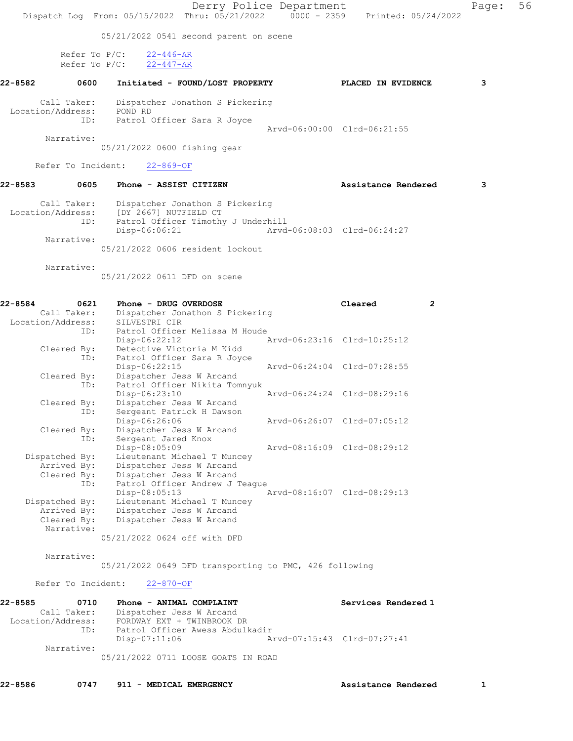05/21/2022 0541 second parent on scene

Refer To P/C: 22-446-AR
Refer To P/C: 22-447-AR

**22-8582 0600 Initiated - FOUND/LOST PROPERTY PLACED IN EVIDENCE 3**

Call Taker: Dispatcher Jonathon S Pickering
Location/Address: POND RD
ID: Patrol Officer Sara R Joyce
Arvd-06:00:00 Clrd-06:21:55
Narrative:
05/21/2022 0600 fishing gear

Refer To Incident: 22-869-OF

**22-8583 0605 Phone - ASSIST CITIZEN Assistance Rendered 3**

Call Taker: Dispatcher Jonathon S Pickering
Location/Address: [DY 2667] NUTFIELD CT
ID: Patrol Officer Timothy J Underhill
Disp-06:06:21 Arvd-06:08:03 Clrd-06:24:27
Narrative:
05/21/2022 0606 resident lockout

Narrative:
05/21/2022 0611 DFD on scene

**22-8584 0621 Phone - DRUG OVERDOSE Cleared 2**

Call Taker: Dispatcher Jonathon S Pickering
Location/Address: SILVESTRI CIR
ID: Patrol Officer Melissa M Houde
Disp-06:22:12 Arvd-06:23:16 Clrd-10:25:12
Cleared By: Detective Victoria M Kidd
ID: Patrol Officer Sara R Joyce
Disp-06:22:15 Arvd-06:24:04 Clrd-07:28:55
Cleared By: Dispatcher Jess W Arcand
ID: Patrol Officer Nikita Tomnyuk
Disp-06:23:10 Arvd-06:24:24 Clrd-08:29:16
Cleared By: Dispatcher Jess W Arcand
ID: Sergeant Patrick H Dawson
Disp-06:26:06 Arvd-06:26:07 Clrd-07:05:12
Cleared By: Dispatcher Jess W Arcand
ID: Sergeant Jared Knox
Disp-08:05:09 Arvd-08:16:09 Clrd-08:29:12
Dispatched By: Lieutenant Michael T Muncey
Arrived By: Dispatcher Jess W Arcand
Cleared By: Dispatcher Jess W Arcand
ID: Patrol Officer Andrew J Teague
Disp-08:05:13 Arvd-08:16:07 Clrd-08:29:13
Dispatched By: Lieutenant Michael T Muncey
Arrived By: Dispatcher Jess W Arcand
Cleared By: Dispatcher Jess W Arcand
Narrative:
05/21/2022 0624 off with DFD

Narrative:
05/21/2022 0649 DFD transporting to PMC, 426 following

Refer To Incident: 22-870-OF

**22-8585 0710 Phone - ANIMAL COMPLAINT Services Rendered 1**

Call Taker: Dispatcher Jess W Arcand
Location/Address: FORDWAY EXT + TWINBROOK DR
ID: Patrol Officer Awess Abdulkadir
Disp-07:11:06 Arvd-07:15:43 Clrd-07:27:41
Narrative:
05/21/2022 0711 LOOSE GOATS IN ROAD

**22-8586 0747 911 - MEDICAL EMERGENCY Assistance Rendered 1**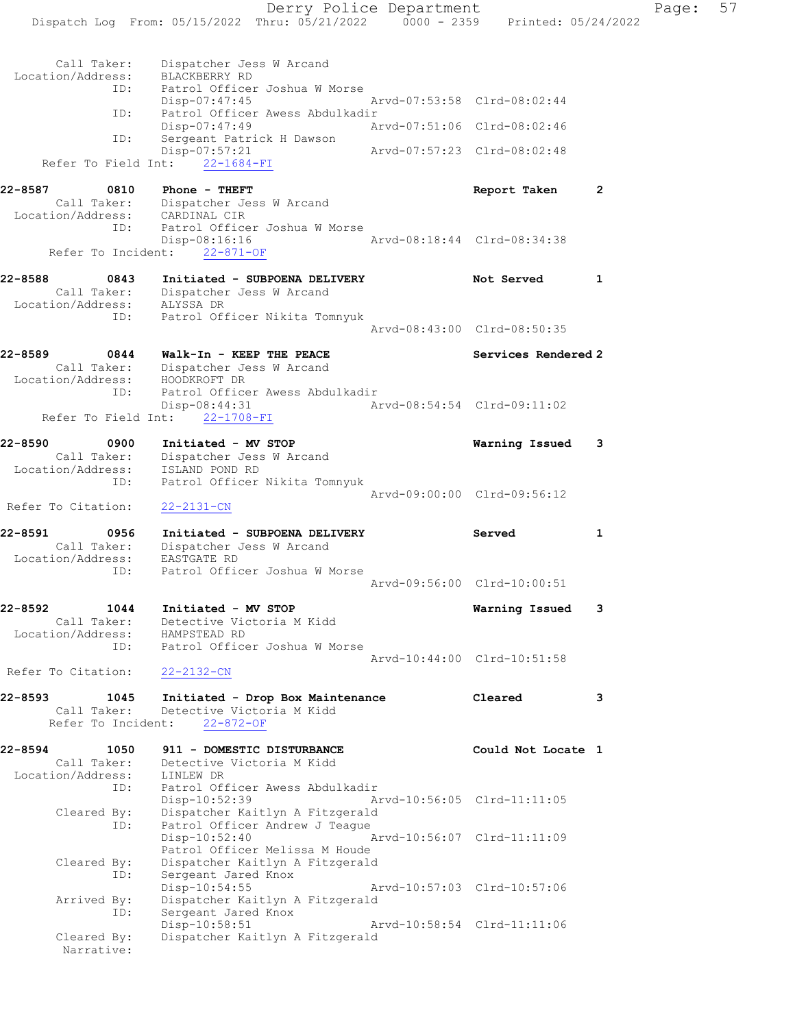```
 Call Taker:    Dispatcher Jess W Arcand
 Location/Address:    BLACKBERRY RD
            ID:    Patrol Officer Joshua W Morse
                   Disp-07:47:45                 Arvd-07:53:58  Clrd-08:02:44
            ID:    Patrol Officer Awess Abdulkadir
                   Disp-07:47:49                 Arvd-07:51:06  Clrd-08:02:46
            ID:    Sergeant Patrick H Dawson
                   Disp-07:57:21                 Arvd-07:57:23  Clrd-08:02:48
 Refer To Field Int:    22-1684-FI

22-8587        0810    Phone - THEFT                              Report Taken      2
 Call Taker:    Dispatcher Jess W Arcand
 Location/Address:    CARDINAL CIR
            ID:    Patrol Officer Joshua W Morse
                   Disp-08:16:16                 Arvd-08:18:44  Clrd-08:34:38
 Refer To Incident:    22-871-OF

22-8588        0843    Initiated - SUBPOENA DELIVERY              Not Served        1
 Call Taker:    Dispatcher Jess W Arcand
 Location/Address:    ALYSSA DR
            ID:    Patrol Officer Nikita Tomnyuk
                                                 Arvd-08:43:00  Clrd-08:50:35

22-8589        0844    Walk-In - KEEP THE PEACE                   Services Rendered 2
 Call Taker:    Dispatcher Jess W Arcand
 Location/Address:    HOODKROFT DR
            ID:    Patrol Officer Awess Abdulkadir
                   Disp-08:44:31                 Arvd-08:54:54  Clrd-09:11:02
 Refer To Field Int:    22-1708-FI

22-8590        0900    Initiated - MV STOP                        Warning Issued    3
 Call Taker:    Dispatcher Jess W Arcand
 Location/Address:    ISLAND POND RD
            ID:    Patrol Officer Nikita Tomnyuk
                                                 Arvd-09:00:00  Clrd-09:56:12
 Refer To Citation:    22-2131-CN

22-8591        0956    Initiated - SUBPOENA DELIVERY              Served            1
 Call Taker:    Dispatcher Jess W Arcand
 Location/Address:    EASTGATE RD
            ID:    Patrol Officer Joshua W Morse
                                                 Arvd-09:56:00  Clrd-10:00:51

22-8592        1044    Initiated - MV STOP                        Warning Issued    3
 Call Taker:    Detective Victoria M Kidd
 Location/Address:    HAMPSTEAD RD
            ID:    Patrol Officer Joshua W Morse
                                                 Arvd-10:44:00  Clrd-10:51:58
 Refer To Citation:    22-2132-CN

22-8593        1045    Initiated - Drop Box Maintenance           Cleared           3
 Call Taker:    Detective Victoria M Kidd
 Refer To Incident:    22-872-OF

22-8594        1050    911 - DOMESTIC DISTURBANCE                 Could Not Locate  1
 Call Taker:    Detective Victoria M Kidd
 Location/Address:    LINLEW DR
            ID:    Patrol Officer Awess Abdulkadir
                   Disp-10:52:39                 Arvd-10:56:05  Clrd-11:11:05
 Cleared By:    Dispatcher Kaitlyn A Fitzgerald
            ID:    Patrol Officer Andrew J Teague
                   Disp-10:52:40                 Arvd-10:56:07  Clrd-11:11:09
                   Patrol Officer Melissa M Houde
 Cleared By:    Dispatcher Kaitlyn A Fitzgerald
            ID:    Sergeant Jared Knox
                   Disp-10:54:55                 Arvd-10:57:03  Clrd-10:57:06
 Arrived By:    Dispatcher Kaitlyn A Fitzgerald
            ID:    Sergeant Jared Knox
                   Disp-10:58:51                 Arvd-10:58:54  Clrd-11:11:06
 Cleared By:    Dispatcher Kaitlyn A Fitzgerald
 Narrative:
```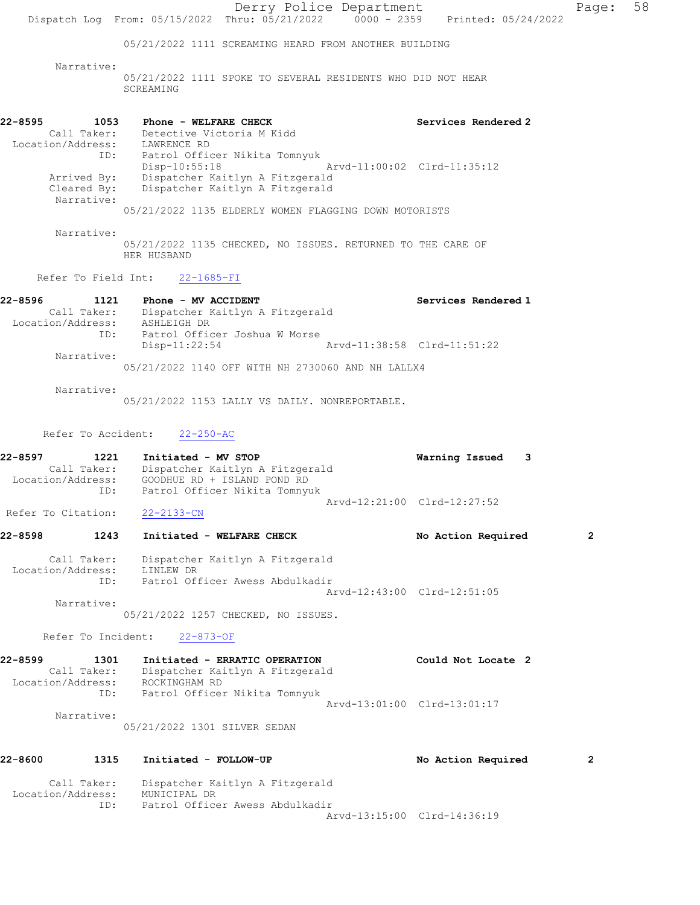05/21/2022 1111 SCREAMING HEARD FROM ANOTHER BUILDING

Narrative:
05/21/2022 1111 SPOKE TO SEVERAL RESIDENTS WHO DID NOT HEAR SCREAMING

**22-8595 1053 Phone - WELFARE CHECK** — Services Rendered 2

Call Taker: Detective Victoria M Kidd
Location/Address: LAWRENCE RD
ID: Patrol Officer Nikita Tomnyuk
Disp-10:55:18 Arvd-11:00:02 Clrd-11:35:12
Arrived By: Dispatcher Kaitlyn A Fitzgerald
Cleared By: Dispatcher Kaitlyn A Fitzgerald

Narrative:
05/21/2022 1135 ELDERLY WOMEN FLAGGING DOWN MOTORISTS

Narrative:
05/21/2022 1135 CHECKED, NO ISSUES. RETURNED TO THE CARE OF HER HUSBAND

Refer To Field Int: 22-1685-FI

**22-8596 1121 Phone - MV ACCIDENT** — Services Rendered 1

Call Taker: Dispatcher Kaitlyn A Fitzgerald
Location/Address: ASHLEIGH DR
ID: Patrol Officer Joshua W Morse
Disp-11:22:54 Arvd-11:38:58 Clrd-11:51:22

Narrative:
05/21/2022 1140 OFF WITH NH 2730060 AND NH LALLX4

Narrative:
05/21/2022 1153 LALLY VS DAILY. NONREPORTABLE.

Refer To Accident: 22-250-AC

**22-8597 1221 Initiated - MV STOP** — Warning Issued 3

Call Taker: Dispatcher Kaitlyn A Fitzgerald
Location/Address: GOODHUE RD + ISLAND POND RD
ID: Patrol Officer Nikita Tomnyuk
Arvd-12:21:00 Clrd-12:27:52

Refer To Citation: 22-2133-CN

**22-8598 1243 Initiated - WELFARE CHECK** — No Action Required 2

Call Taker: Dispatcher Kaitlyn A Fitzgerald
Location/Address: LINLEW DR
ID: Patrol Officer Awess Abdulkadir
Arvd-12:43:00 Clrd-12:51:05

Narrative:
05/21/2022 1257 CHECKED, NO ISSUES.

Refer To Incident: 22-873-OF

**22-8599 1301 Initiated - ERRATIC OPERATION** — Could Not Locate 2

Call Taker: Dispatcher Kaitlyn A Fitzgerald
Location/Address: ROCKINGHAM RD
ID: Patrol Officer Nikita Tomnyuk
Arvd-13:01:00 Clrd-13:01:17

Narrative:
05/21/2022 1301 SILVER SEDAN

**22-8600 1315 Initiated - FOLLOW-UP** — No Action Required 2

Call Taker: Dispatcher Kaitlyn A Fitzgerald
Location/Address: MUNICIPAL DR
ID: Patrol Officer Awess Abdulkadir
Arvd-13:15:00 Clrd-14:36:19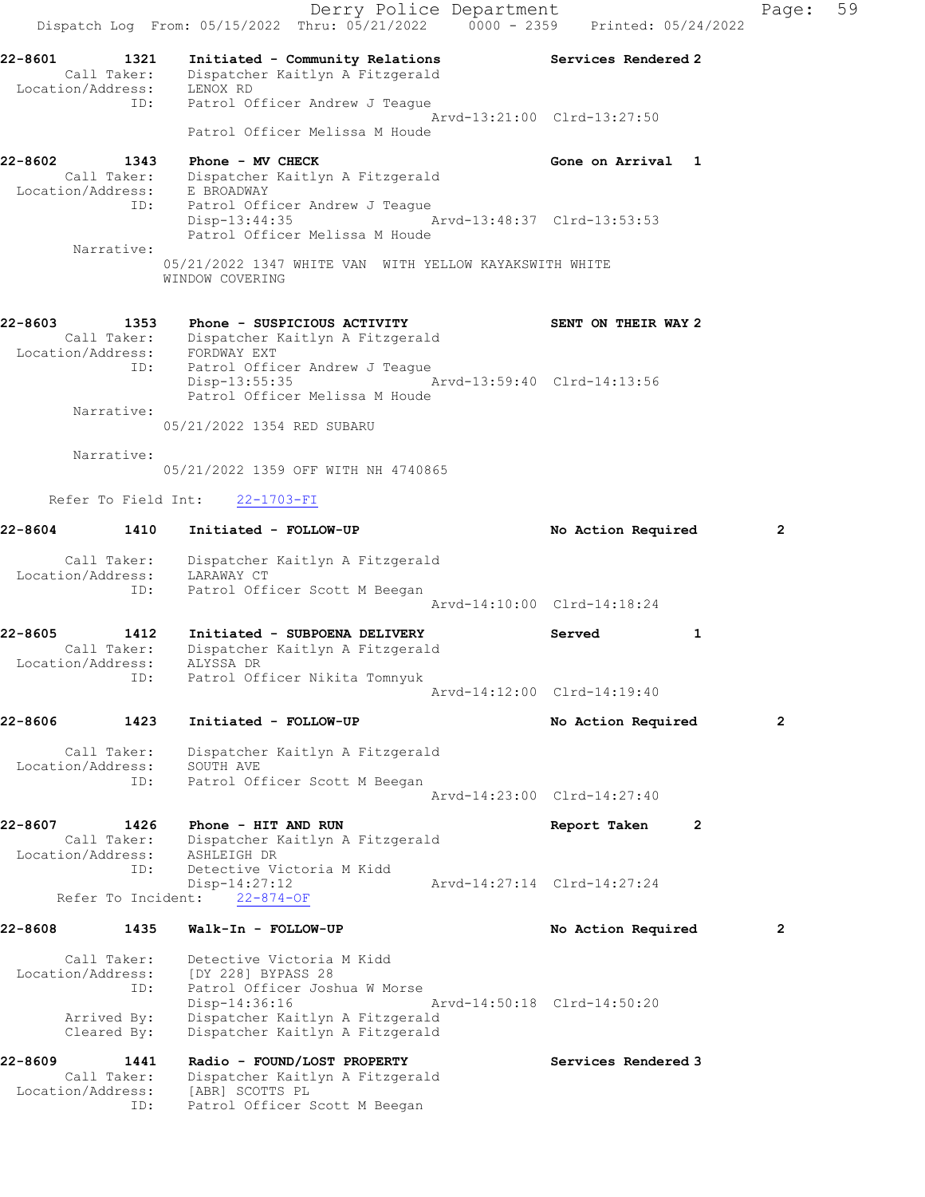22-8601 1321 Initiated - Community Relations Services Rendered 2
Call Taker: Dispatcher Kaitlyn A Fitzgerald
Location/Address: LENOX RD
ID: Patrol Officer Andrew J Teague
Arvd-13:21:00 Clrd-13:27:50
Patrol Officer Melissa M Houde

22-8602 1343 Phone - MV CHECK Gone on Arrival 1
Call Taker: Dispatcher Kaitlyn A Fitzgerald
Location/Address: E BROADWAY
ID: Patrol Officer Andrew J Teague
Disp-13:44:35 Arvd-13:48:37 Clrd-13:53:53
Patrol Officer Melissa M Houde
Narrative:
05/21/2022 1347 WHITE VAN WITH YELLOW KAYAKSWITH WHITE WINDOW COVERING

22-8603 1353 Phone - SUSPICIOUS ACTIVITY SENT ON THEIR WAY 2
Call Taker: Dispatcher Kaitlyn A Fitzgerald
Location/Address: FORDWAY EXT
ID: Patrol Officer Andrew J Teague
Disp-13:55:35 Arvd-13:59:40 Clrd-14:13:56
Patrol Officer Melissa M Houde
Narrative:
05/21/2022 1354 RED SUBARU
Narrative:
05/21/2022 1359 OFF WITH NH 4740865
Refer To Field Int: 22-1703-FI

22-8604 1410 Initiated - FOLLOW-UP No Action Required 2
Call Taker: Dispatcher Kaitlyn A Fitzgerald
Location/Address: LARAWAY CT
ID: Patrol Officer Scott M Beegan
Arvd-14:10:00 Clrd-14:18:24

22-8605 1412 Initiated - SUBPOENA DELIVERY Served 1
Call Taker: Dispatcher Kaitlyn A Fitzgerald
Location/Address: ALYSSA DR
ID: Patrol Officer Nikita Tomnyuk
Arvd-14:12:00 Clrd-14:19:40

22-8606 1423 Initiated - FOLLOW-UP No Action Required 2
Call Taker: Dispatcher Kaitlyn A Fitzgerald
Location/Address: SOUTH AVE
ID: Patrol Officer Scott M Beegan
Arvd-14:23:00 Clrd-14:27:40

22-8607 1426 Phone - HIT AND RUN Report Taken 2
Call Taker: Dispatcher Kaitlyn A Fitzgerald
Location/Address: ASHLEIGH DR
ID: Detective Victoria M Kidd
Disp-14:27:12 Arvd-14:27:14 Clrd-14:27:24
Refer To Incident: 22-874-OF

22-8608 1435 Walk-In - FOLLOW-UP No Action Required 2
Call Taker: Detective Victoria M Kidd
Location/Address: [DY 228] BYPASS 28
ID: Patrol Officer Joshua W Morse
Disp-14:36:16 Arvd-14:50:18 Clrd-14:50:20
Arrived By: Dispatcher Kaitlyn A Fitzgerald
Cleared By: Dispatcher Kaitlyn A Fitzgerald

22-8609 1441 Radio - FOUND/LOST PROPERTY Services Rendered 3
Call Taker: Dispatcher Kaitlyn A Fitzgerald
Location/Address: [ABR] SCOTTS PL
ID: Patrol Officer Scott M Beegan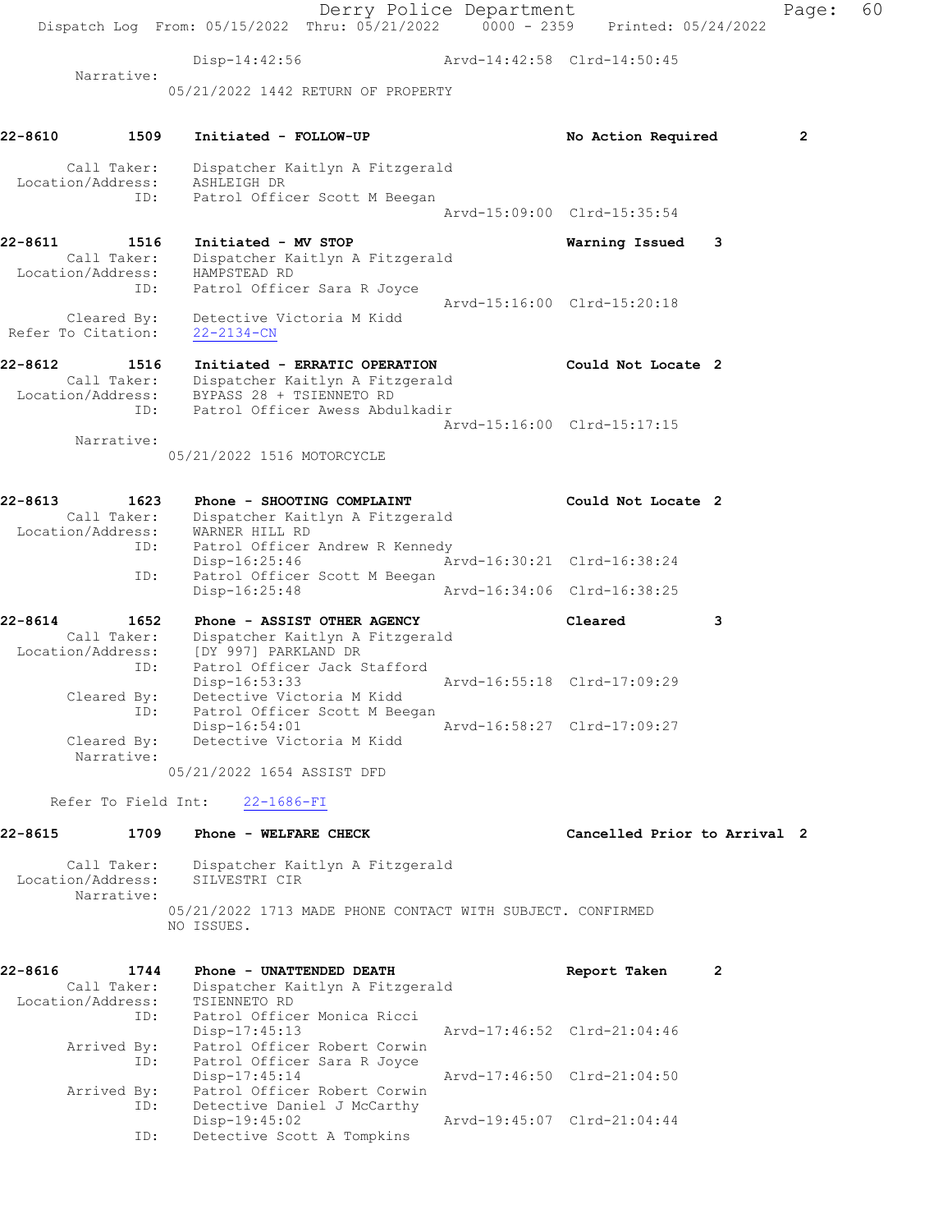Disp-14:42:56 Arvd-14:42:58 Clrd-14:50:45

Narrative:
05/21/2022 1442 RETURN OF PROPERTY

**22-8610 1509 Initiated - FOLLOW-UP** No Action Required 2

Call Taker: Dispatcher Kaitlyn A Fitzgerald
Location/Address: ASHLEIGH DR
ID: Patrol Officer Scott M Beegan
Arvd-15:09:00 Clrd-15:35:54

**22-8611 1516 Initiated - MV STOP** Warning Issued 3
Call Taker: Dispatcher Kaitlyn A Fitzgerald
Location/Address: HAMPSTEAD RD
ID: Patrol Officer Sara R Joyce
Arvd-15:16:00 Clrd-15:20:18
Cleared By: Detective Victoria M Kidd
Refer To Citation: 22-2134-CN

**22-8612 1516 Initiated - ERRATIC OPERATION** Could Not Locate 2
Call Taker: Dispatcher Kaitlyn A Fitzgerald
Location/Address: BYPASS 28 + TSIENNETO RD
ID: Patrol Officer Awess Abdulkadir
Arvd-15:16:00 Clrd-15:17:15
Narrative:
05/21/2022 1516 MOTORCYCLE

**22-8613 1623 Phone - SHOOTING COMPLAINT** Could Not Locate 2
Call Taker: Dispatcher Kaitlyn A Fitzgerald
Location/Address: WARNER HILL RD
ID: Patrol Officer Andrew R Kennedy
Disp-16:25:46 Arvd-16:30:21 Clrd-16:38:24
ID: Patrol Officer Scott M Beegan
Disp-16:25:48 Arvd-16:34:06 Clrd-16:38:25

**22-8614 1652 Phone - ASSIST OTHER AGENCY** Cleared 3
Call Taker: Dispatcher Kaitlyn A Fitzgerald
Location/Address: [DY 997] PARKLAND DR
ID: Patrol Officer Jack Stafford
Disp-16:53:33 Arvd-16:55:18 Clrd-17:09:29
Cleared By: Detective Victoria M Kidd
ID: Patrol Officer Scott M Beegan
Disp-16:54:01 Arvd-16:58:27 Clrd-17:09:27
Cleared By: Detective Victoria M Kidd
Narrative:
05/21/2022 1654 ASSIST DFD

Refer To Field Int: 22-1686-FI

**22-8615 1709 Phone - WELFARE CHECK** Cancelled Prior to Arrival 2

Call Taker: Dispatcher Kaitlyn A Fitzgerald
Location/Address: SILVESTRI CIR
Narrative:
05/21/2022 1713 MADE PHONE CONTACT WITH SUBJECT. CONFIRMED NO ISSUES.

**22-8616 1744 Phone - UNATTENDED DEATH** Report Taken 2
Call Taker: Dispatcher Kaitlyn A Fitzgerald
Location/Address: TSIENNETO RD
ID: Patrol Officer Monica Ricci
Disp-17:45:13 Arvd-17:46:52 Clrd-21:04:46
Arrived By: Patrol Officer Robert Corwin
ID: Patrol Officer Sara R Joyce
Disp-17:45:14 Arvd-17:46:50 Clrd-21:04:50
Arrived By: Patrol Officer Robert Corwin
ID: Detective Daniel J McCarthy
Disp-19:45:02 Arvd-19:45:07 Clrd-21:04:44
ID: Detective Scott A Tompkins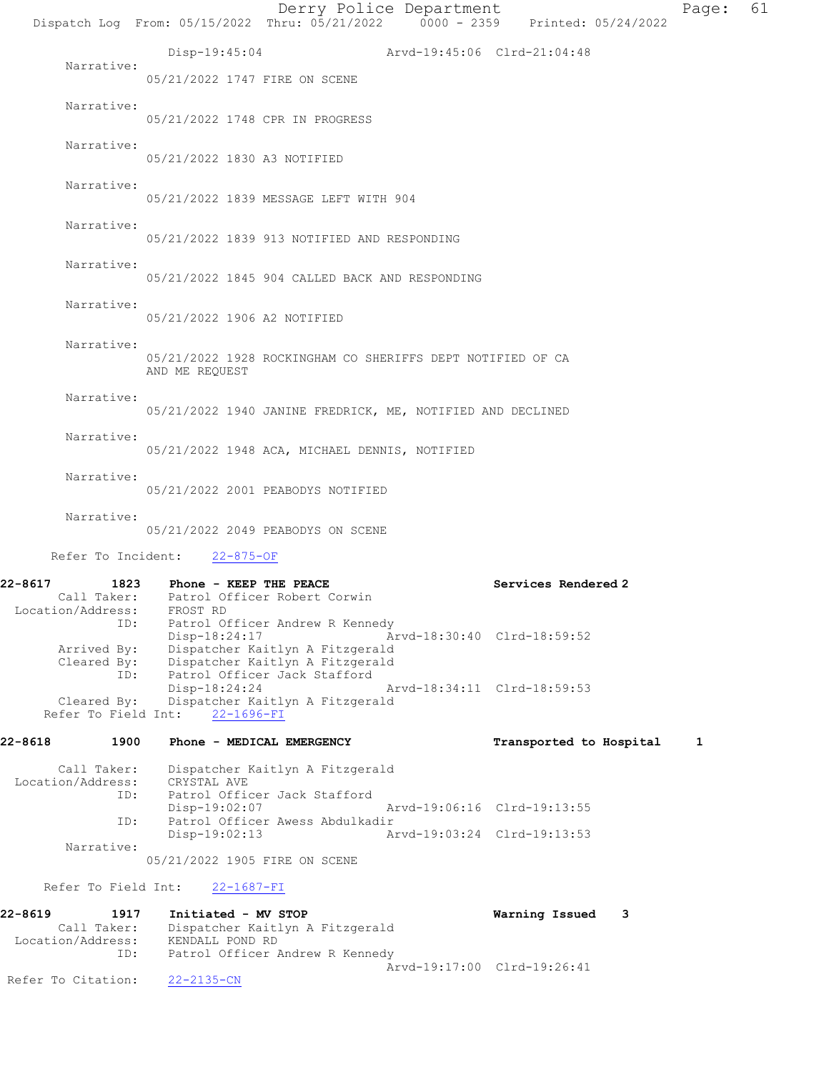```
              Disp-19:45:04                 Arvd-19:45:06  Clrd-21:04:48
        Narrative:
            05/21/2022 1747 FIRE ON SCENE

        Narrative:
            05/21/2022 1748 CPR IN PROGRESS

        Narrative:
            05/21/2022 1830 A3 NOTIFIED

        Narrative:
            05/21/2022 1839 MESSAGE LEFT WITH 904

        Narrative:
            05/21/2022 1839 913 NOTIFIED AND RESPONDING

        Narrative:
            05/21/2022 1845 904 CALLED BACK AND RESPONDING

        Narrative:
            05/21/2022 1906 A2 NOTIFIED

        Narrative:
            05/21/2022 1928 ROCKINGHAM CO SHERIFFS DEPT NOTIFIED OF CA
            AND ME REQUEST

        Narrative:
            05/21/2022 1940 JANINE FREDRICK, ME, NOTIFIED AND DECLINED

        Narrative:
            05/21/2022 1948 ACA, MICHAEL DENNIS, NOTIFIED

        Narrative:
            05/21/2022 2001 PEABODYS NOTIFIED

        Narrative:
            05/21/2022 2049 PEABODYS ON SCENE

      Refer To Incident:    22-875-OF

22-8617        1823    Phone - KEEP THE PEACE                  Services Rendered 2
        Call Taker:    Patrol Officer Robert Corwin
  Location/Address:    FROST RD
                ID:    Patrol Officer Andrew R Kennedy
                       Disp-18:24:17                Arvd-18:30:40  Clrd-18:59:52
        Arrived By:    Dispatcher Kaitlyn A Fitzgerald
        Cleared By:    Dispatcher Kaitlyn A Fitzgerald
                ID:    Patrol Officer Jack Stafford
                       Disp-18:24:24                Arvd-18:34:11  Clrd-18:59:53
        Cleared By:    Dispatcher Kaitlyn A Fitzgerald
     Refer To Field Int:    22-1696-FI

22-8618        1900    Phone - MEDICAL EMERGENCY               Transported to Hospital     1

        Call Taker:    Dispatcher Kaitlyn A Fitzgerald
  Location/Address:    CRYSTAL AVE
                ID:    Patrol Officer Jack Stafford
                       Disp-19:02:07                Arvd-19:06:16  Clrd-19:13:55
                ID:    Patrol Officer Awess Abdulkadir
                       Disp-19:02:13                Arvd-19:03:24  Clrd-19:13:53
        Narrative:
            05/21/2022 1905 FIRE ON SCENE

     Refer To Field Int:    22-1687-FI

22-8619        1917    Initiated - MV STOP                     Warning Issued    3
        Call Taker:    Dispatcher Kaitlyn A Fitzgerald
  Location/Address:    KENDALL POND RD
                ID:    Patrol Officer Andrew R Kennedy
                                                    Arvd-19:17:00  Clrd-19:26:41
Refer To Citation:    22-2135-CN
```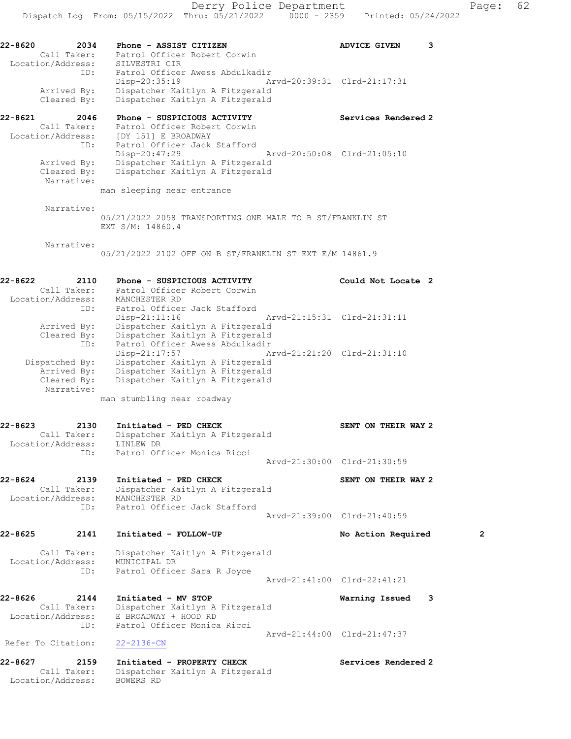22-8620 2034 Phone - ASSIST CITIZEN ADVICE GIVEN 3
Call Taker: Patrol Officer Robert Corwin
Location/Address: SILVESTRI CIR
ID: Patrol Officer Awess Abdulkadir
Disp-20:35:19 Arvd-20:39:31 Clrd-21:17:31
Arrived By: Dispatcher Kaitlyn A Fitzgerald
Cleared By: Dispatcher Kaitlyn A Fitzgerald

22-8621 2046 Phone - SUSPICIOUS ACTIVITY Services Rendered 2
Call Taker: Patrol Officer Robert Corwin
Location/Address: [DY 151] E BROADWAY
ID: Patrol Officer Jack Stafford
Disp-20:47:29 Arvd-20:50:08 Clrd-21:05:10
Arrived By: Dispatcher Kaitlyn A Fitzgerald
Cleared By: Dispatcher Kaitlyn A Fitzgerald
Narrative:
man sleeping near entrance

Narrative:
05/21/2022 2058 TRANSPORTING ONE MALE TO B ST/FRANKLIN ST EXT S/M: 14860.4

Narrative:
05/21/2022 2102 OFF ON B ST/FRANKLIN ST EXT E/M 14861.9

22-8622 2110 Phone - SUSPICIOUS ACTIVITY Could Not Locate 2
Call Taker: Patrol Officer Robert Corwin
Location/Address: MANCHESTER RD
ID: Patrol Officer Jack Stafford
Disp-21:11:16 Arvd-21:15:31 Clrd-21:31:11
Arrived By: Dispatcher Kaitlyn A Fitzgerald
Cleared By: Dispatcher Kaitlyn A Fitzgerald
ID: Patrol Officer Awess Abdulkadir
Disp-21:17:57 Arvd-21:21:20 Clrd-21:31:10
Dispatched By: Dispatcher Kaitlyn A Fitzgerald
Arrived By: Dispatcher Kaitlyn A Fitzgerald
Cleared By: Dispatcher Kaitlyn A Fitzgerald
Narrative:
man stumbling near roadway

22-8623 2130 Initiated - PED CHECK SENT ON THEIR WAY 2
Call Taker: Dispatcher Kaitlyn A Fitzgerald
Location/Address: LINLEW DR
ID: Patrol Officer Monica Ricci
Arvd-21:30:00 Clrd-21:30:59

22-8624 2139 Initiated - PED CHECK SENT ON THEIR WAY 2
Call Taker: Dispatcher Kaitlyn A Fitzgerald
Location/Address: MANCHESTER RD
ID: Patrol Officer Jack Stafford
Arvd-21:39:00 Clrd-21:40:59

22-8625 2141 Initiated - FOLLOW-UP No Action Required 2
Call Taker: Dispatcher Kaitlyn A Fitzgerald
Location/Address: MUNICIPAL DR
ID: Patrol Officer Sara R Joyce
Arvd-21:41:00 Clrd-22:41:21

22-8626 2144 Initiated - MV STOP Warning Issued 3
Call Taker: Dispatcher Kaitlyn A Fitzgerald
Location/Address: E BROADWAY + HOOD RD
ID: Patrol Officer Monica Ricci
Arvd-21:44:00 Clrd-21:47:37
Refer To Citation: 22-2136-CN

22-8627 2159 Initiated - PROPERTY CHECK Services Rendered 2
Call Taker: Dispatcher Kaitlyn A Fitzgerald
Location/Address: BOWERS RD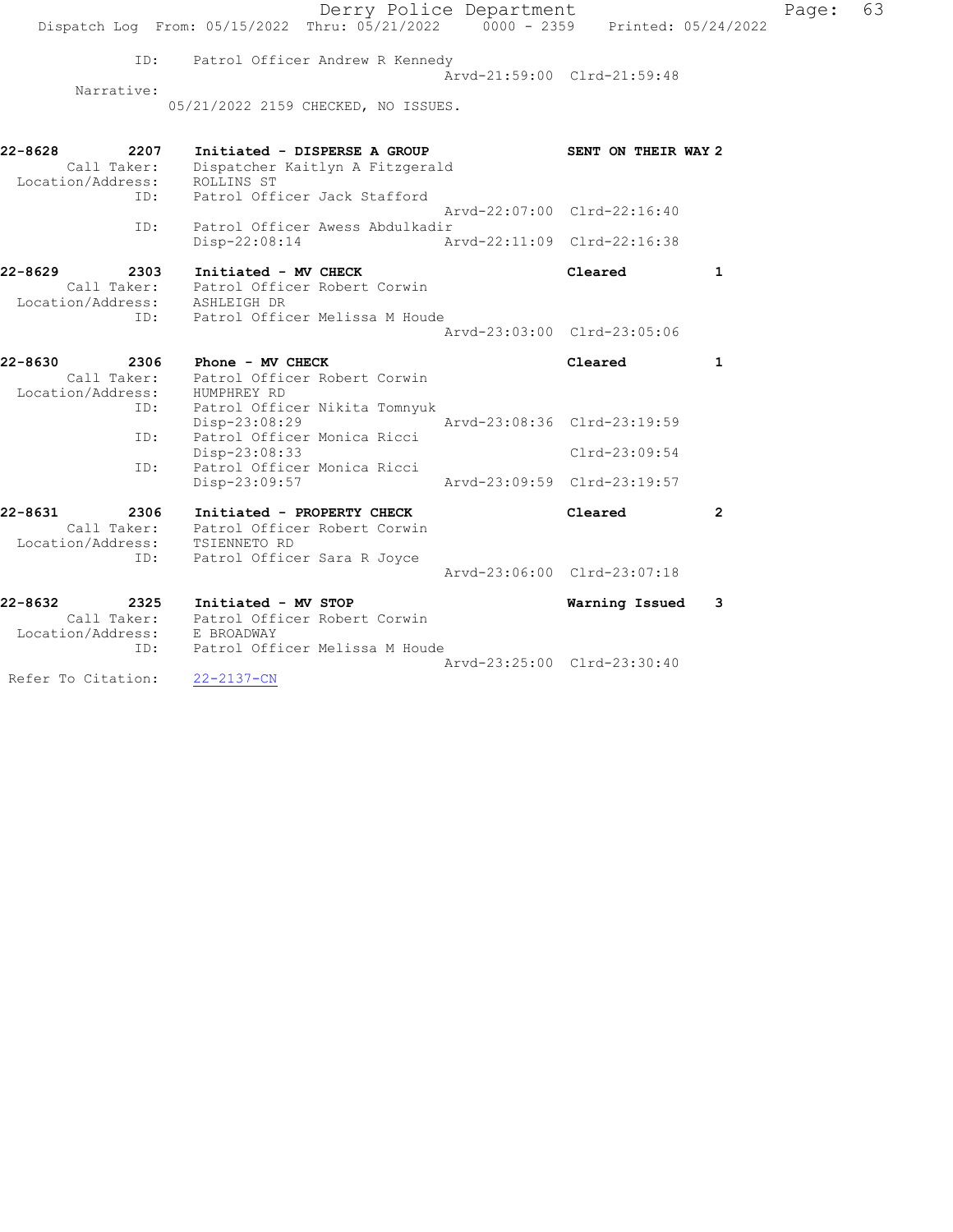ID: Patrol Officer Andrew R Kennedy
Arvd-21:59:00 Clrd-21:59:48

Narrative:
05/21/2022 2159 CHECKED, NO ISSUES.

**22-8628 2207 Initiated - DISPERSE A GROUP** **SENT ON THEIR WAY 2**
Call Taker: Dispatcher Kaitlyn A Fitzgerald
Location/Address: ROLLINS ST
ID: Patrol Officer Jack Stafford
Arvd-22:07:00 Clrd-22:16:40
ID: Patrol Officer Awess Abdulkadir
Disp-22:08:14 Arvd-22:11:09 Clrd-22:16:38

**22-8629 2303 Initiated - MV CHECK** **Cleared 1**
Call Taker: Patrol Officer Robert Corwin
Location/Address: ASHLEIGH DR
ID: Patrol Officer Melissa M Houde
Arvd-23:03:00 Clrd-23:05:06

**22-8630 2306 Phone - MV CHECK** **Cleared 1**
Call Taker: Patrol Officer Robert Corwin
Location/Address: HUMPHREY RD
ID: Patrol Officer Nikita Tomnyuk
Disp-23:08:29 Arvd-23:08:36 Clrd-23:19:59
ID: Patrol Officer Monica Ricci
Disp-23:08:33 Clrd-23:09:54
ID: Patrol Officer Monica Ricci
Disp-23:09:57 Arvd-23:09:59 Clrd-23:19:57

**22-8631 2306 Initiated - PROPERTY CHECK** **Cleared 2**
Call Taker: Patrol Officer Robert Corwin
Location/Address: TSIENNETO RD
ID: Patrol Officer Sara R Joyce
Arvd-23:06:00 Clrd-23:07:18

**22-8632 2325 Initiated - MV STOP** **Warning Issued 3**
Call Taker: Patrol Officer Robert Corwin
Location/Address: E BROADWAY
ID: Patrol Officer Melissa M Houde
Arvd-23:25:00 Clrd-23:30:40
Refer To Citation: 22-2137-CN